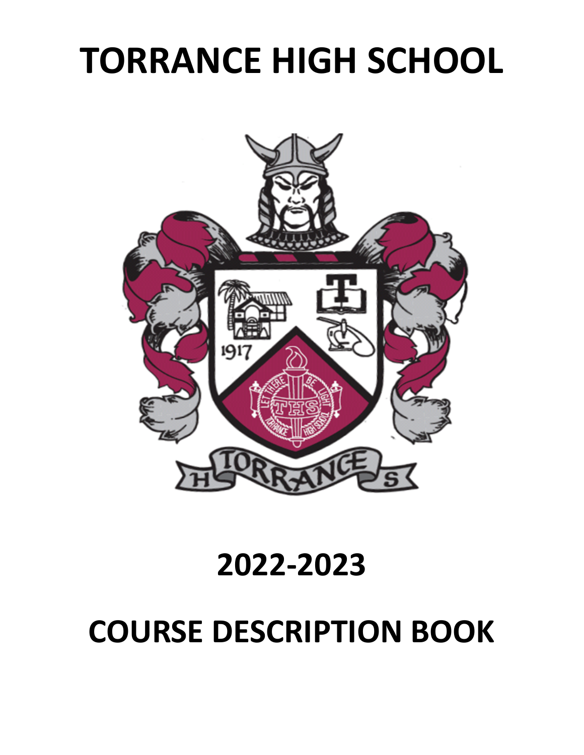# TORRANCE HIGH SCHOOL

# 2022-2023

# COURSE DESCRIPTION BOOK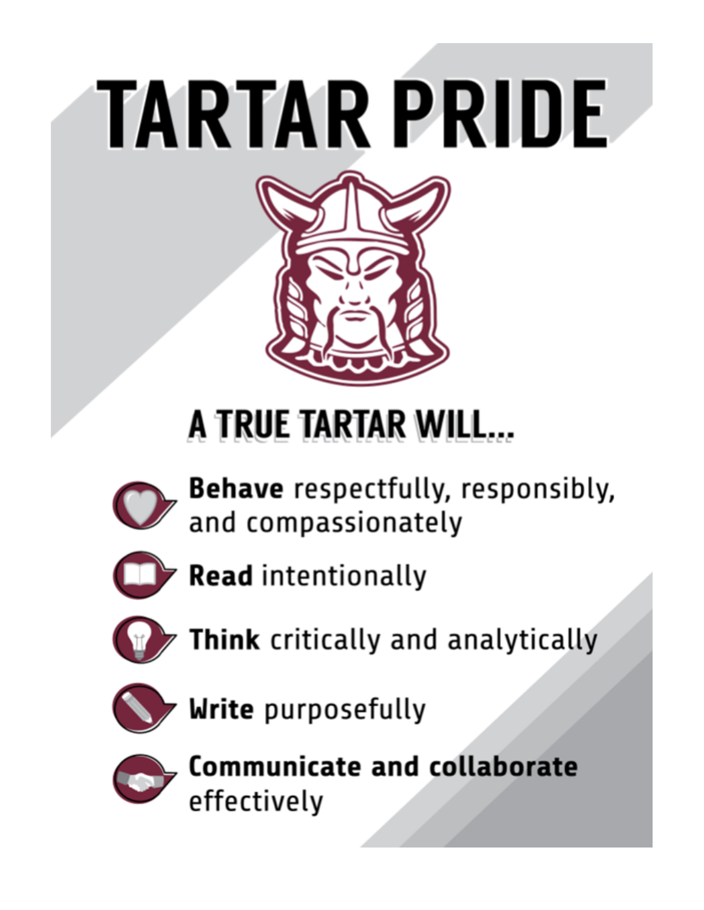# TARTAR PRIDE

## A TRUE TARTAR WILL...

- **Behave** respectfully, responsibly, and compassionately
- **Read** intentionally
- **Think** critically and analytically
- **Write** purposefully
- **Communicate and collaborate** effectively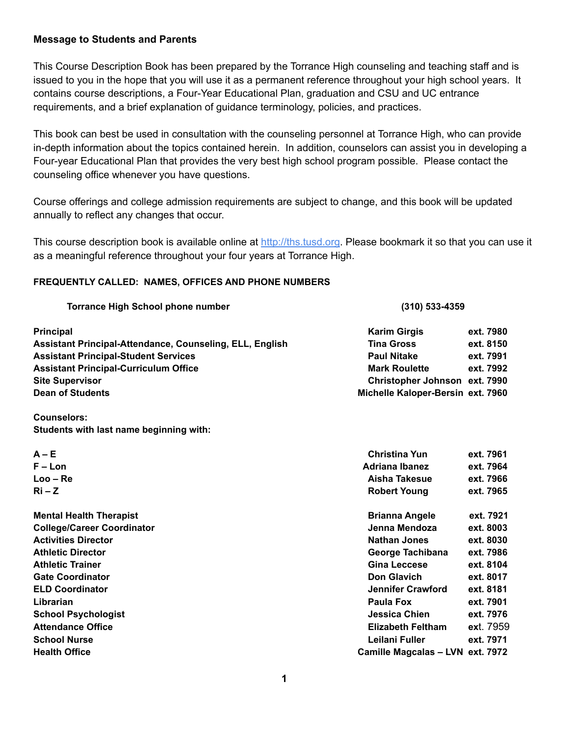**Message to Students and Parents**

This Course Description Book has been prepared by the Torrance High counseling and teaching staff and is issued to you in the hope that you will use it as a permanent reference throughout your high school years. It contains course descriptions, a Four-Year Educational Plan, graduation and CSU and UC entrance requirements, and a brief explanation of guidance terminology, policies, and practices.

This book can best be used in consultation with the counseling personnel at Torrance High, who can provide in-depth information about the topics contained herein. In addition, counselors can assist you in developing a Four-year Educational Plan that provides the very best high school program possible. Please contact the counseling office whenever you have questions.

Course offerings and college admission requirements are subject to change, and this book will be updated annually to reflect any changes that occur.

This course description book is available online at [http://ths.tusd.org](http://ths.tusd.org). Please bookmark it so that you can use it as a meaningful reference throughout your four years at Torrance High.

**FREQUENTLY CALLED: NAMES, OFFICES AND PHONE NUMBERS**

**Torrance High School phone number** **(310) 533-4359**

| | | |
|---|---|---|
| **Principal** | **Karim Girgis** | **ext. 7980** |
| **Assistant Principal-Attendance, Counseling, ELL, English** | **Tina Gross** | **ext. 8150** |
| **Assistant Principal-Student Services** | **Paul Nitake** | **ext. 7991** |
| **Assistant Principal-Curriculum Office** | **Mark Roulette** | **ext. 7992** |
| **Site Supervisor** | **Christopher Johnson** | **ext. 7990** |
| **Dean of Students** | **Michelle Kaloper-Bersin** | **ext. 7960** |

**Counselors:**
**Students with last name beginning with:**

| | | |
|---|---|---|
| **A – E** | **Christina Yun** | **ext. 7961** |
| **F – Lon** | **Adriana Ibanez** | **ext. 7964** |
| **Loo – Re** | **Aisha Takesue** | **ext. 7966** |
| **Ri – Z** | **Robert Young** | **ext. 7965** |

| | | |
|---|---|---|
| **Mental Health Therapist** | **Brianna Angele** | **ext. 7921** |
| **College/Career Coordinator** | **Jenna Mendoza** | **ext. 8003** |
| **Activities Director** | **Nathan Jones** | **ext. 8030** |
| **Athletic Director** | **George Tachibana** | **ext. 7986** |
| **Athletic Trainer** | **Gina Leccese** | **ext. 8104** |
| **Gate Coordinator** | **Don Glavich** | **ext. 8017** |
| **ELD Coordinator** | **Jennifer Crawford** | **ext. 8181** |
| **Librarian** | **Paula Fox** | **ext. 7901** |
| **School Psychologist** | **Jessica Chien** | **ext. 7976** |
| **Attendance Office** | **Elizabeth Feltham** | **ex**t. 7959 |
| **School Nurse** | **Leilani Fuller** | **ext. 7971** |
| **Health Office** | **Camille Magcalas – LVN** | **ext. 7972** |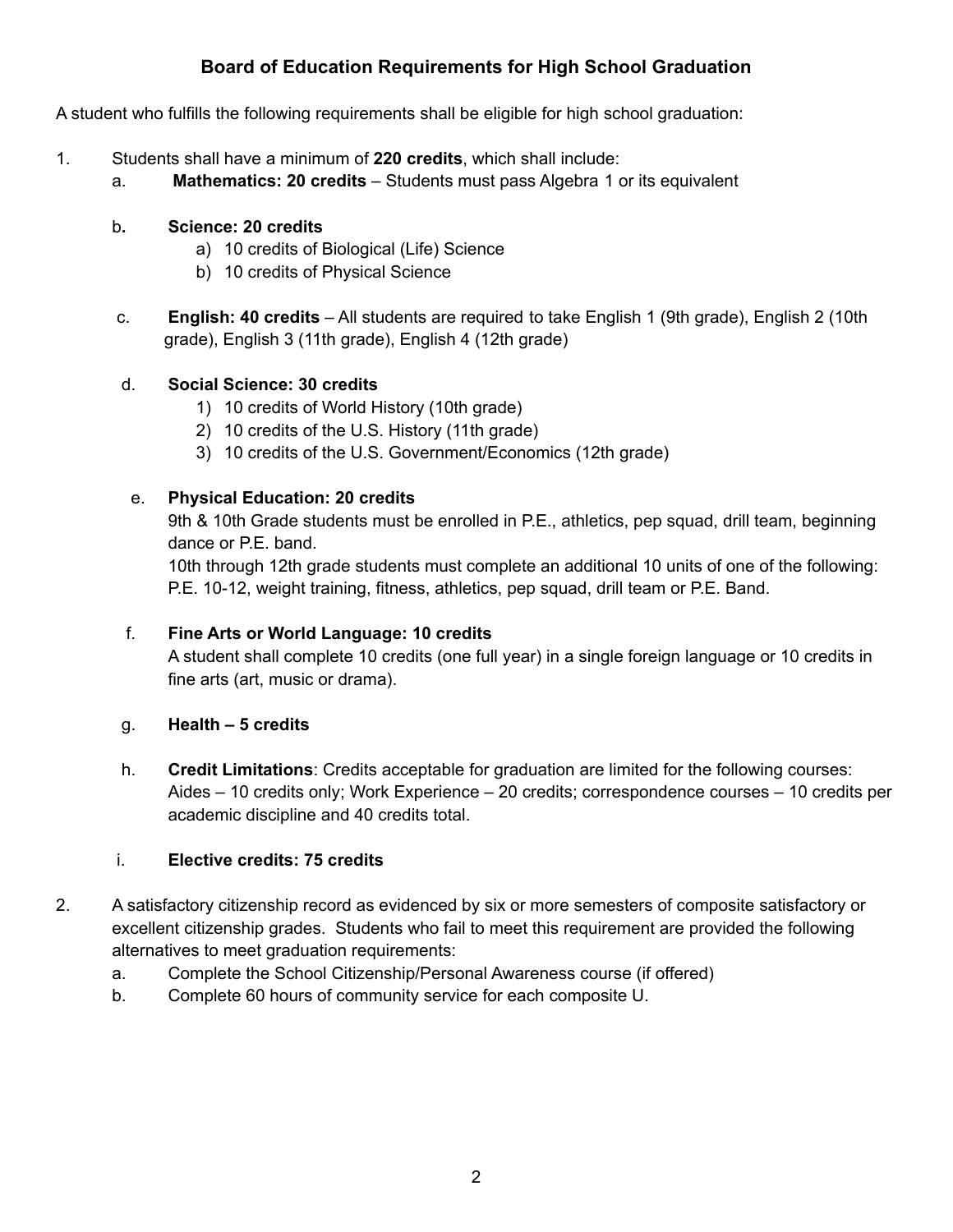## Board of Education Requirements for High School Graduation

A student who fulfills the following requirements shall be eligible for high school graduation:

1. Students shall have a minimum of **220 credits**, which shall include:
   a. **Mathematics: 20 credits** – Students must pass Algebra 1 or its equivalent

   b. **Science: 20 credits**
      a) 10 credits of Biological (Life) Science
      b) 10 credits of Physical Science

   c. **English: 40 credits** – All students are required to take English 1 (9th grade), English 2 (10th grade), English 3 (11th grade), English 4 (12th grade)

   d. **Social Science: 30 credits**
      1) 10 credits of World History (10th grade)
      2) 10 credits of the U.S. History (11th grade)
      3) 10 credits of the U.S. Government/Economics (12th grade)

   e. **Physical Education: 20 credits**
      9th & 10th Grade students must be enrolled in P.E., athletics, pep squad, drill team, beginning dance or P.E. band.
      10th through 12th grade students must complete an additional 10 units of one of the following: P.E. 10-12, weight training, fitness, athletics, pep squad, drill team or P.E. Band.

   f. **Fine Arts or World Language: 10 credits**
      A student shall complete 10 credits (one full year) in a single foreign language or 10 credits in fine arts (art, music or drama).

   g. **Health – 5 credits**

   h. **Credit Limitations**: Credits acceptable for graduation are limited for the following courses: Aides – 10 credits only; Work Experience – 20 credits; correspondence courses – 10 credits per academic discipline and 40 credits total.

   i. **Elective credits: 75 credits**

2. A satisfactory citizenship record as evidenced by six or more semesters of composite satisfactory or excellent citizenship grades. Students who fail to meet this requirement are provided the following alternatives to meet graduation requirements:
   a. Complete the School Citizenship/Personal Awareness course (if offered)
   b. Complete 60 hours of community service for each composite U.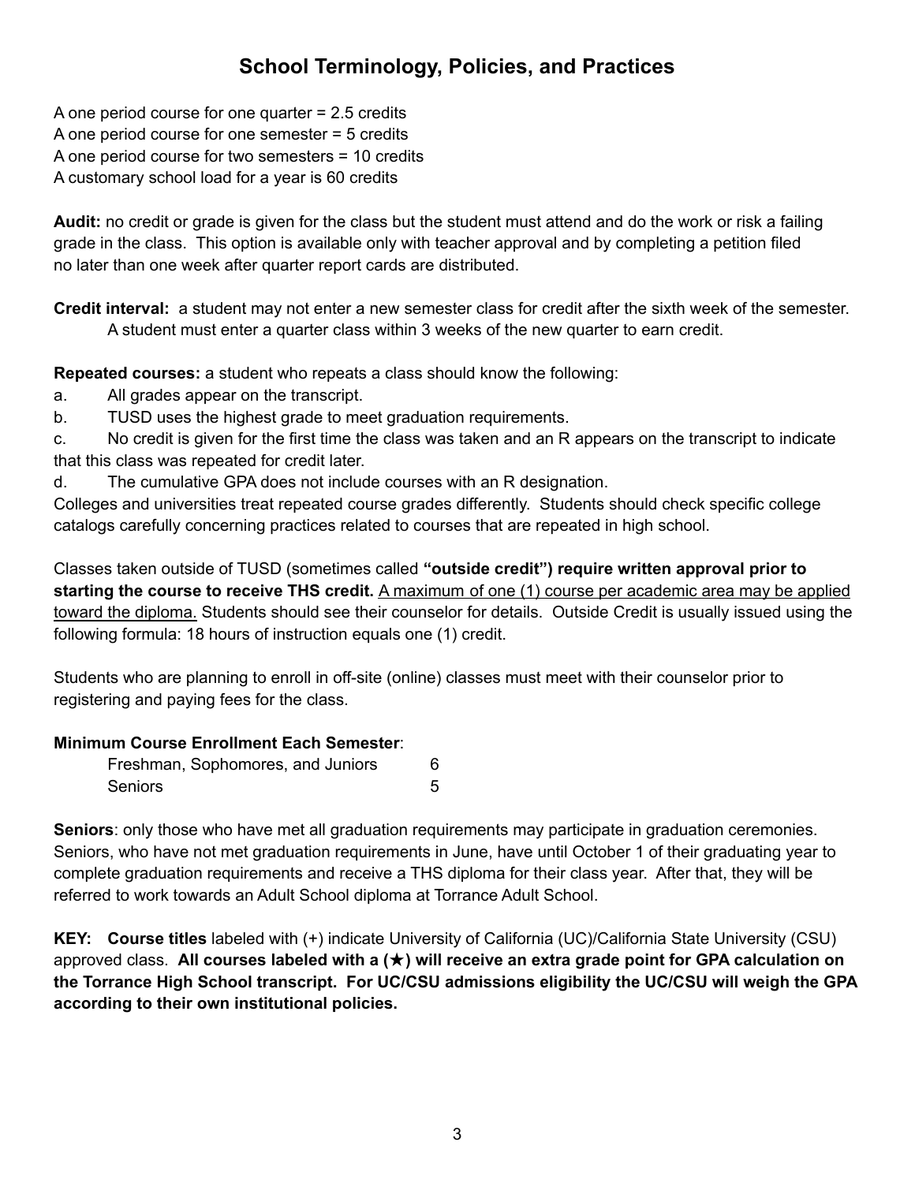# School Terminology, Policies, and Practices

A one period course for one quarter = 2.5 credits
A one period course for one semester = 5 credits
A one period course for two semesters = 10 credits
A customary school load for a year is 60 credits

**Audit:** no credit or grade is given for the class but the student must attend and do the work or risk a failing grade in the class. This option is available only with teacher approval and by completing a petition filed no later than one week after quarter report cards are distributed.

**Credit interval:** a student may not enter a new semester class for credit after the sixth week of the semester. A student must enter a quarter class within 3 weeks of the new quarter to earn credit.

**Repeated courses:** a student who repeats a class should know the following:

a. All grades appear on the transcript.
b. TUSD uses the highest grade to meet graduation requirements.
c. No credit is given for the first time the class was taken and an R appears on the transcript to indicate that this class was repeated for credit later.
d. The cumulative GPA does not include courses with an R designation.

Colleges and universities treat repeated course grades differently. Students should check specific college catalogs carefully concerning practices related to courses that are repeated in high school.

Classes taken outside of TUSD (sometimes called **"outside credit") require written approval prior to starting the course to receive THS credit.** <u>A maximum of one (1) course per academic area may be applied toward the diploma.</u> Students should see their counselor for details. Outside Credit is usually issued using the following formula: 18 hours of instruction equals one (1) credit.

Students who are planning to enroll in off-site (online) classes must meet with their counselor prior to registering and paying fees for the class.

**Minimum Course Enrollment Each Semester**:

| | |
|---|---|
| Freshman, Sophomores, and Juniors | 6 |
| Seniors | 5 |

**Seniors**: only those who have met all graduation requirements may participate in graduation ceremonies. Seniors, who have not met graduation requirements in June, have until October 1 of their graduating year to complete graduation requirements and receive a THS diploma for their class year. After that, they will be referred to work towards an Adult School diploma at Torrance Adult School.

**KEY: Course titles** labeled with (+) indicate University of California (UC)/California State University (CSU) approved class. **All courses labeled with a (★) will receive an extra grade point for GPA calculation on the Torrance High School transcript. For UC/CSU admissions eligibility the UC/CSU will weigh the GPA according to their own institutional policies.**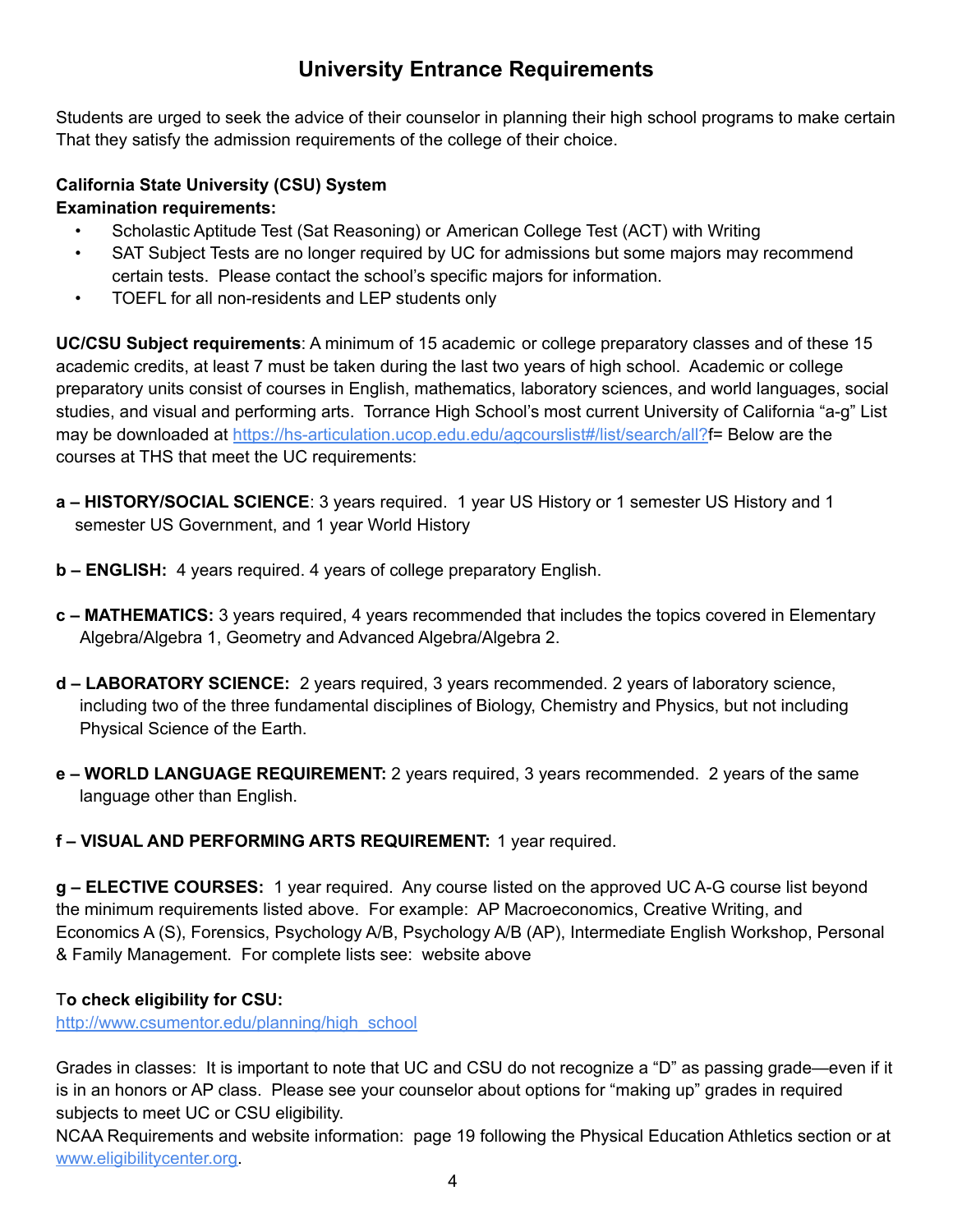# University Entrance Requirements

Students are urged to seek the advice of their counselor in planning their high school programs to make certain That they satisfy the admission requirements of the college of their choice.

**California State University (CSU) System**
**Examination requirements:**

- Scholastic Aptitude Test (Sat Reasoning) or American College Test (ACT) with Writing
- SAT Subject Tests are no longer required by UC for admissions but some majors may recommend certain tests. Please contact the school's specific majors for information.
- TOEFL for all non-residents and LEP students only

**UC/CSU Subject requirements**: A minimum of 15 academic or college preparatory classes and of these 15 academic credits, at least 7 must be taken during the last two years of high school. Academic or college preparatory units consist of courses in English, mathematics, laboratory sciences, and world languages, social studies, and visual and performing arts. Torrance High School's most current University of California "a-g" List may be downloaded at https://hs-articulation.ucop.edu.edu/agcourslist#/list/search/all?f= Below are the courses at THS that meet the UC requirements:

**a – HISTORY/SOCIAL SCIENCE**: 3 years required. 1 year US History or 1 semester US History and 1 semester US Government, and 1 year World History

**b – ENGLISH:** 4 years required. 4 years of college preparatory English.

**c – MATHEMATICS:** 3 years required, 4 years recommended that includes the topics covered in Elementary Algebra/Algebra 1, Geometry and Advanced Algebra/Algebra 2.

**d – LABORATORY SCIENCE:** 2 years required, 3 years recommended. 2 years of laboratory science, including two of the three fundamental disciplines of Biology, Chemistry and Physics, but not including Physical Science of the Earth.

**e – WORLD LANGUAGE REQUIREMENT:** 2 years required, 3 years recommended. 2 years of the same language other than English.

**f – VISUAL AND PERFORMING ARTS REQUIREMENT:** 1 year required.

**g – ELECTIVE COURSES:** 1 year required. Any course listed on the approved UC A-G course list beyond the minimum requirements listed above. For example: AP Macroeconomics, Creative Writing, and Economics A (S), Forensics, Psychology A/B, Psychology A/B (AP), Intermediate English Workshop, Personal & Family Management. For complete lists see: website above

**To check eligibility for CSU:**
http://www.csumentor.edu/planning/high_school

Grades in classes: It is important to note that UC and CSU do not recognize a "D" as passing grade—even if it is in an honors or AP class. Please see your counselor about options for "making up" grades in required subjects to meet UC or CSU eligibility.
NCAA Requirements and website information: page 19 following the Physical Education Athletics section or at www.eligibilitycenter.org.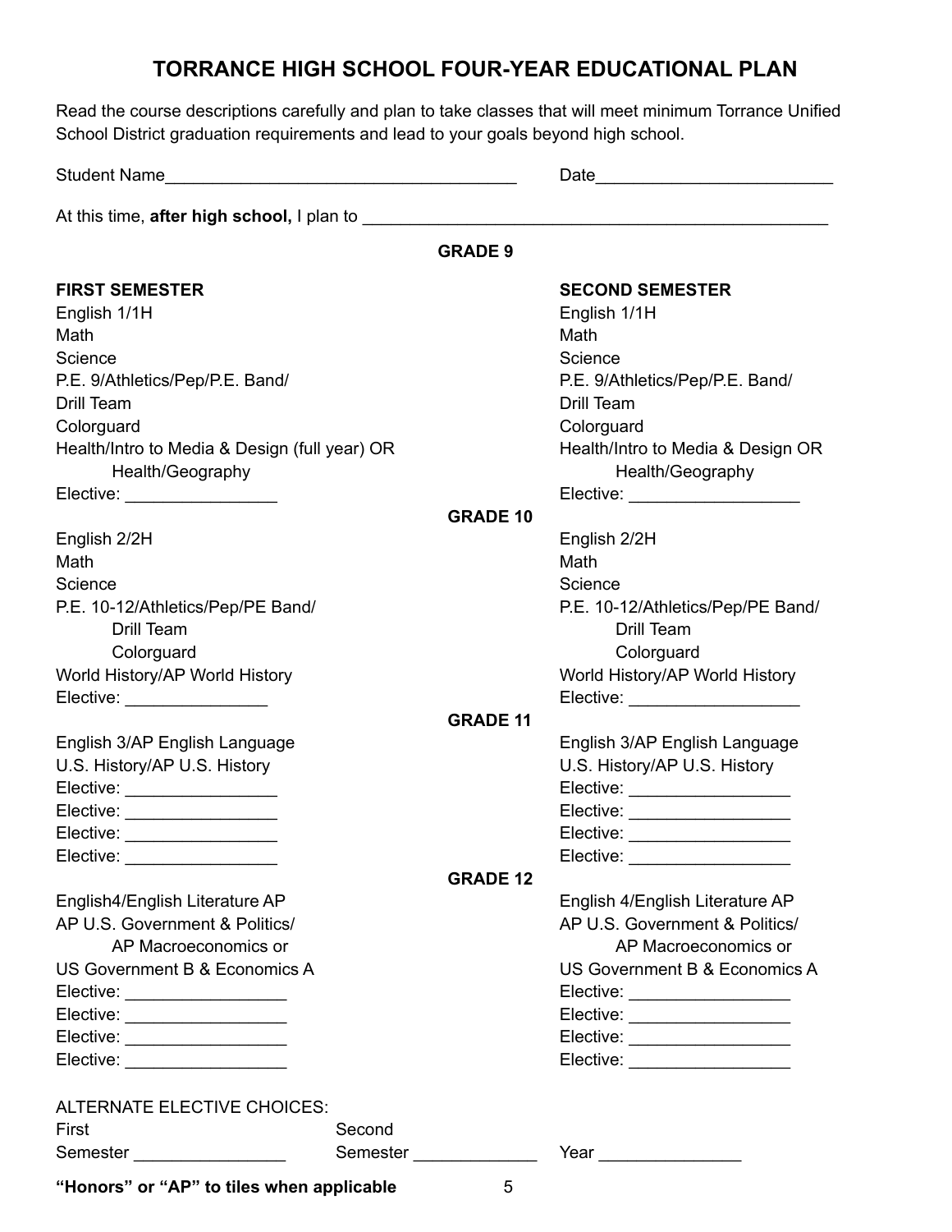# TORRANCE HIGH SCHOOL FOUR-YEAR EDUCATIONAL PLAN

Read the course descriptions carefully and plan to take classes that will meet minimum Torrance Unified School District graduation requirements and lead to your goals beyond high school.

Student Name_____________________________________ Date_________________________

At this time, **after high school,** I plan to _________________________________________________

## GRADE 9

| **FIRST SEMESTER** | **SECOND SEMESTER** |
|---|---|
| English 1/1H | English 1/1H |
| Math | Math |
| Science | Science |
| P.E. 9/Athletics/Pep/P.E. Band/ Drill Team Colorguard | P.E. 9/Athletics/Pep/P.E. Band/ Drill Team Colorguard |
| Health/Intro to Media & Design (full year) OR Health/Geography | Health/Intro to Media & Design OR Health/Geography |
| Elective: ________________ | Elective: __________________ |

## GRADE 10

| | |
|---|---|
| English 2/2H | English 2/2H |
| Math | Math |
| Science | Science |
| P.E. 10-12/Athletics/Pep/PE Band/ Drill Team Colorguard | P.E. 10-12/Athletics/Pep/PE Band/ Drill Team Colorguard |
| World History/AP World History | World History/AP World History |
| Elective: _______________ | Elective: __________________ |

## GRADE 11

| | |
|---|---|
| English 3/AP English Language | English 3/AP English Language |
| U.S. History/AP U.S. History | U.S. History/AP U.S. History |
| Elective: ________________ | Elective: _________________ |
| Elective: ________________ | Elective: _________________ |
| Elective: ________________ | Elective: _________________ |
| Elective: ________________ | Elective: _________________ |

## GRADE 12

| | |
|---|---|
| English4/English Literature AP | English 4/English Literature AP |
| AP U.S. Government & Politics/ AP Macroeconomics or | AP U.S. Government & Politics/ AP Macroeconomics or |
| US Government B & Economics A | US Government B & Economics A |
| Elective: _________________ | Elective: _________________ |
| Elective: _________________ | Elective: _________________ |
| Elective: _________________ | Elective: _________________ |
| Elective: _________________ | Elective: _________________ |

ALTERNATE ELECTIVE CHOICES:

First Semester ________________ Second Semester _____________ Year _______________

**"Honors" or "AP" to tiles when applicable**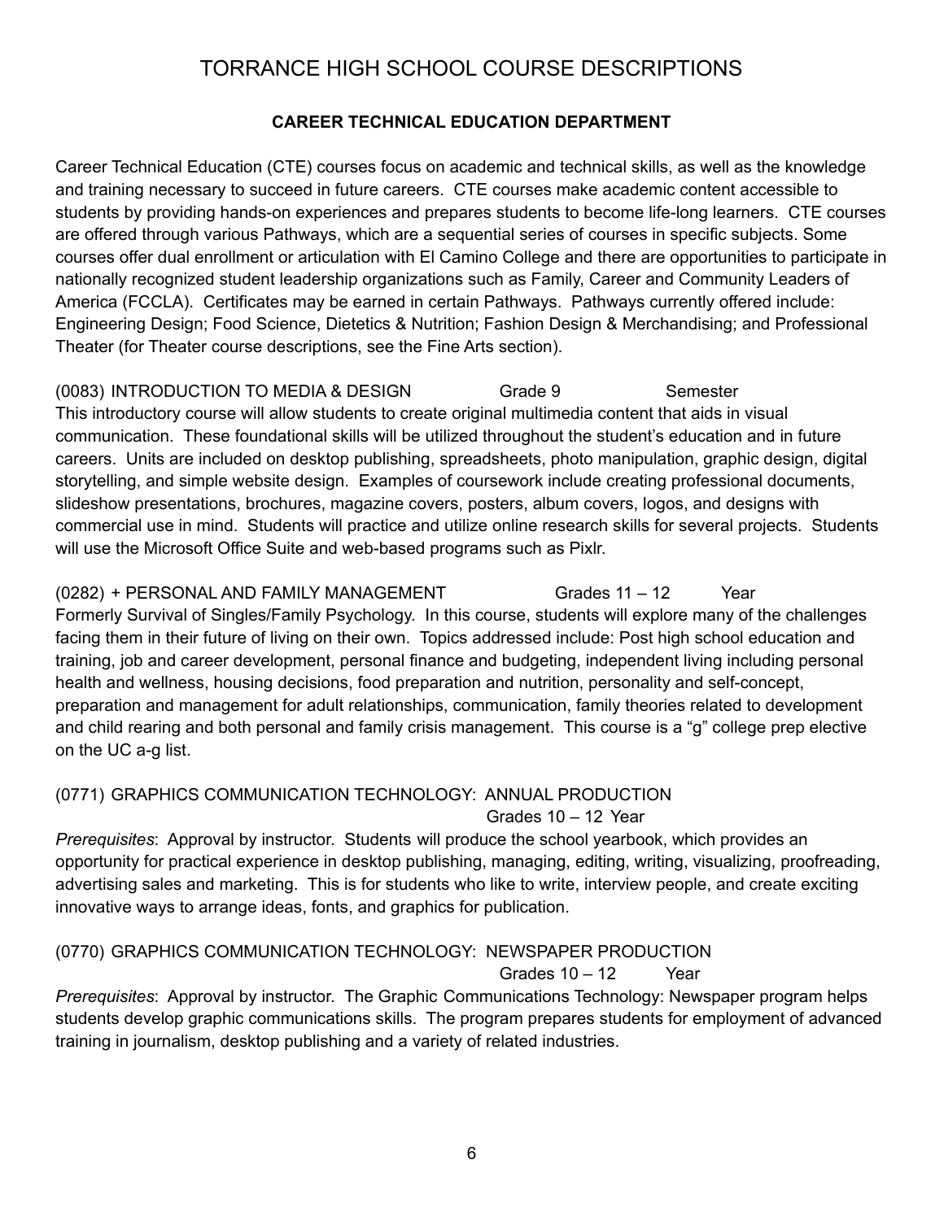# TORRANCE HIGH SCHOOL COURSE DESCRIPTIONS

## CAREER TECHNICAL EDUCATION DEPARTMENT

Career Technical Education (CTE) courses focus on academic and technical skills, as well as the knowledge and training necessary to succeed in future careers. CTE courses make academic content accessible to students by providing hands-on experiences and prepares students to become life-long learners. CTE courses are offered through various Pathways, which are a sequential series of courses in specific subjects. Some courses offer dual enrollment or articulation with El Camino College and there are opportunities to participate in nationally recognized student leadership organizations such as Family, Career and Community Leaders of America (FCCLA). Certificates may be earned in certain Pathways. Pathways currently offered include: Engineering Design; Food Science, Dietetics & Nutrition; Fashion Design & Merchandising; and Professional Theater (for Theater course descriptions, see the Fine Arts section).

(0083) INTRODUCTION TO MEDIA & DESIGN  Grade 9  Semester
This introductory course will allow students to create original multimedia content that aids in visual communication. These foundational skills will be utilized throughout the student's education and in future careers. Units are included on desktop publishing, spreadsheets, photo manipulation, graphic design, digital storytelling, and simple website design. Examples of coursework include creating professional documents, slideshow presentations, brochures, magazine covers, posters, album covers, logos, and designs with commercial use in mind. Students will practice and utilize online research skills for several projects. Students will use the Microsoft Office Suite and web-based programs such as Pixlr.

(0282) + PERSONAL AND FAMILY MANAGEMENT  Grades 11 – 12  Year
Formerly Survival of Singles/Family Psychology. In this course, students will explore many of the challenges facing them in their future of living on their own. Topics addressed include: Post high school education and training, job and career development, personal finance and budgeting, independent living including personal health and wellness, housing decisions, food preparation and nutrition, personality and self-concept, preparation and management for adult relationships, communication, family theories related to development and child rearing and both personal and family crisis management. This course is a "g" college prep elective on the UC a-g list.

(0771) GRAPHICS COMMUNICATION TECHNOLOGY: ANNUAL PRODUCTION
Grades 10 – 12  Year
*Prerequisites*: Approval by instructor. Students will produce the school yearbook, which provides an opportunity for practical experience in desktop publishing, managing, editing, writing, visualizing, proofreading, advertising sales and marketing. This is for students who like to write, interview people, and create exciting innovative ways to arrange ideas, fonts, and graphics for publication.

(0770) GRAPHICS COMMUNICATION TECHNOLOGY: NEWSPAPER PRODUCTION
Grades 10 – 12  Year
*Prerequisites*: Approval by instructor. The Graphic Communications Technology: Newspaper program helps students develop graphic communications skills. The program prepares students for employment of advanced training in journalism, desktop publishing and a variety of related industries.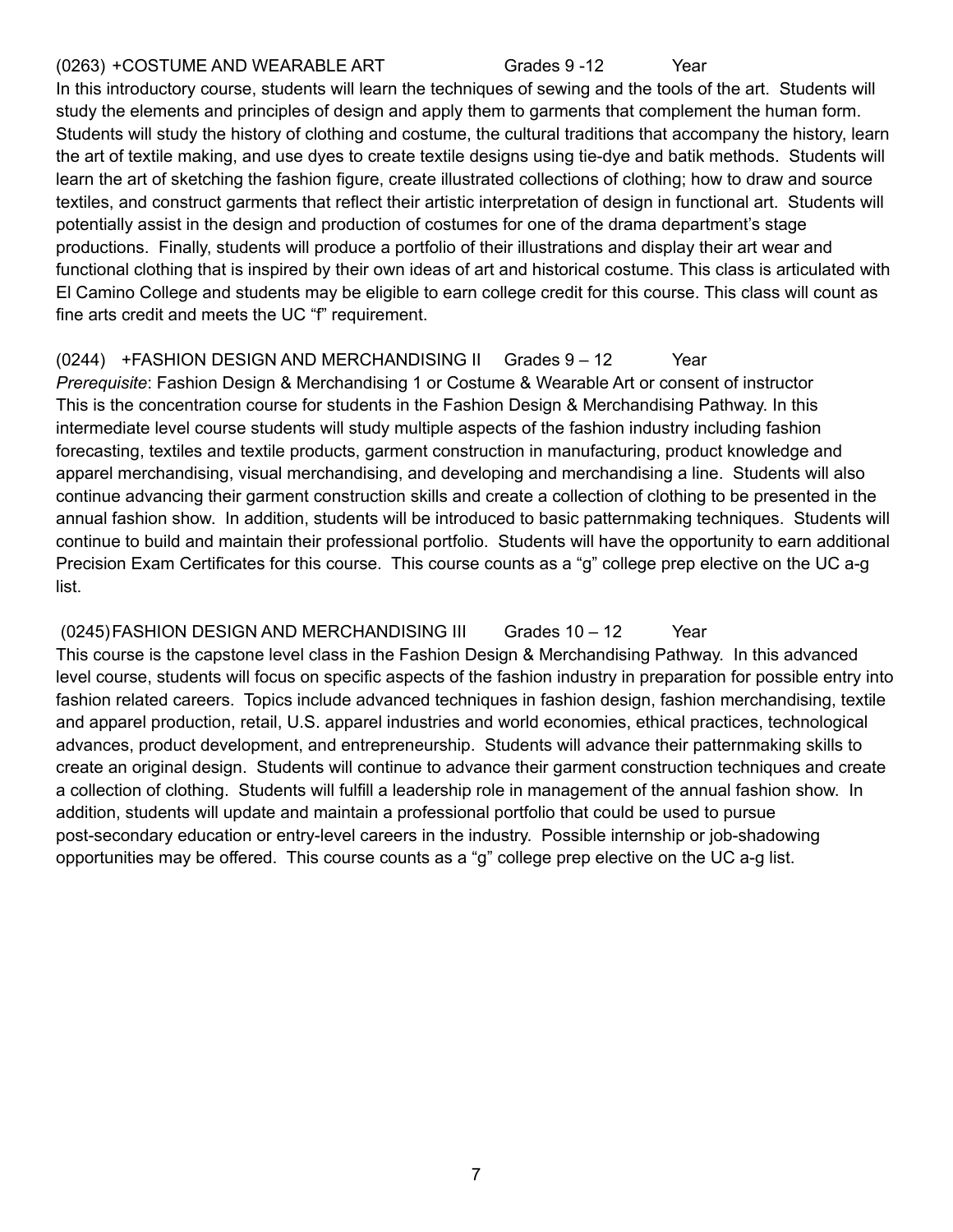(0263) +COSTUME AND WEARABLE ART Grades 9 -12 Year

In this introductory course, students will learn the techniques of sewing and the tools of the art. Students will study the elements and principles of design and apply them to garments that complement the human form. Students will study the history of clothing and costume, the cultural traditions that accompany the history, learn the art of textile making, and use dyes to create textile designs using tie-dye and batik methods. Students will learn the art of sketching the fashion figure, create illustrated collections of clothing; how to draw and source textiles, and construct garments that reflect their artistic interpretation of design in functional art. Students will potentially assist in the design and production of costumes for one of the drama department's stage productions. Finally, students will produce a portfolio of their illustrations and display their art wear and functional clothing that is inspired by their own ideas of art and historical costume. This class is articulated with El Camino College and students may be eligible to earn college credit for this course. This class will count as fine arts credit and meets the UC "f" requirement.

(0244) +FASHION DESIGN AND MERCHANDISING II Grades 9 – 12 Year

*Prerequisite*: Fashion Design & Merchandising 1 or Costume & Wearable Art or consent of instructor

This is the concentration course for students in the Fashion Design & Merchandising Pathway. In this intermediate level course students will study multiple aspects of the fashion industry including fashion forecasting, textiles and textile products, garment construction in manufacturing, product knowledge and apparel merchandising, visual merchandising, and developing and merchandising a line. Students will also continue advancing their garment construction skills and create a collection of clothing to be presented in the annual fashion show. In addition, students will be introduced to basic patternmaking techniques. Students will continue to build and maintain their professional portfolio. Students will have the opportunity to earn additional Precision Exam Certificates for this course. This course counts as a "g" college prep elective on the UC a-g list.

(0245) FASHION DESIGN AND MERCHANDISING III Grades 10 – 12 Year

This course is the capstone level class in the Fashion Design & Merchandising Pathway. In this advanced level course, students will focus on specific aspects of the fashion industry in preparation for possible entry into fashion related careers. Topics include advanced techniques in fashion design, fashion merchandising, textile and apparel production, retail, U.S. apparel industries and world economies, ethical practices, technological advances, product development, and entrepreneurship. Students will advance their patternmaking skills to create an original design. Students will continue to advance their garment construction techniques and create a collection of clothing. Students will fulfill a leadership role in management of the annual fashion show. In addition, students will update and maintain a professional portfolio that could be used to pursue post-secondary education or entry-level careers in the industry. Possible internship or job-shadowing opportunities may be offered. This course counts as a "g" college prep elective on the UC a-g list.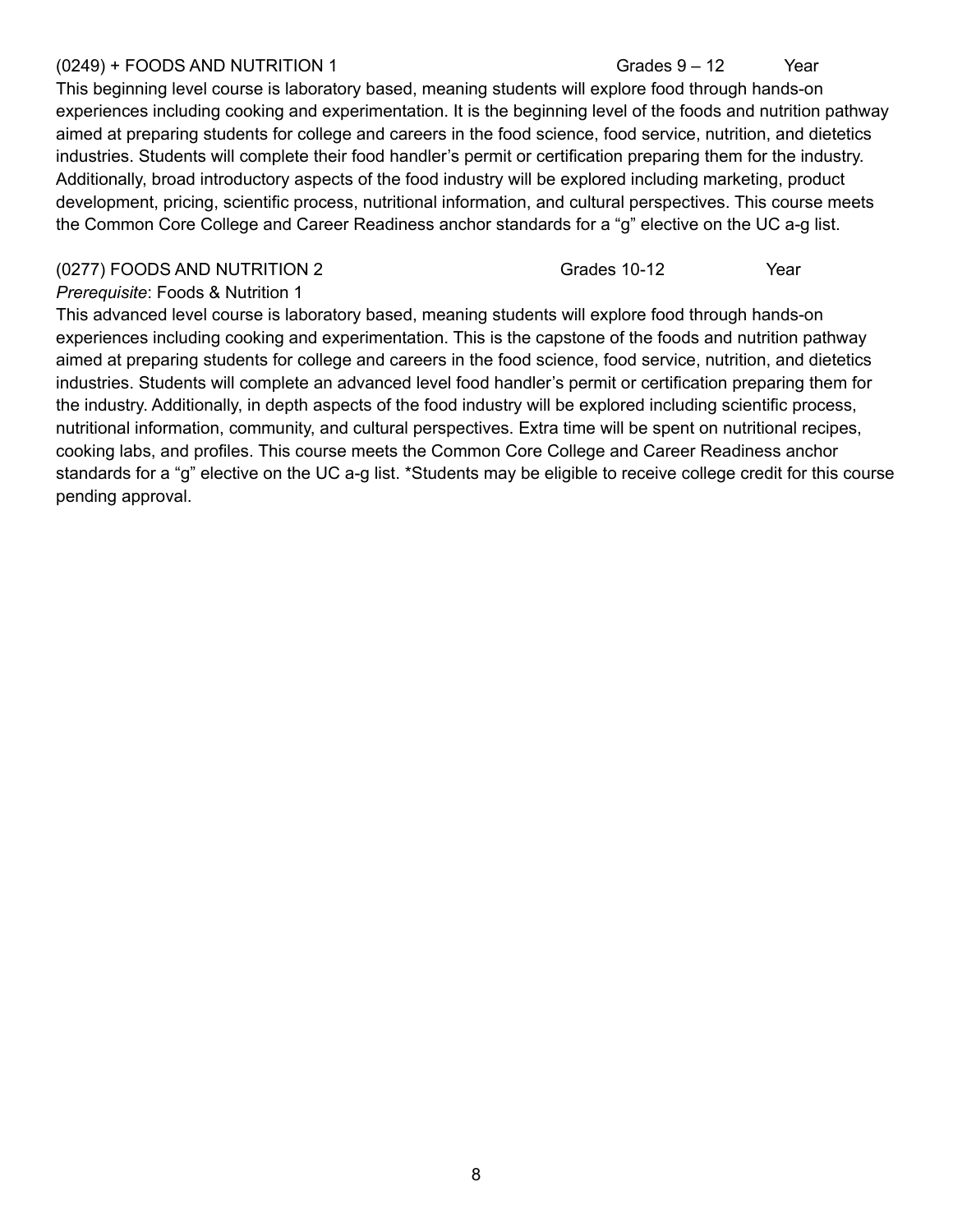(0249) + FOODS AND NUTRITION 1 Grades 9 – 12 Year

This beginning level course is laboratory based, meaning students will explore food through hands-on experiences including cooking and experimentation. It is the beginning level of the foods and nutrition pathway aimed at preparing students for college and careers in the food science, food service, nutrition, and dietetics industries. Students will complete their food handler's permit or certification preparing them for the industry. Additionally, broad introductory aspects of the food industry will be explored including marketing, product development, pricing, scientific process, nutritional information, and cultural perspectives. This course meets the Common Core College and Career Readiness anchor standards for a "g" elective on the UC a-g list.

(0277) FOODS AND NUTRITION 2 Grades 10-12 Year

*Prerequisite*: Foods & Nutrition 1

This advanced level course is laboratory based, meaning students will explore food through hands-on experiences including cooking and experimentation. This is the capstone of the foods and nutrition pathway aimed at preparing students for college and careers in the food science, food service, nutrition, and dietetics industries. Students will complete an advanced level food handler's permit or certification preparing them for the industry. Additionally, in depth aspects of the food industry will be explored including scientific process, nutritional information, community, and cultural perspectives. Extra time will be spent on nutritional recipes, cooking labs, and profiles. This course meets the Common Core College and Career Readiness anchor standards for a "g" elective on the UC a-g list. *Students may be eligible to receive college credit for this course pending approval.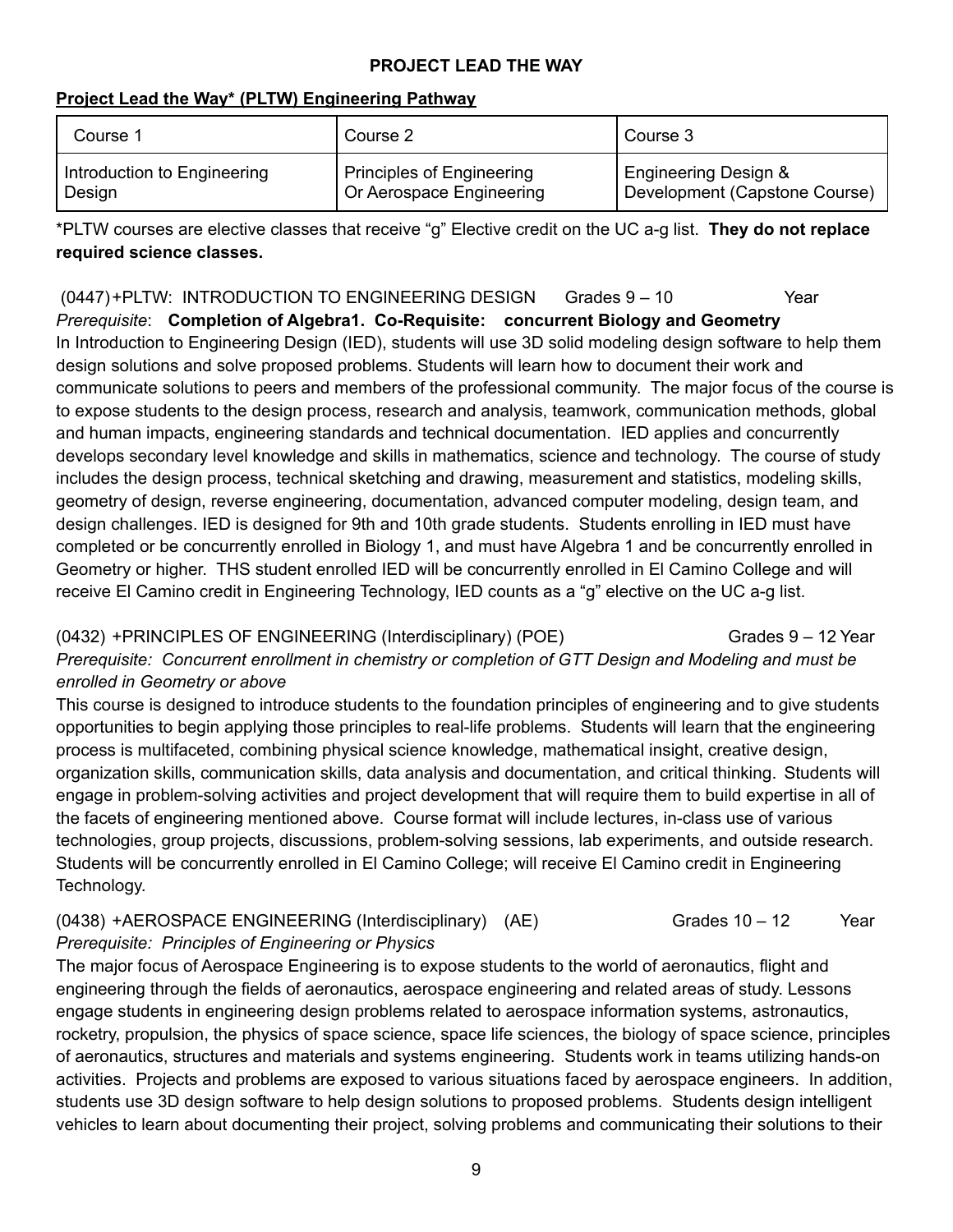# PROJECT LEAD THE WAY

## Project Lead the Way* (PLTW) Engineering Pathway

| Course 1 | Course 2 | Course 3 |
|---|---|---|
| Introduction to Engineering Design | Principles of Engineering Or Aerospace Engineering | Engineering Design & Development (Capstone Course) |

*PLTW courses are elective classes that receive "g" Elective credit on the UC a-g list. **They do not replace required science classes.**

(0447) +PLTW: INTRODUCTION TO ENGINEERING DESIGN Grades 9 – 10 Year
*Prerequisite*: **Completion of Algebra1. Co-Requisite: concurrent Biology and Geometry**
In Introduction to Engineering Design (IED), students will use 3D solid modeling design software to help them design solutions and solve proposed problems. Students will learn how to document their work and communicate solutions to peers and members of the professional community. The major focus of the course is to expose students to the design process, research and analysis, teamwork, communication methods, global and human impacts, engineering standards and technical documentation. IED applies and concurrently develops secondary level knowledge and skills in mathematics, science and technology. The course of study includes the design process, technical sketching and drawing, measurement and statistics, modeling skills, geometry of design, reverse engineering, documentation, advanced computer modeling, design team, and design challenges. IED is designed for 9th and 10th grade students. Students enrolling in IED must have completed or be concurrently enrolled in Biology 1, and must have Algebra 1 and be concurrently enrolled in Geometry or higher. THS student enrolled IED will be concurrently enrolled in El Camino College and will receive El Camino credit in Engineering Technology, IED counts as a "g" elective on the UC a-g list.

(0432) +PRINCIPLES OF ENGINEERING (Interdisciplinary) (POE) Grades 9 – 12 Year
*Prerequisite: Concurrent enrollment in chemistry or completion of GTT Design and Modeling and must be enrolled in Geometry or above*
This course is designed to introduce students to the foundation principles of engineering and to give students opportunities to begin applying those principles to real-life problems. Students will learn that the engineering process is multifaceted, combining physical science knowledge, mathematical insight, creative design, organization skills, communication skills, data analysis and documentation, and critical thinking. Students will engage in problem-solving activities and project development that will require them to build expertise in all of the facets of engineering mentioned above. Course format will include lectures, in-class use of various technologies, group projects, discussions, problem-solving sessions, lab experiments, and outside research. Students will be concurrently enrolled in El Camino College; will receive El Camino credit in Engineering Technology.

(0438) +AEROSPACE ENGINEERING (Interdisciplinary) (AE) Grades 10 – 12 Year
*Prerequisite: Principles of Engineering or Physics*
The major focus of Aerospace Engineering is to expose students to the world of aeronautics, flight and engineering through the fields of aeronautics, aerospace engineering and related areas of study. Lessons engage students in engineering design problems related to aerospace information systems, astronautics, rocketry, propulsion, the physics of space science, space life sciences, the biology of space science, principles of aeronautics, structures and materials and systems engineering. Students work in teams utilizing hands-on activities. Projects and problems are exposed to various situations faced by aerospace engineers. In addition, students use 3D design software to help design solutions to proposed problems. Students design intelligent vehicles to learn about documenting their project, solving problems and communicating their solutions to their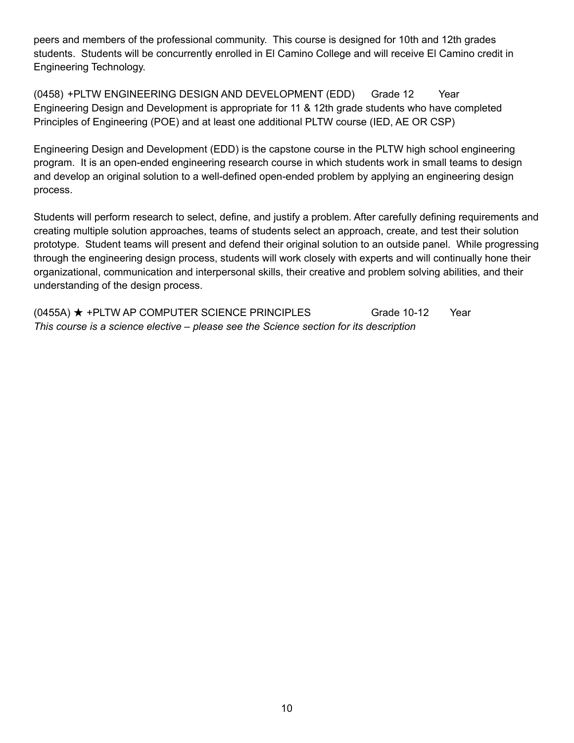peers and members of the professional community. This course is designed for 10th and 12th grades students. Students will be concurrently enrolled in El Camino College and will receive El Camino credit in Engineering Technology.

(0458) +PLTW ENGINEERING DESIGN AND DEVELOPMENT (EDD) Grade 12 Year
Engineering Design and Development is appropriate for 11 & 12th grade students who have completed Principles of Engineering (POE) and at least one additional PLTW course (IED, AE OR CSP)

Engineering Design and Development (EDD) is the capstone course in the PLTW high school engineering program. It is an open-ended engineering research course in which students work in small teams to design and develop an original solution to a well-defined open-ended problem by applying an engineering design process.

Students will perform research to select, define, and justify a problem. After carefully defining requirements and creating multiple solution approaches, teams of students select an approach, create, and test their solution prototype. Student teams will present and defend their original solution to an outside panel. While progressing through the engineering design process, students will work closely with experts and will continually hone their organizational, communication and interpersonal skills, their creative and problem solving abilities, and their understanding of the design process.

(0455A) ★ +PLTW AP COMPUTER SCIENCE PRINCIPLES Grade 10-12 Year
*This course is a science elective – please see the Science section for its description*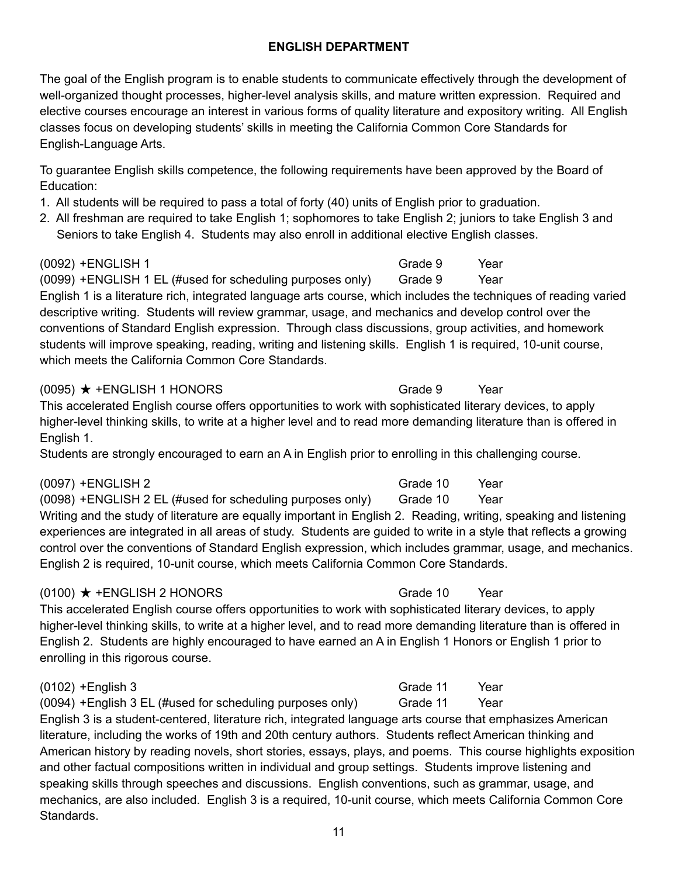## ENGLISH DEPARTMENT

The goal of the English program is to enable students to communicate effectively through the development of well-organized thought processes, higher-level analysis skills, and mature written expression. Required and elective courses encourage an interest in various forms of quality literature and expository writing. All English classes focus on developing students' skills in meeting the California Common Core Standards for English-Language Arts.

To guarantee English skills competence, the following requirements have been approved by the Board of Education:

1. All students will be required to pass a total of forty (40) units of English prior to graduation.
2. All freshman are required to take English 1; sophomores to take English 2; juniors to take English 3 and Seniors to take English 4. Students may also enroll in additional elective English classes.

(0092) +ENGLISH 1 — Grade 9 — Year
(0099) +ENGLISH 1 EL (#used for scheduling purposes only) — Grade 9 — Year

English 1 is a literature rich, integrated language arts course, which includes the techniques of reading varied descriptive writing. Students will review grammar, usage, and mechanics and develop control over the conventions of Standard English expression. Through class discussions, group activities, and homework students will improve speaking, reading, writing and listening skills. English 1 is required, 10-unit course, which meets the California Common Core Standards.

(0095) ★ +ENGLISH 1 HONORS — Grade 9 — Year

This accelerated English course offers opportunities to work with sophisticated literary devices, to apply higher-level thinking skills, to write at a higher level and to read more demanding literature than is offered in English 1.
Students are strongly encouraged to earn an A in English prior to enrolling in this challenging course.

(0097) +ENGLISH 2 — Grade 10 — Year
(0098) +ENGLISH 2 EL (#used for scheduling purposes only) — Grade 10 — Year

Writing and the study of literature are equally important in English 2. Reading, writing, speaking and listening experiences are integrated in all areas of study. Students are guided to write in a style that reflects a growing control over the conventions of Standard English expression, which includes grammar, usage, and mechanics. English 2 is required, 10-unit course, which meets California Common Core Standards.

(0100) ★ +ENGLISH 2 HONORS — Grade 10 — Year

This accelerated English course offers opportunities to work with sophisticated literary devices, to apply higher-level thinking skills, to write at a higher level, and to read more demanding literature than is offered in English 2. Students are highly encouraged to have earned an A in English 1 Honors or English 1 prior to enrolling in this rigorous course.

(0102) +English 3 — Grade 11 — Year
(0094) +English 3 EL (#used for scheduling purposes only) — Grade 11 — Year

English 3 is a student-centered, literature rich, integrated language arts course that emphasizes American literature, including the works of 19th and 20th century authors. Students reflect American thinking and American history by reading novels, short stories, essays, plays, and poems. This course highlights exposition and other factual compositions written in individual and group settings. Students improve listening and speaking skills through speeches and discussions. English conventions, such as grammar, usage, and mechanics, are also included. English 3 is a required, 10-unit course, which meets California Common Core Standards.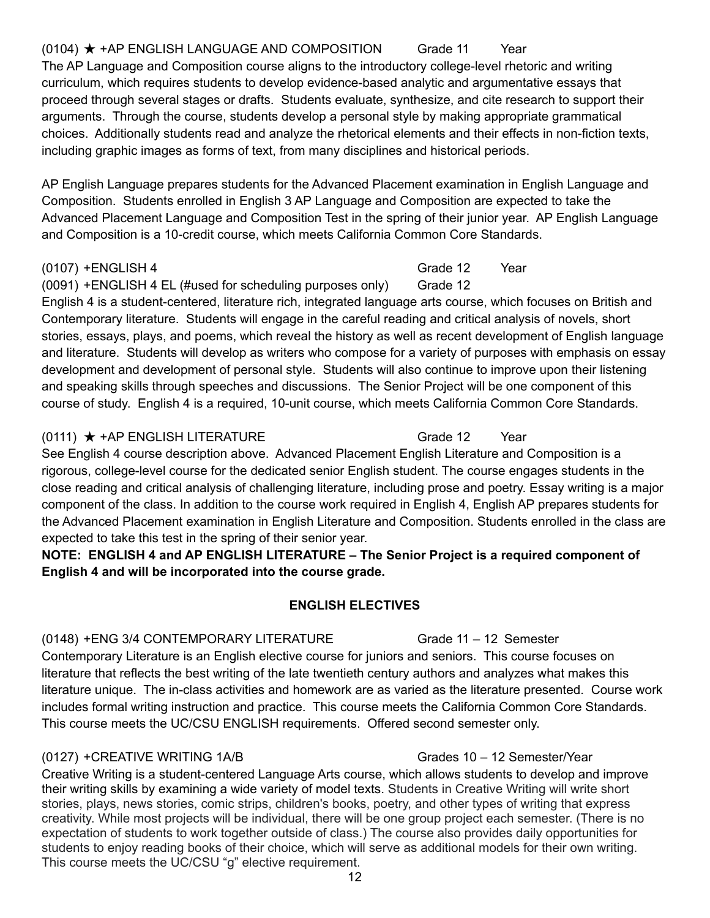(0104) ★ +AP ENGLISH LANGUAGE AND COMPOSITION Grade 11 Year

The AP Language and Composition course aligns to the introductory college-level rhetoric and writing curriculum, which requires students to develop evidence-based analytic and argumentative essays that proceed through several stages or drafts. Students evaluate, synthesize, and cite research to support their arguments. Through the course, students develop a personal style by making appropriate grammatical choices. Additionally students read and analyze the rhetorical elements and their effects in non-fiction texts, including graphic images as forms of text, from many disciplines and historical periods.

AP English Language prepares students for the Advanced Placement examination in English Language and Composition. Students enrolled in English 3 AP Language and Composition are expected to take the Advanced Placement Language and Composition Test in the spring of their junior year. AP English Language and Composition is a 10-credit course, which meets California Common Core Standards.

(0107) +ENGLISH 4 Grade 12 Year
(0091) +ENGLISH 4 EL (#used for scheduling purposes only) Grade 12

English 4 is a student-centered, literature rich, integrated language arts course, which focuses on British and Contemporary literature. Students will engage in the careful reading and critical analysis of novels, short stories, essays, plays, and poems, which reveal the history as well as recent development of English language and literature. Students will develop as writers who compose for a variety of purposes with emphasis on essay development and development of personal style. Students will also continue to improve upon their listening and speaking skills through speeches and discussions. The Senior Project will be one component of this course of study. English 4 is a required, 10-unit course, which meets California Common Core Standards.

(0111) ★ +AP ENGLISH LITERATURE Grade 12 Year

See English 4 course description above. Advanced Placement English Literature and Composition is a rigorous, college-level course for the dedicated senior English student. The course engages students in the close reading and critical analysis of challenging literature, including prose and poetry. Essay writing is a major component of the class. In addition to the course work required in English 4, English AP prepares students for the Advanced Placement examination in English Literature and Composition. Students enrolled in the class are expected to take this test in the spring of their senior year.

**NOTE: ENGLISH 4 and AP ENGLISH LITERATURE – The Senior Project is a required component of English 4 and will be incorporated into the course grade.**

## ENGLISH ELECTIVES

(0148) +ENG 3/4 CONTEMPORARY LITERATURE Grade 11 – 12 Semester

Contemporary Literature is an English elective course for juniors and seniors. This course focuses on literature that reflects the best writing of the late twentieth century authors and analyzes what makes this literature unique. The in-class activities and homework are as varied as the literature presented. Course work includes formal writing instruction and practice. This course meets the California Common Core Standards. This course meets the UC/CSU ENGLISH requirements. Offered second semester only.

(0127) +CREATIVE WRITING 1A/B Grades 10 – 12 Semester/Year

Creative Writing is a student-centered Language Arts course, which allows students to develop and improve their writing skills by examining a wide variety of model texts. Students in Creative Writing will write short stories, plays, news stories, comic strips, children's books, poetry, and other types of writing that express creativity. While most projects will be individual, there will be one group project each semester. (There is no expectation of students to work together outside of class.) The course also provides daily opportunities for students to enjoy reading books of their choice, which will serve as additional models for their own writing. This course meets the UC/CSU "g" elective requirement.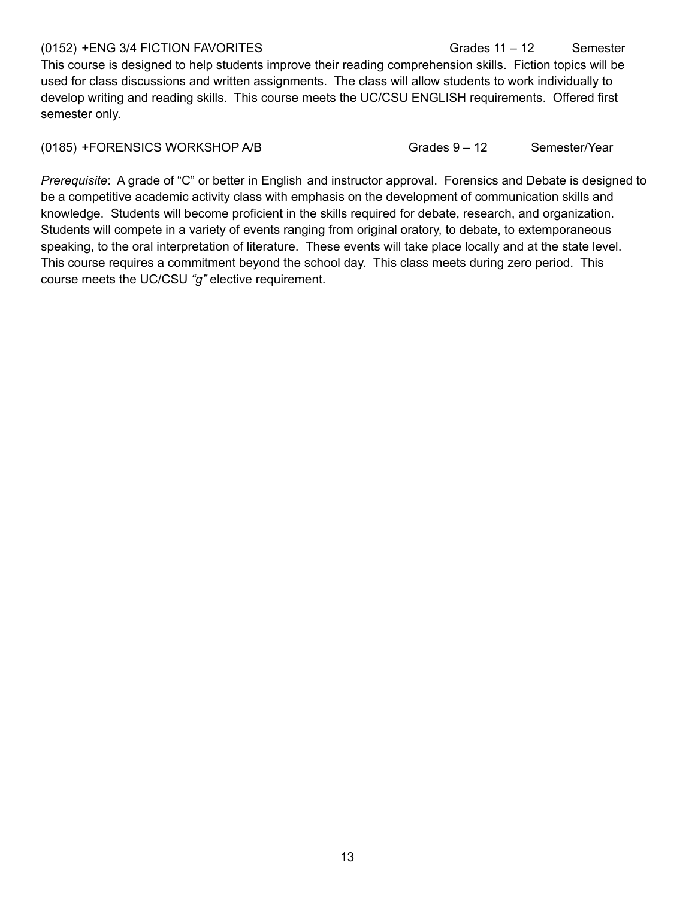(0152) +ENG 3/4 FICTION FAVORITES Grades 11 – 12 Semester

This course is designed to help students improve their reading comprehension skills. Fiction topics will be used for class discussions and written assignments. The class will allow students to work individually to develop writing and reading skills. This course meets the UC/CSU ENGLISH requirements. Offered first semester only.

(0185) +FORENSICS WORKSHOP A/B Grades 9 – 12 Semester/Year

*Prerequisite*: A grade of "C" or better in English and instructor approval. Forensics and Debate is designed to be a competitive academic activity class with emphasis on the development of communication skills and knowledge. Students will become proficient in the skills required for debate, research, and organization. Students will compete in a variety of events ranging from original oratory, to debate, to extemporaneous speaking, to the oral interpretation of literature. These events will take place locally and at the state level. This course requires a commitment beyond the school day. This class meets during zero period. This course meets the UC/CSU *"g"* elective requirement.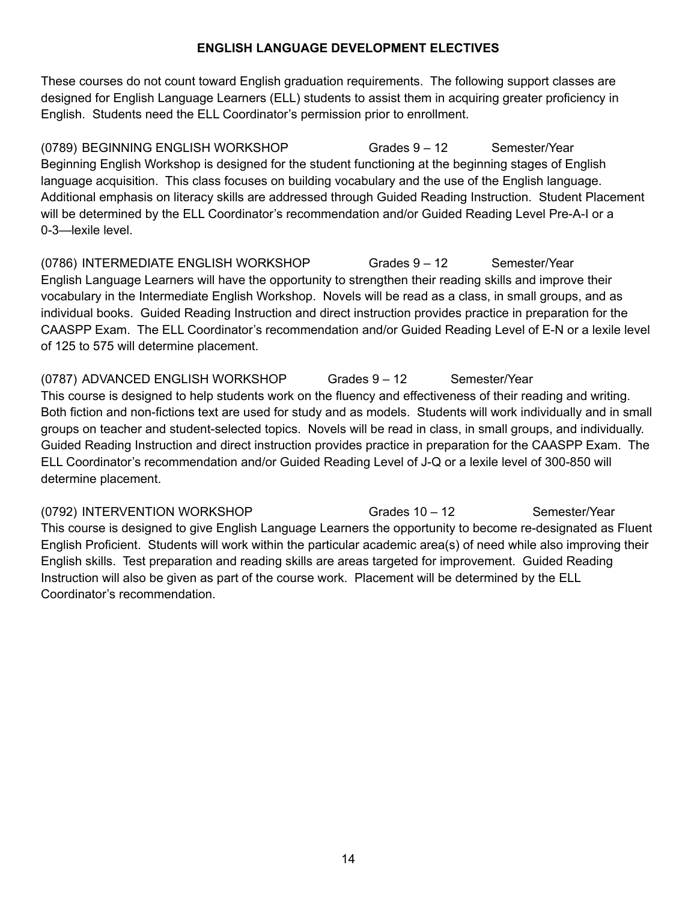## ENGLISH LANGUAGE DEVELOPMENT ELECTIVES

These courses do not count toward English graduation requirements. The following support classes are designed for English Language Learners (ELL) students to assist them in acquiring greater proficiency in English. Students need the ELL Coordinator's permission prior to enrollment.

(0789) BEGINNING ENGLISH WORKSHOP Grades 9 – 12 Semester/Year
Beginning English Workshop is designed for the student functioning at the beginning stages of English language acquisition. This class focuses on building vocabulary and the use of the English language. Additional emphasis on literacy skills are addressed through Guided Reading Instruction. Student Placement will be determined by the ELL Coordinator's recommendation and/or Guided Reading Level Pre-A-I or a 0-3—lexile level.

(0786) INTERMEDIATE ENGLISH WORKSHOP Grades 9 – 12 Semester/Year
English Language Learners will have the opportunity to strengthen their reading skills and improve their vocabulary in the Intermediate English Workshop. Novels will be read as a class, in small groups, and as individual books. Guided Reading Instruction and direct instruction provides practice in preparation for the CAASPP Exam. The ELL Coordinator's recommendation and/or Guided Reading Level of E-N or a lexile level of 125 to 575 will determine placement.

(0787) ADVANCED ENGLISH WORKSHOP Grades 9 – 12 Semester/Year
This course is designed to help students work on the fluency and effectiveness of their reading and writing. Both fiction and non-fictions text are used for study and as models. Students will work individually and in small groups on teacher and student-selected topics. Novels will be read in class, in small groups, and individually. Guided Reading Instruction and direct instruction provides practice in preparation for the CAASPP Exam. The ELL Coordinator's recommendation and/or Guided Reading Level of J-Q or a lexile level of 300-850 will determine placement.

(0792) INTERVENTION WORKSHOP Grades 10 – 12 Semester/Year
This course is designed to give English Language Learners the opportunity to become re-designated as Fluent English Proficient. Students will work within the particular academic area(s) of need while also improving their English skills. Test preparation and reading skills are areas targeted for improvement. Guided Reading Instruction will also be given as part of the course work. Placement will be determined by the ELL Coordinator's recommendation.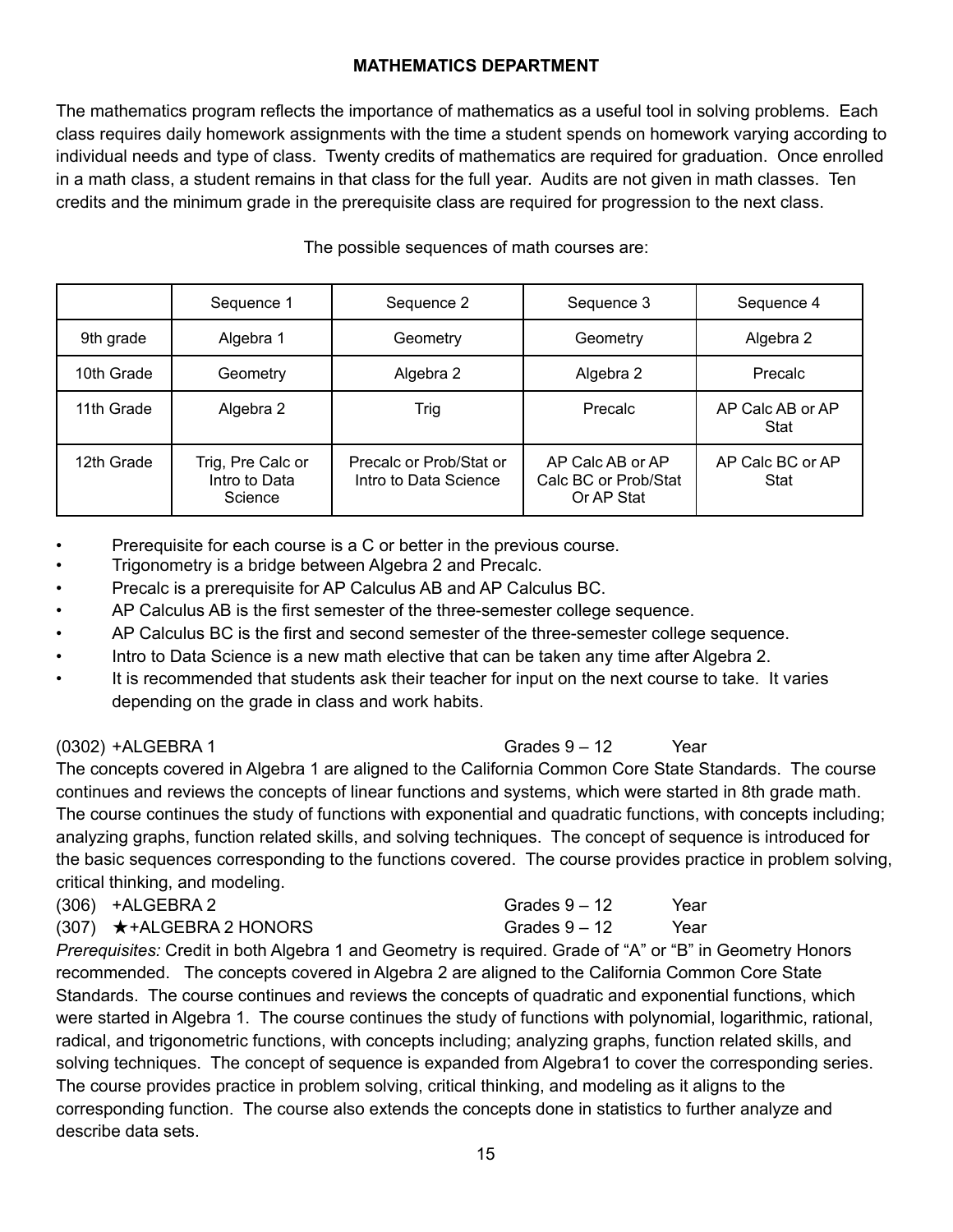## MATHEMATICS DEPARTMENT

The mathematics program reflects the importance of mathematics as a useful tool in solving problems. Each class requires daily homework assignments with the time a student spends on homework varying according to individual needs and type of class. Twenty credits of mathematics are required for graduation. Once enrolled in a math class, a student remains in that class for the full year. Audits are not given in math classes. Ten credits and the minimum grade in the prerequisite class are required for progression to the next class.

The possible sequences of math courses are:

| | Sequence 1 | Sequence 2 | Sequence 3 | Sequence 4 |
|---|---|---|---|---|
| 9th grade | Algebra 1 | Geometry | Geometry | Algebra 2 |
| 10th Grade | Geometry | Algebra 2 | Algebra 2 | Precalc |
| 11th Grade | Algebra 2 | Trig | Precalc | AP Calc AB or AP Stat |
| 12th Grade | Trig, Pre Calc or Intro to Data Science | Precalc or Prob/Stat or Intro to Data Science | AP Calc AB or AP Calc BC or Prob/Stat Or AP Stat | AP Calc BC or AP Stat |

- Prerequisite for each course is a C or better in the previous course.
- Trigonometry is a bridge between Algebra 2 and Precalc.
- Precalc is a prerequisite for AP Calculus AB and AP Calculus BC.
- AP Calculus AB is the first semester of the three-semester college sequence.
- AP Calculus BC is the first and second semester of the three-semester college sequence.
- Intro to Data Science is a new math elective that can be taken any time after Algebra 2.
- It is recommended that students ask their teacher for input on the next course to take. It varies depending on the grade in class and work habits.

(0302) +ALGEBRA 1 Grades 9 – 12 Year

The concepts covered in Algebra 1 are aligned to the California Common Core State Standards. The course continues and reviews the concepts of linear functions and systems, which were started in 8th grade math. The course continues the study of functions with exponential and quadratic functions, with concepts including; analyzing graphs, function related skills, and solving techniques. The concept of sequence is introduced for the basic sequences corresponding to the functions covered. The course provides practice in problem solving, critical thinking, and modeling.

(306) +ALGEBRA 2 Grades 9 – 12 Year

(307) ★+ALGEBRA 2 HONORS Grades 9 – 12 Year

*Prerequisites:* Credit in both Algebra 1 and Geometry is required. Grade of "A" or "B" in Geometry Honors recommended. The concepts covered in Algebra 2 are aligned to the California Common Core State Standards. The course continues and reviews the concepts of quadratic and exponential functions, which were started in Algebra 1. The course continues the study of functions with polynomial, logarithmic, rational, radical, and trigonometric functions, with concepts including; analyzing graphs, function related skills, and solving techniques. The concept of sequence is expanded from Algebra1 to cover the corresponding series. The course provides practice in problem solving, critical thinking, and modeling as it aligns to the corresponding function. The course also extends the concepts done in statistics to further analyze and describe data sets.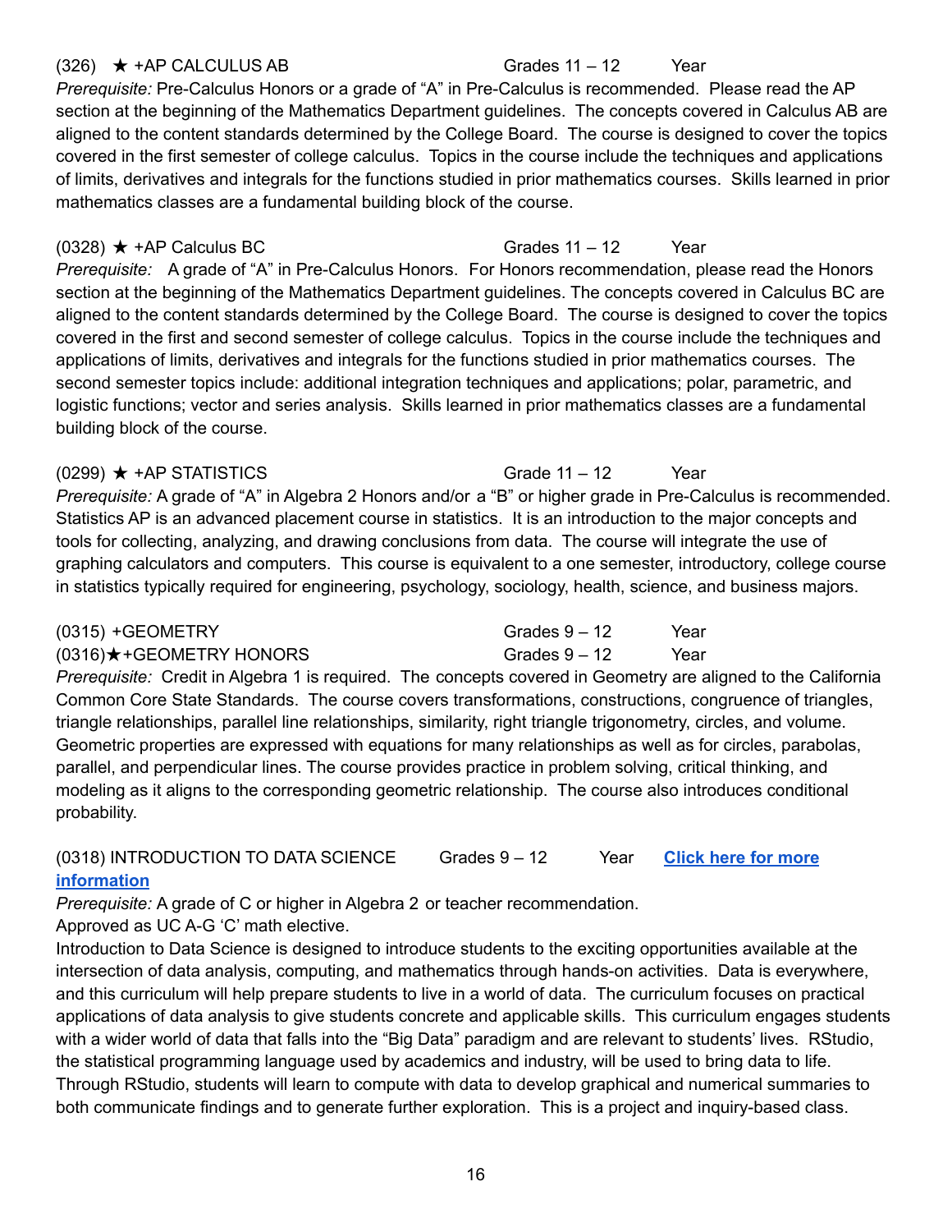(326) ★ +AP CALCULUS AB Grades 11 – 12 Year

*Prerequisite:* Pre-Calculus Honors or a grade of "A" in Pre-Calculus is recommended. Please read the AP section at the beginning of the Mathematics Department guidelines. The concepts covered in Calculus AB are aligned to the content standards determined by the College Board. The course is designed to cover the topics covered in the first semester of college calculus. Topics in the course include the techniques and applications of limits, derivatives and integrals for the functions studied in prior mathematics courses. Skills learned in prior mathematics classes are a fundamental building block of the course.

(0328) ★ +AP Calculus BC Grades 11 – 12 Year

*Prerequisite:* A grade of "A" in Pre-Calculus Honors. For Honors recommendation, please read the Honors section at the beginning of the Mathematics Department guidelines. The concepts covered in Calculus BC are aligned to the content standards determined by the College Board. The course is designed to cover the topics covered in the first and second semester of college calculus. Topics in the course include the techniques and applications of limits, derivatives and integrals for the functions studied in prior mathematics courses. The second semester topics include: additional integration techniques and applications; polar, parametric, and logistic functions; vector and series analysis. Skills learned in prior mathematics classes are a fundamental building block of the course.

(0299) ★ +AP STATISTICS Grade 11 – 12 Year

*Prerequisite:* A grade of "A" in Algebra 2 Honors and/or a "B" or higher grade in Pre-Calculus is recommended. Statistics AP is an advanced placement course in statistics. It is an introduction to the major concepts and tools for collecting, analyzing, and drawing conclusions from data. The course will integrate the use of graphing calculators and computers. This course is equivalent to a one semester, introductory, college course in statistics typically required for engineering, psychology, sociology, health, science, and business majors.

(0315) +GEOMETRY Grades 9 – 12 Year

(0316)★+GEOMETRY HONORS Grades 9 – 12 Year

*Prerequisite:* Credit in Algebra 1 is required. The concepts covered in Geometry are aligned to the California Common Core State Standards. The course covers transformations, constructions, congruence of triangles, triangle relationships, parallel line relationships, similarity, right triangle trigonometry, circles, and volume. Geometric properties are expressed with equations for many relationships as well as for circles, parabolas, parallel, and perpendicular lines. The course provides practice in problem solving, critical thinking, and modeling as it aligns to the corresponding geometric relationship. The course also introduces conditional probability.

(0318) INTRODUCTION TO DATA SCIENCE Grades 9 – 12 Year **Click here for more information**

*Prerequisite:* A grade of C or higher in Algebra 2 or teacher recommendation.

Approved as UC A-G 'C' math elective.

Introduction to Data Science is designed to introduce students to the exciting opportunities available at the intersection of data analysis, computing, and mathematics through hands-on activities. Data is everywhere, and this curriculum will help prepare students to live in a world of data. The curriculum focuses on practical applications of data analysis to give students concrete and applicable skills. This curriculum engages students with a wider world of data that falls into the "Big Data" paradigm and are relevant to students' lives. RStudio, the statistical programming language used by academics and industry, will be used to bring data to life. Through RStudio, students will learn to compute with data to develop graphical and numerical summaries to both communicate findings and to generate further exploration. This is a project and inquiry-based class.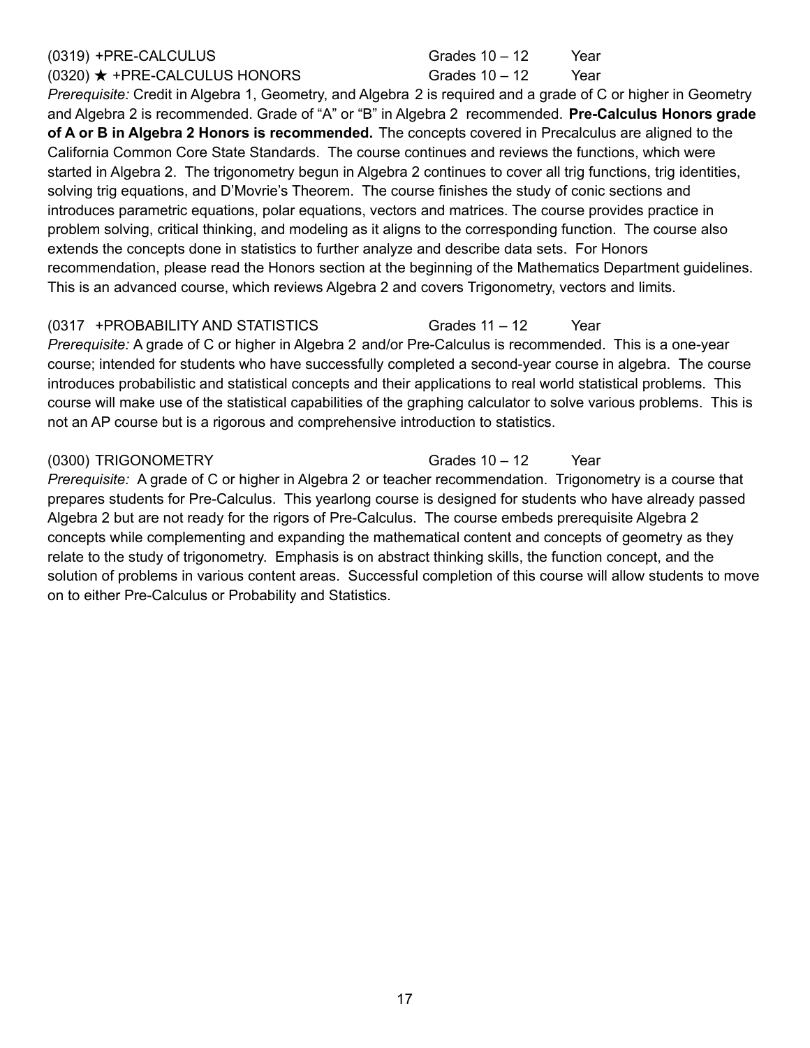(0319) +PRE-CALCULUS Grades 10 – 12 Year

(0320) ★ +PRE-CALCULUS HONORS Grades 10 – 12 Year

*Prerequisite:* Credit in Algebra 1, Geometry, and Algebra 2 is required and a grade of C or higher in Geometry and Algebra 2 is recommended. Grade of "A" or "B" in Algebra 2 recommended. **Pre-Calculus Honors grade of A or B in Algebra 2 Honors is recommended.** The concepts covered in Precalculus are aligned to the California Common Core State Standards. The course continues and reviews the functions, which were started in Algebra 2. The trigonometry begun in Algebra 2 continues to cover all trig functions, trig identities, solving trig equations, and D'Movrie's Theorem. The course finishes the study of conic sections and introduces parametric equations, polar equations, vectors and matrices. The course provides practice in problem solving, critical thinking, and modeling as it aligns to the corresponding function. The course also extends the concepts done in statistics to further analyze and describe data sets. For Honors recommendation, please read the Honors section at the beginning of the Mathematics Department guidelines. This is an advanced course, which reviews Algebra 2 and covers Trigonometry, vectors and limits.

(0317 +PROBABILITY AND STATISTICS Grades 11 – 12 Year

*Prerequisite:* A grade of C or higher in Algebra 2 and/or Pre-Calculus is recommended. This is a one-year course; intended for students who have successfully completed a second-year course in algebra. The course introduces probabilistic and statistical concepts and their applications to real world statistical problems. This course will make use of the statistical capabilities of the graphing calculator to solve various problems. This is not an AP course but is a rigorous and comprehensive introduction to statistics.

(0300) TRIGONOMETRY Grades 10 – 12 Year

*Prerequisite:* A grade of C or higher in Algebra 2 or teacher recommendation. Trigonometry is a course that prepares students for Pre-Calculus. This yearlong course is designed for students who have already passed Algebra 2 but are not ready for the rigors of Pre-Calculus. The course embeds prerequisite Algebra 2 concepts while complementing and expanding the mathematical content and concepts of geometry as they relate to the study of trigonometry. Emphasis is on abstract thinking skills, the function concept, and the solution of problems in various content areas. Successful completion of this course will allow students to move on to either Pre-Calculus or Probability and Statistics.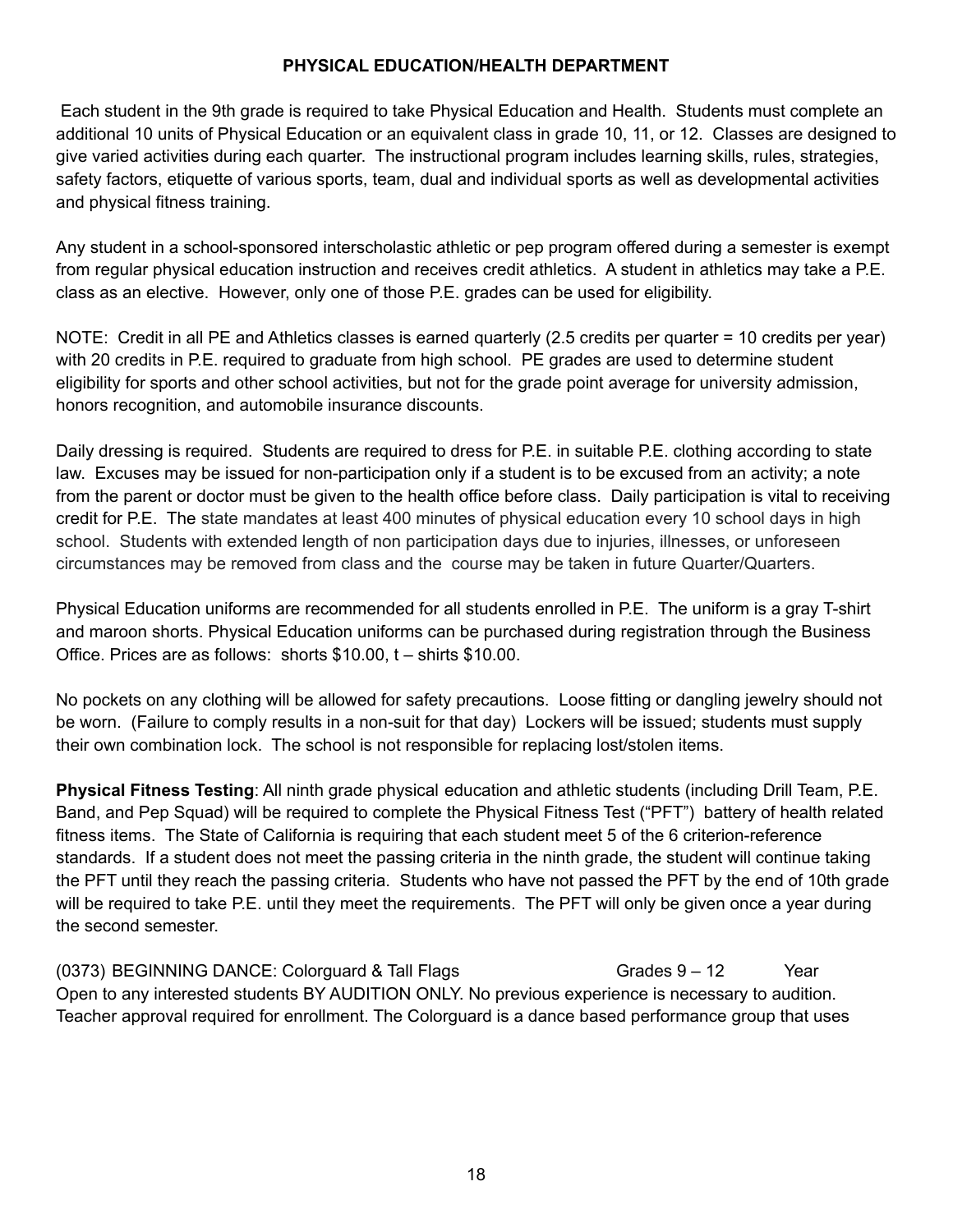## PHYSICAL EDUCATION/HEALTH DEPARTMENT

Each student in the 9th grade is required to take Physical Education and Health. Students must complete an additional 10 units of Physical Education or an equivalent class in grade 10, 11, or 12. Classes are designed to give varied activities during each quarter. The instructional program includes learning skills, rules, strategies, safety factors, etiquette of various sports, team, dual and individual sports as well as developmental activities and physical fitness training.

Any student in a school-sponsored interscholastic athletic or pep program offered during a semester is exempt from regular physical education instruction and receives credit athletics. A student in athletics may take a P.E. class as an elective. However, only one of those P.E. grades can be used for eligibility.

NOTE: Credit in all PE and Athletics classes is earned quarterly (2.5 credits per quarter = 10 credits per year) with 20 credits in P.E. required to graduate from high school. PE grades are used to determine student eligibility for sports and other school activities, but not for the grade point average for university admission, honors recognition, and automobile insurance discounts.

Daily dressing is required. Students are required to dress for P.E. in suitable P.E. clothing according to state law. Excuses may be issued for non-participation only if a student is to be excused from an activity; a note from the parent or doctor must be given to the health office before class. Daily participation is vital to receiving credit for P.E. The state mandates at least 400 minutes of physical education every 10 school days in high school. Students with extended length of non participation days due to injuries, illnesses, or unforeseen circumstances may be removed from class and the course may be taken in future Quarter/Quarters.

Physical Education uniforms are recommended for all students enrolled in P.E. The uniform is a gray T-shirt and maroon shorts. Physical Education uniforms can be purchased during registration through the Business Office. Prices are as follows: shorts $10.00, t – shirts $10.00.

No pockets on any clothing will be allowed for safety precautions. Loose fitting or dangling jewelry should not be worn. (Failure to comply results in a non-suit for that day) Lockers will be issued; students must supply their own combination lock. The school is not responsible for replacing lost/stolen items.

**Physical Fitness Testing**: All ninth grade physical education and athletic students (including Drill Team, P.E. Band, and Pep Squad) will be required to complete the Physical Fitness Test ("PFT") battery of health related fitness items. The State of California is requiring that each student meet 5 of the 6 criterion-reference standards. If a student does not meet the passing criteria in the ninth grade, the student will continue taking the PFT until they reach the passing criteria. Students who have not passed the PFT by the end of 10th grade will be required to take P.E. until they meet the requirements. The PFT will only be given once a year during the second semester.

(0373) BEGINNING DANCE: Colorguard & Tall Flags Grades 9 – 12 Year

Open to any interested students BY AUDITION ONLY. No previous experience is necessary to audition. Teacher approval required for enrollment. The Colorguard is a dance based performance group that uses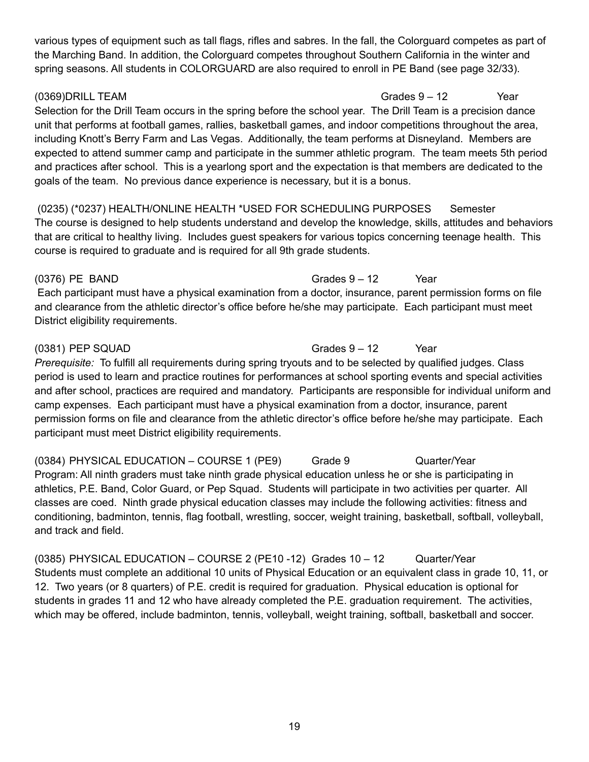various types of equipment such as tall flags, rifles and sabres. In the fall, the Colorguard competes as part of the Marching Band. In addition, the Colorguard competes throughout Southern California in the winter and spring seasons. All students in COLORGUARD are also required to enroll in PE Band (see page 32/33).

(0369)DRILL TEAM Grades 9 – 12 Year

Selection for the Drill Team occurs in the spring before the school year. The Drill Team is a precision dance unit that performs at football games, rallies, basketball games, and indoor competitions throughout the area, including Knott's Berry Farm and Las Vegas. Additionally, the team performs at Disneyland. Members are expected to attend summer camp and participate in the summer athletic program. The team meets 5th period and practices after school. This is a yearlong sport and the expectation is that members are dedicated to the goals of the team. No previous dance experience is necessary, but it is a bonus.

(0235) (*0237) HEALTH/ONLINE HEALTH *USED FOR SCHEDULING PURPOSES Semester

The course is designed to help students understand and develop the knowledge, skills, attitudes and behaviors that are critical to healthy living. Includes guest speakers for various topics concerning teenage health. This course is required to graduate and is required for all 9th grade students.

(0376) PE BAND Grades 9 – 12 Year

Each participant must have a physical examination from a doctor, insurance, parent permission forms on file and clearance from the athletic director's office before he/she may participate. Each participant must meet District eligibility requirements.

(0381) PEP SQUAD Grades 9 – 12 Year

*Prerequisite:* To fulfill all requirements during spring tryouts and to be selected by qualified judges. Class period is used to learn and practice routines for performances at school sporting events and special activities and after school, practices are required and mandatory. Participants are responsible for individual uniform and camp expenses. Each participant must have a physical examination from a doctor, insurance, parent permission forms on file and clearance from the athletic director's office before he/she may participate. Each participant must meet District eligibility requirements.

(0384) PHYSICAL EDUCATION – COURSE 1 (PE9) Grade 9 Quarter/Year

Program: All ninth graders must take ninth grade physical education unless he or she is participating in athletics, P.E. Band, Color Guard, or Pep Squad. Students will participate in two activities per quarter. All classes are coed. Ninth grade physical education classes may include the following activities: fitness and conditioning, badminton, tennis, flag football, wrestling, soccer, weight training, basketball, softball, volleyball, and track and field.

(0385) PHYSICAL EDUCATION – COURSE 2 (PE10 -12) Grades 10 – 12 Quarter/Year

Students must complete an additional 10 units of Physical Education or an equivalent class in grade 10, 11, or 12. Two years (or 8 quarters) of P.E. credit is required for graduation. Physical education is optional for students in grades 11 and 12 who have already completed the P.E. graduation requirement. The activities, which may be offered, include badminton, tennis, volleyball, weight training, softball, basketball and soccer.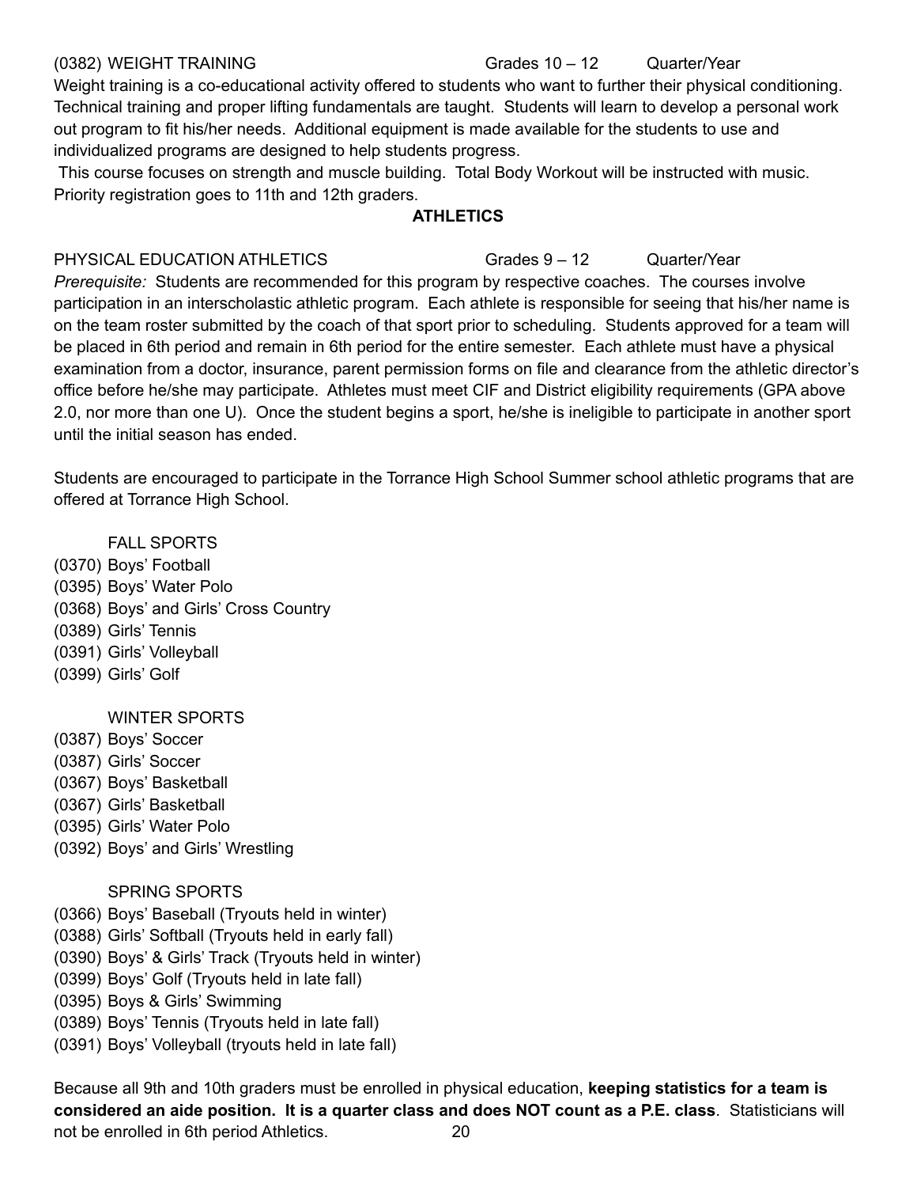(0382) WEIGHT TRAINING Grades 10 – 12 Quarter/Year

Weight training is a co-educational activity offered to students who want to further their physical conditioning. Technical training and proper lifting fundamentals are taught. Students will learn to develop a personal work out program to fit his/her needs. Additional equipment is made available for the students to use and individualized programs are designed to help students progress.

This course focuses on strength and muscle building. Total Body Workout will be instructed with music. Priority registration goes to 11th and 12th graders.

## ATHLETICS

PHYSICAL EDUCATION ATHLETICS Grades 9 – 12 Quarter/Year

*Prerequisite:* Students are recommended for this program by respective coaches. The courses involve participation in an interscholastic athletic program. Each athlete is responsible for seeing that his/her name is on the team roster submitted by the coach of that sport prior to scheduling. Students approved for a team will be placed in 6th period and remain in 6th period for the entire semester. Each athlete must have a physical examination from a doctor, insurance, parent permission forms on file and clearance from the athletic director's office before he/she may participate. Athletes must meet CIF and District eligibility requirements (GPA above 2.0, nor more than one U). Once the student begins a sport, he/she is ineligible to participate in another sport until the initial season has ended.

Students are encouraged to participate in the Torrance High School Summer school athletic programs that are offered at Torrance High School.

FALL SPORTS

(0370) Boys' Football
(0395) Boys' Water Polo
(0368) Boys' and Girls' Cross Country
(0389) Girls' Tennis
(0391) Girls' Volleyball
(0399) Girls' Golf

WINTER SPORTS

(0387) Boys' Soccer
(0387) Girls' Soccer
(0367) Boys' Basketball
(0367) Girls' Basketball
(0395) Girls' Water Polo
(0392) Boys' and Girls' Wrestling

SPRING SPORTS

(0366) Boys' Baseball (Tryouts held in winter)
(0388) Girls' Softball (Tryouts held in early fall)
(0390) Boys' & Girls' Track (Tryouts held in winter)
(0399) Boys' Golf (Tryouts held in late fall)
(0395) Boys & Girls' Swimming
(0389) Boys' Tennis (Tryouts held in late fall)
(0391) Boys' Volleyball (tryouts held in late fall)

Because all 9th and 10th graders must be enrolled in physical education, **keeping statistics for a team is considered an aide position. It is a quarter class and does NOT count as a P.E. class**. Statisticians will not be enrolled in 6th period Athletics.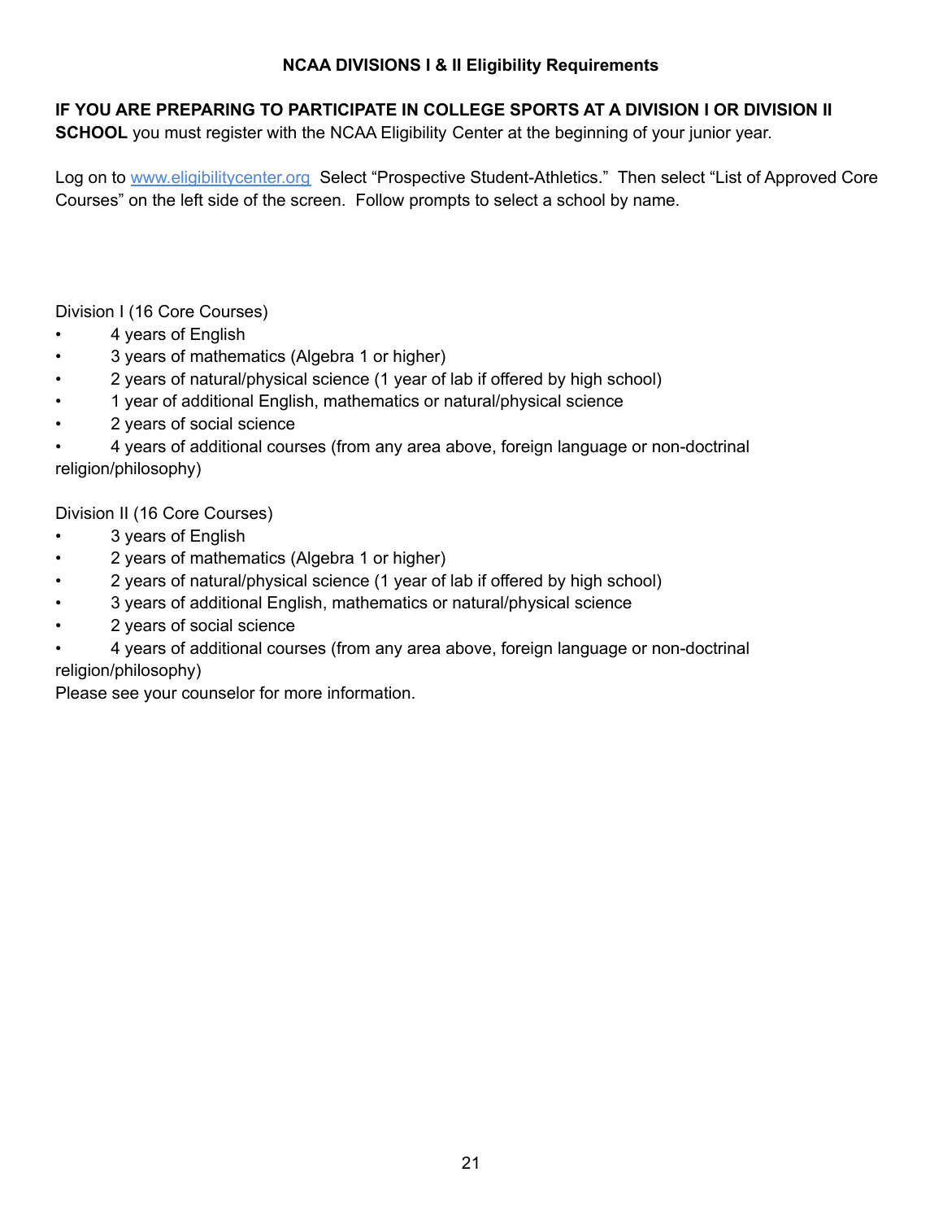## NCAA DIVISIONS I & II Eligibility Requirements

**IF YOU ARE PREPARING TO PARTICIPATE IN COLLEGE SPORTS AT A DIVISION I OR DIVISION II SCHOOL** you must register with the NCAA Eligibility Center at the beginning of your junior year.

Log on to [www.eligibilitycenter.org](http://www.eligibilitycenter.org) Select "Prospective Student-Athletics." Then select "List of Approved Core Courses" on the left side of the screen. Follow prompts to select a school by name.

Division I (16 Core Courses)

- 4 years of English
- 3 years of mathematics (Algebra 1 or higher)
- 2 years of natural/physical science (1 year of lab if offered by high school)
- 1 year of additional English, mathematics or natural/physical science
- 2 years of social science
- 4 years of additional courses (from any area above, foreign language or non-doctrinal religion/philosophy)

Division II (16 Core Courses)

- 3 years of English
- 2 years of mathematics (Algebra 1 or higher)
- 2 years of natural/physical science (1 year of lab if offered by high school)
- 3 years of additional English, mathematics or natural/physical science
- 2 years of social science
- 4 years of additional courses (from any area above, foreign language or non-doctrinal religion/philosophy)

Please see your counselor for more information.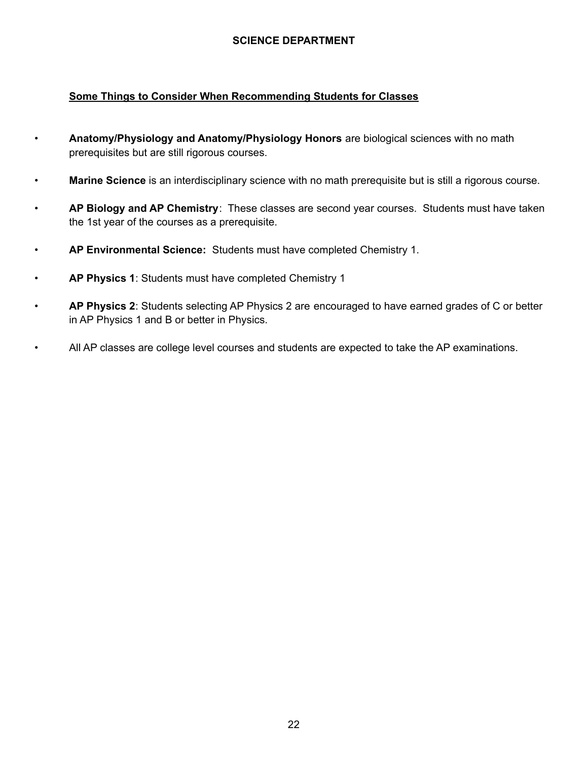# SCIENCE DEPARTMENT

## Some Things to Consider When Recommending Students for Classes

- **Anatomy/Physiology and Anatomy/Physiology Honors** are biological sciences with no math prerequisites but are still rigorous courses.
- **Marine Science** is an interdisciplinary science with no math prerequisite but is still a rigorous course.
- **AP Biology and AP Chemistry**: These classes are second year courses. Students must have taken the 1st year of the courses as a prerequisite.
- **AP Environmental Science:** Students must have completed Chemistry 1.
- **AP Physics 1**: Students must have completed Chemistry 1
- **AP Physics 2**: Students selecting AP Physics 2 are encouraged to have earned grades of C or better in AP Physics 1 and B or better in Physics.
- All AP classes are college level courses and students are expected to take the AP examinations.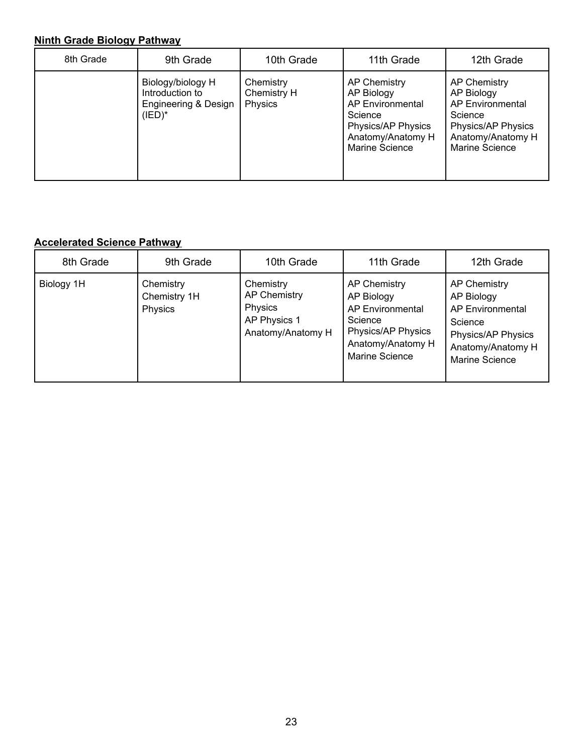**Ninth Grade Biology Pathway**

| 8th Grade | 9th Grade | 10th Grade | 11th Grade | 12th Grade |
| --- | --- | --- | --- | --- |
| | Biology/biology H<br>Introduction to Engineering & Design (IED)* | Chemistry<br>Chemistry H<br>Physics | AP Chemistry<br>AP Biology<br>AP Environmental Science<br>Physics/AP Physics<br>Anatomy/Anatomy H<br>Marine Science | AP Chemistry<br>AP Biology<br>AP Environmental Science<br>Physics/AP Physics<br>Anatomy/Anatomy H<br>Marine Science |

**Accelerated Science Pathway**

| 8th Grade | 9th Grade | 10th Grade | 11th Grade | 12th Grade |
| --- | --- | --- | --- | --- |
| Biology 1H | Chemistry<br>Chemistry 1H<br>Physics | Chemistry<br>AP Chemistry<br>Physics<br>AP Physics 1<br>Anatomy/Anatomy H | AP Chemistry<br>AP Biology<br>AP Environmental Science<br>Physics/AP Physics<br>Anatomy/Anatomy H<br>Marine Science | AP Chemistry<br>AP Biology<br>AP Environmental Science<br>Physics/AP Physics<br>Anatomy/Anatomy H<br>Marine Science |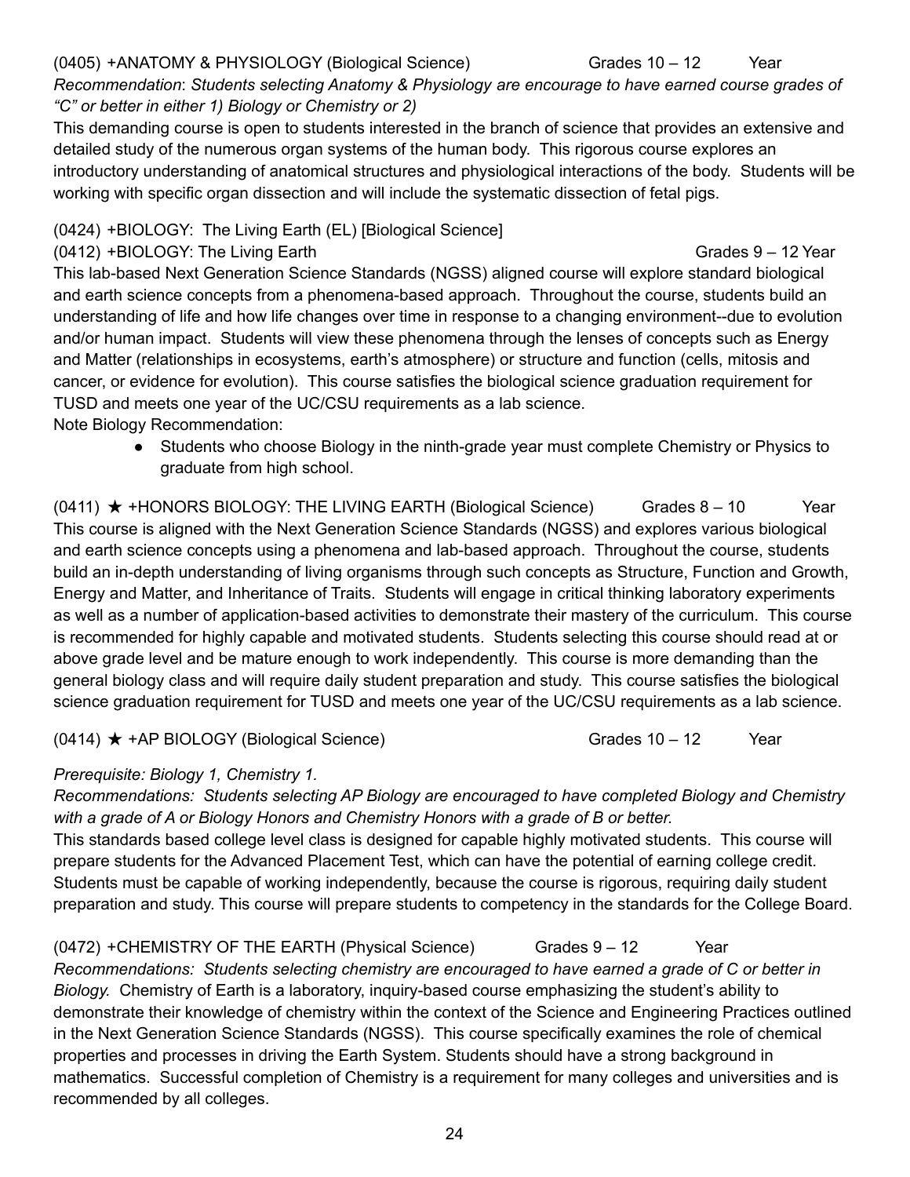(0405) +ANATOMY & PHYSIOLOGY (Biological Science) Grades 10 – 12 Year

*Recommendation*: *Students selecting Anatomy & Physiology are encourage to have earned course grades of "C" or better in either 1) Biology or Chemistry or 2)*

This demanding course is open to students interested in the branch of science that provides an extensive and detailed study of the numerous organ systems of the human body. This rigorous course explores an introductory understanding of anatomical structures and physiological interactions of the body. Students will be working with specific organ dissection and will include the systematic dissection of fetal pigs.

(0424) +BIOLOGY: The Living Earth (EL) [Biological Science]

(0412) +BIOLOGY: The Living Earth Grades 9 – 12 Year

This lab-based Next Generation Science Standards (NGSS) aligned course will explore standard biological and earth science concepts from a phenomena-based approach. Throughout the course, students build an understanding of life and how life changes over time in response to a changing environment--due to evolution and/or human impact. Students will view these phenomena through the lenses of concepts such as Energy and Matter (relationships in ecosystems, earth's atmosphere) or structure and function (cells, mitosis and cancer, or evidence for evolution). This course satisfies the biological science graduation requirement for TUSD and meets one year of the UC/CSU requirements as a lab science.

Note Biology Recommendation:

- Students who choose Biology in the ninth-grade year must complete Chemistry or Physics to graduate from high school.

(0411) ★ +HONORS BIOLOGY: THE LIVING EARTH (Biological Science) Grades 8 – 10 Year

This course is aligned with the Next Generation Science Standards (NGSS) and explores various biological and earth science concepts using a phenomena and lab-based approach. Throughout the course, students build an in-depth understanding of living organisms through such concepts as Structure, Function and Growth, Energy and Matter, and Inheritance of Traits. Students will engage in critical thinking laboratory experiments as well as a number of application-based activities to demonstrate their mastery of the curriculum. This course is recommended for highly capable and motivated students. Students selecting this course should read at or above grade level and be mature enough to work independently. This course is more demanding than the general biology class and will require daily student preparation and study. This course satisfies the biological science graduation requirement for TUSD and meets one year of the UC/CSU requirements as a lab science.

(0414) ★ +AP BIOLOGY (Biological Science) Grades 10 – 12 Year

*Prerequisite: Biology 1, Chemistry 1.*

*Recommendations: Students selecting AP Biology are encouraged to have completed Biology and Chemistry with a grade of A or Biology Honors and Chemistry Honors with a grade of B or better.*

This standards based college level class is designed for capable highly motivated students. This course will prepare students for the Advanced Placement Test, which can have the potential of earning college credit. Students must be capable of working independently, because the course is rigorous, requiring daily student preparation and study. This course will prepare students to competency in the standards for the College Board.

(0472) +CHEMISTRY OF THE EARTH (Physical Science) Grades 9 – 12 Year

*Recommendations: Students selecting chemistry are encouraged to have earned a grade of C or better in Biology.* Chemistry of Earth is a laboratory, inquiry-based course emphasizing the student's ability to demonstrate their knowledge of chemistry within the context of the Science and Engineering Practices outlined in the Next Generation Science Standards (NGSS). This course specifically examines the role of chemical properties and processes in driving the Earth System. Students should have a strong background in mathematics. Successful completion of Chemistry is a requirement for many colleges and universities and is recommended by all colleges.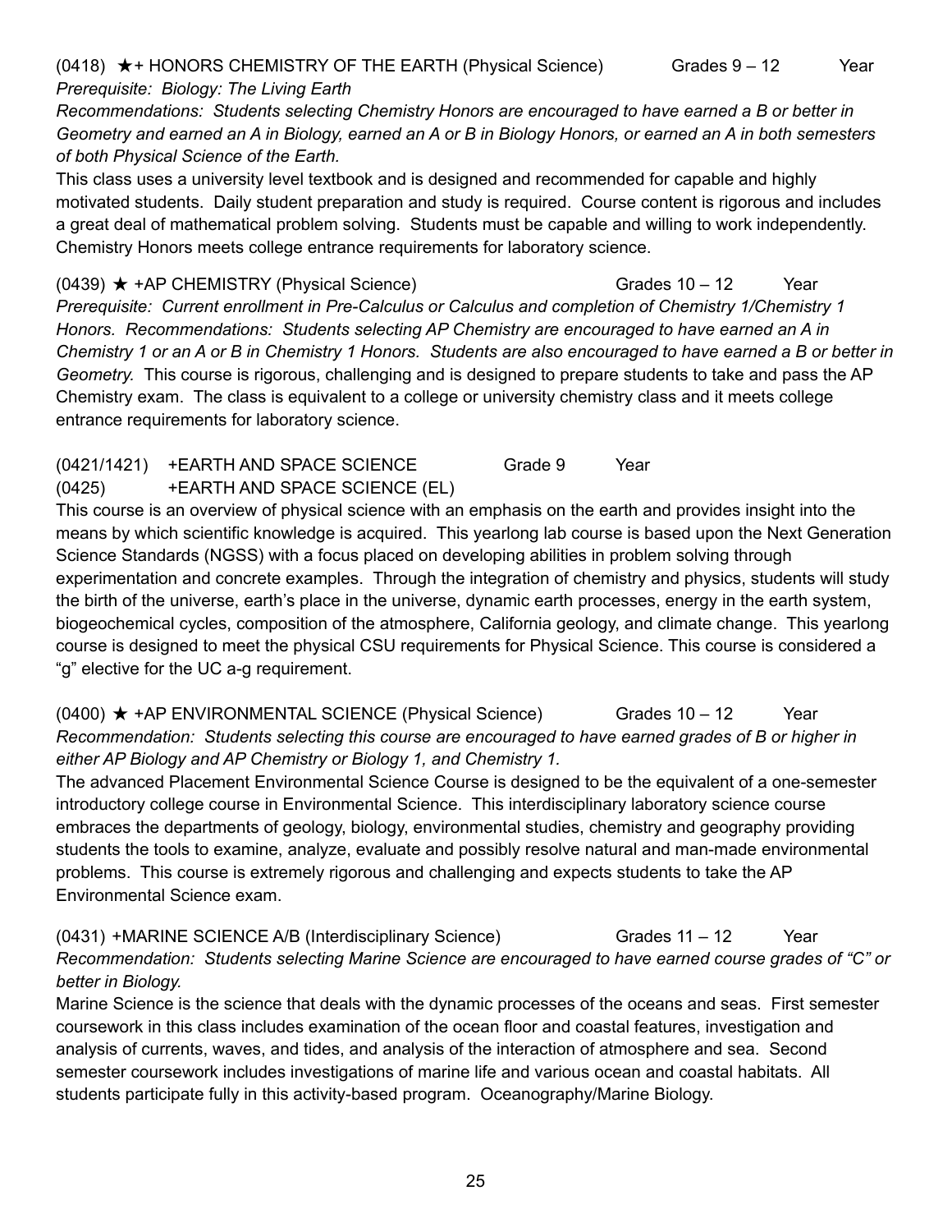(0418) ★+ HONORS CHEMISTRY OF THE EARTH (Physical Science) Grades 9 – 12 Year

*Prerequisite: Biology: The Living Earth*

*Recommendations: Students selecting Chemistry Honors are encouraged to have earned a B or better in Geometry and earned an A in Biology, earned an A or B in Biology Honors, or earned an A in both semesters of both Physical Science of the Earth.*

This class uses a university level textbook and is designed and recommended for capable and highly motivated students. Daily student preparation and study is required. Course content is rigorous and includes a great deal of mathematical problem solving. Students must be capable and willing to work independently. Chemistry Honors meets college entrance requirements for laboratory science.

(0439) ★ +AP CHEMISTRY (Physical Science) Grades 10 – 12 Year

*Prerequisite: Current enrollment in Pre-Calculus or Calculus and completion of Chemistry 1/Chemistry 1 Honors. Recommendations: Students selecting AP Chemistry are encouraged to have earned an A in Chemistry 1 or an A or B in Chemistry 1 Honors. Students are also encouraged to have earned a B or better in Geometry.* This course is rigorous, challenging and is designed to prepare students to take and pass the AP Chemistry exam. The class is equivalent to a college or university chemistry class and it meets college entrance requirements for laboratory science.

(0421/1421) +EARTH AND SPACE SCIENCE Grade 9 Year

(0425) +EARTH AND SPACE SCIENCE (EL)

This course is an overview of physical science with an emphasis on the earth and provides insight into the means by which scientific knowledge is acquired. This yearlong lab course is based upon the Next Generation Science Standards (NGSS) with a focus placed on developing abilities in problem solving through experimentation and concrete examples. Through the integration of chemistry and physics, students will study the birth of the universe, earth's place in the universe, dynamic earth processes, energy in the earth system, biogeochemical cycles, composition of the atmosphere, California geology, and climate change. This yearlong course is designed to meet the physical CSU requirements for Physical Science. This course is considered a "g" elective for the UC a-g requirement.

(0400) ★ +AP ENVIRONMENTAL SCIENCE (Physical Science) Grades 10 – 12 Year

*Recommendation: Students selecting this course are encouraged to have earned grades of B or higher in either AP Biology and AP Chemistry or Biology 1, and Chemistry 1.*

The advanced Placement Environmental Science Course is designed to be the equivalent of a one-semester introductory college course in Environmental Science. This interdisciplinary laboratory science course embraces the departments of geology, biology, environmental studies, chemistry and geography providing students the tools to examine, analyze, evaluate and possibly resolve natural and man-made environmental problems. This course is extremely rigorous and challenging and expects students to take the AP Environmental Science exam.

(0431) +MARINE SCIENCE A/B (Interdisciplinary Science) Grades 11 – 12 Year

*Recommendation: Students selecting Marine Science are encouraged to have earned course grades of "C" or better in Biology.*

Marine Science is the science that deals with the dynamic processes of the oceans and seas. First semester coursework in this class includes examination of the ocean floor and coastal features, investigation and analysis of currents, waves, and tides, and analysis of the interaction of atmosphere and sea. Second semester coursework includes investigations of marine life and various ocean and coastal habitats. All students participate fully in this activity-based program. Oceanography/Marine Biology.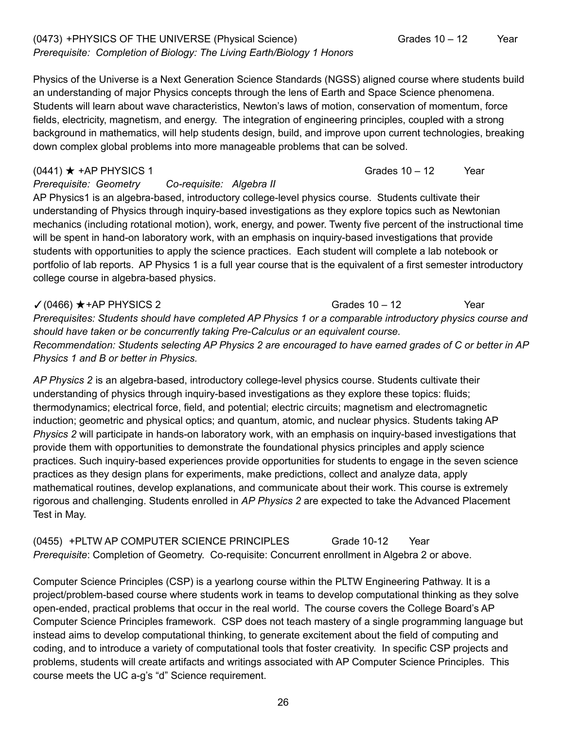(0473) +PHYSICS OF THE UNIVERSE (Physical Science) Grades 10 – 12 Year
*Prerequisite: Completion of Biology: The Living Earth/Biology 1 Honors*

Physics of the Universe is a Next Generation Science Standards (NGSS) aligned course where students build an understanding of major Physics concepts through the lens of Earth and Space Science phenomena. Students will learn about wave characteristics, Newton's laws of motion, conservation of momentum, force fields, electricity, magnetism, and energy. The integration of engineering principles, coupled with a strong background in mathematics, will help students design, build, and improve upon current technologies, breaking down complex global problems into more manageable problems that can be solved.

(0441) ★ +AP PHYSICS 1 Grades 10 – 12 Year
*Prerequisite: Geometry Co-requisite: Algebra II*
AP Physics1 is an algebra-based, introductory college-level physics course. Students cultivate their understanding of Physics through inquiry-based investigations as they explore topics such as Newtonian mechanics (including rotational motion), work, energy, and power. Twenty five percent of the instructional time will be spent in hand-on laboratory work, with an emphasis on inquiry-based investigations that provide students with opportunities to apply the science practices. Each student will complete a lab notebook or portfolio of lab reports. AP Physics 1 is a full year course that is the equivalent of a first semester introductory college course in algebra-based physics.

✓(0466) ★+AP PHYSICS 2 Grades 10 – 12 Year
*Prerequisites: Students should have completed AP Physics 1 or a comparable introductory physics course and should have taken or be concurrently taking Pre-Calculus or an equivalent course.*
*Recommendation: Students selecting AP Physics 2 are encouraged to have earned grades of C or better in AP Physics 1 and B or better in Physics.*

*AP Physics 2* is an algebra-based, introductory college-level physics course. Students cultivate their understanding of physics through inquiry-based investigations as they explore these topics: fluids; thermodynamics; electrical force, field, and potential; electric circuits; magnetism and electromagnetic induction; geometric and physical optics; and quantum, atomic, and nuclear physics. Students taking AP *Physics 2* will participate in hands-on laboratory work, with an emphasis on inquiry-based investigations that provide them with opportunities to demonstrate the foundational physics principles and apply science practices. Such inquiry-based experiences provide opportunities for students to engage in the seven science practices as they design plans for experiments, make predictions, collect and analyze data, apply mathematical routines, develop explanations, and communicate about their work. This course is extremely rigorous and challenging. Students enrolled in *AP Physics 2* are expected to take the Advanced Placement Test in May.

(0455) +PLTW AP COMPUTER SCIENCE PRINCIPLES Grade 10-12 Year
*Prerequisite*: Completion of Geometry. Co-requisite: Concurrent enrollment in Algebra 2 or above.

Computer Science Principles (CSP) is a yearlong course within the PLTW Engineering Pathway. It is a project/problem-based course where students work in teams to develop computational thinking as they solve open-ended, practical problems that occur in the real world. The course covers the College Board's AP Computer Science Principles framework. CSP does not teach mastery of a single programming language but instead aims to develop computational thinking, to generate excitement about the field of computing and coding, and to introduce a variety of computational tools that foster creativity. In specific CSP projects and problems, students will create artifacts and writings associated with AP Computer Science Principles. This course meets the UC a-g's "d" Science requirement.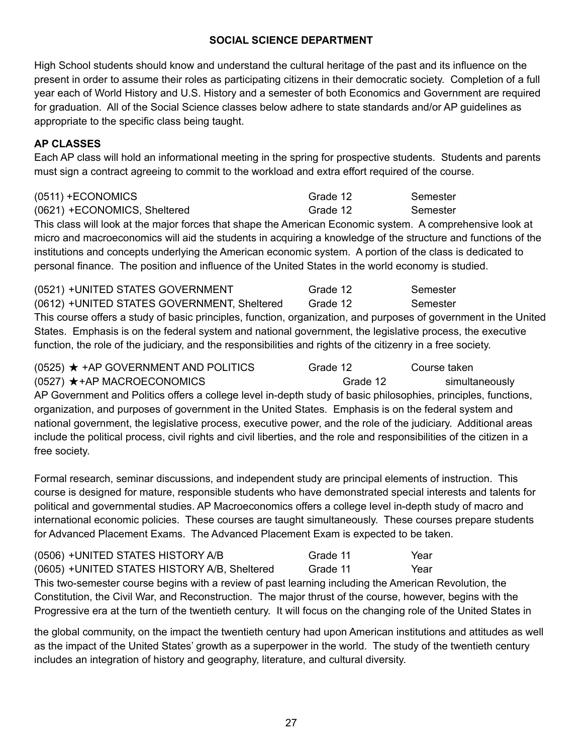## SOCIAL SCIENCE DEPARTMENT

High School students should know and understand the cultural heritage of the past and its influence on the present in order to assume their roles as participating citizens in their democratic society. Completion of a full year each of World History and U.S. History and a semester of both Economics and Government are required for graduation. All of the Social Science classes below adhere to state standards and/or AP guidelines as appropriate to the specific class being taught.

### AP CLASSES

Each AP class will hold an informational meeting in the spring for prospective students. Students and parents must sign a contract agreeing to commit to the workload and extra effort required of the course.

| Course | Grade | Length |
|---|---|---|
| (0511) +ECONOMICS | Grade 12 | Semester |
| (0621) +ECONOMICS, Sheltered | Grade 12 | Semester |

This class will look at the major forces that shape the American Economic system. A comprehensive look at micro and macroeconomics will aid the students in acquiring a knowledge of the structure and functions of the institutions and concepts underlying the American economic system. A portion of the class is dedicated to personal finance. The position and influence of the United States in the world economy is studied.

| Course | Grade | Length |
|---|---|---|
| (0521) +UNITED STATES GOVERNMENT | Grade 12 | Semester |
| (0612) +UNITED STATES GOVERNMENT, Sheltered | Grade 12 | Semester |

This course offers a study of basic principles, function, organization, and purposes of government in the United States. Emphasis is on the federal system and national government, the legislative process, the executive function, the role of the judiciary, and the responsibilities and rights of the citizenry in a free society.

| Course | Grade | Length |
|---|---|---|
| (0525) ★ +AP GOVERNMENT AND POLITICS | Grade 12 | Course taken |
| (0527) ★+AP MACROECONOMICS | Grade 12 | simultaneously |

AP Government and Politics offers a college level in-depth study of basic philosophies, principles, functions, organization, and purposes of government in the United States. Emphasis is on the federal system and national government, the legislative process, executive power, and the role of the judiciary. Additional areas include the political process, civil rights and civil liberties, and the role and responsibilities of the citizen in a free society.

Formal research, seminar discussions, and independent study are principal elements of instruction. This course is designed for mature, responsible students who have demonstrated special interests and talents for political and governmental studies. AP Macroeconomics offers a college level in-depth study of macro and international economic policies. These courses are taught simultaneously. These courses prepare students for Advanced Placement Exams. The Advanced Placement Exam is expected to be taken.

| Course | Grade | Length |
|---|---|---|
| (0506) +UNITED STATES HISTORY A/B | Grade 11 | Year |
| (0605) +UNITED STATES HISTORY A/B, Sheltered | Grade 11 | Year |

This two-semester course begins with a review of past learning including the American Revolution, the Constitution, the Civil War, and Reconstruction. The major thrust of the course, however, begins with the Progressive era at the turn of the twentieth century. It will focus on the changing role of the United States in the global community, on the impact the twentieth century had upon American institutions and attitudes as well as the impact of the United States' growth as a superpower in the world. The study of the twentieth century includes an integration of history and geography, literature, and cultural diversity.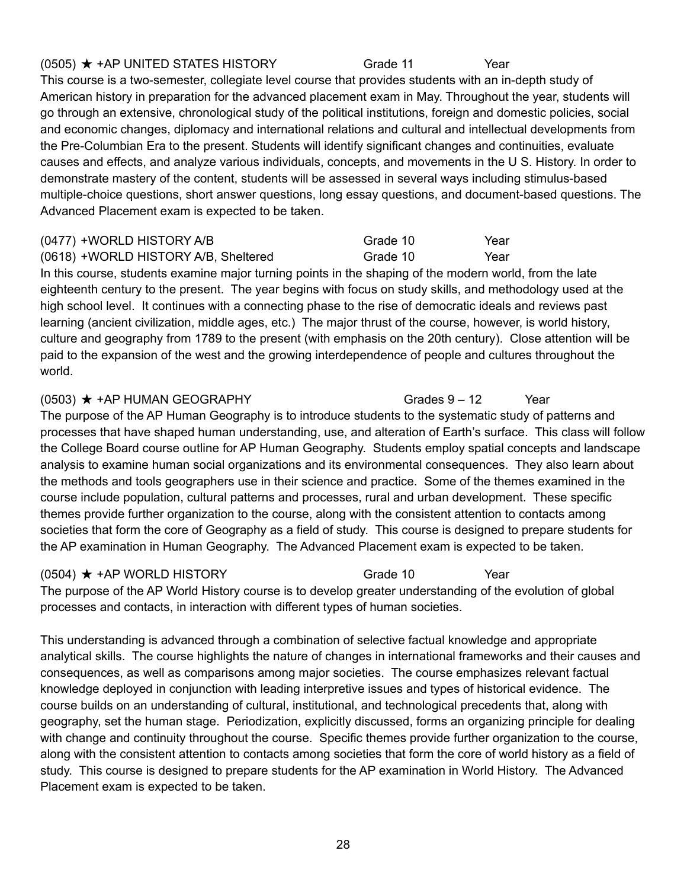(0505) ★ +AP UNITED STATES HISTORY Grade 11 Year

This course is a two-semester, collegiate level course that provides students with an in-depth study of American history in preparation for the advanced placement exam in May. Throughout the year, students will go through an extensive, chronological study of the political institutions, foreign and domestic policies, social and economic changes, diplomacy and international relations and cultural and intellectual developments from the Pre-Columbian Era to the present. Students will identify significant changes and continuities, evaluate causes and effects, and analyze various individuals, concepts, and movements in the U S. History. In order to demonstrate mastery of the content, students will be assessed in several ways including stimulus-based multiple-choice questions, short answer questions, long essay questions, and document-based questions. The Advanced Placement exam is expected to be taken.

(0477) +WORLD HISTORY A/B Grade 10 Year
(0618) +WORLD HISTORY A/B, Sheltered Grade 10 Year

In this course, students examine major turning points in the shaping of the modern world, from the late eighteenth century to the present. The year begins with focus on study skills, and methodology used at the high school level. It continues with a connecting phase to the rise of democratic ideals and reviews past learning (ancient civilization, middle ages, etc.) The major thrust of the course, however, is world history, culture and geography from 1789 to the present (with emphasis on the 20th century). Close attention will be paid to the expansion of the west and the growing interdependence of people and cultures throughout the world.

(0503) ★ +AP HUMAN GEOGRAPHY Grades 9 – 12 Year

The purpose of the AP Human Geography is to introduce students to the systematic study of patterns and processes that have shaped human understanding, use, and alteration of Earth's surface. This class will follow the College Board course outline for AP Human Geography. Students employ spatial concepts and landscape analysis to examine human social organizations and its environmental consequences. They also learn about the methods and tools geographers use in their science and practice. Some of the themes examined in the course include population, cultural patterns and processes, rural and urban development. These specific themes provide further organization to the course, along with the consistent attention to contacts among societies that form the core of Geography as a field of study. This course is designed to prepare students for the AP examination in Human Geography. The Advanced Placement exam is expected to be taken.

(0504) ★ +AP WORLD HISTORY Grade 10 Year

The purpose of the AP World History course is to develop greater understanding of the evolution of global processes and contacts, in interaction with different types of human societies.

This understanding is advanced through a combination of selective factual knowledge and appropriate analytical skills. The course highlights the nature of changes in international frameworks and their causes and consequences, as well as comparisons among major societies. The course emphasizes relevant factual knowledge deployed in conjunction with leading interpretive issues and types of historical evidence. The course builds on an understanding of cultural, institutional, and technological precedents that, along with geography, set the human stage. Periodization, explicitly discussed, forms an organizing principle for dealing with change and continuity throughout the course. Specific themes provide further organization to the course, along with the consistent attention to contacts among societies that form the core of world history as a field of study. This course is designed to prepare students for the AP examination in World History. The Advanced Placement exam is expected to be taken.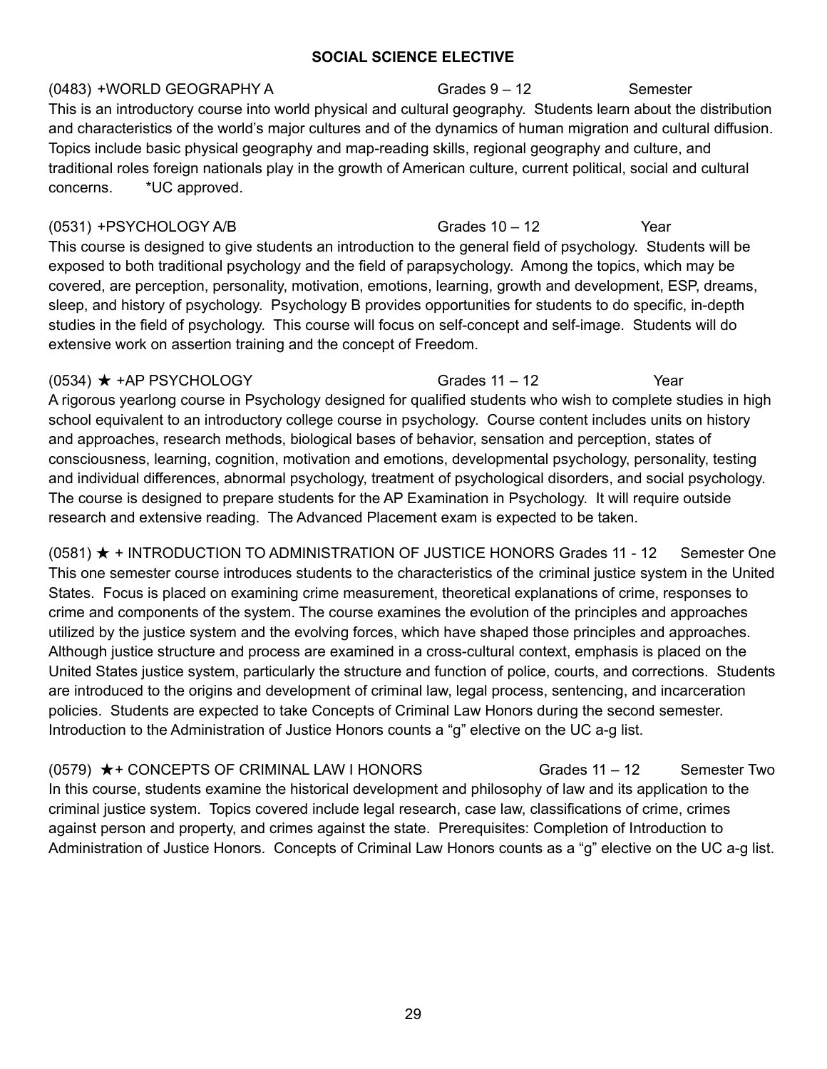**SOCIAL SCIENCE ELECTIVE**

(0483) +WORLD GEOGRAPHY A Grades 9 – 12 Semester

This is an introductory course into world physical and cultural geography. Students learn about the distribution and characteristics of the world's major cultures and of the dynamics of human migration and cultural diffusion. Topics include basic physical geography and map-reading skills, regional geography and culture, and traditional roles foreign nationals play in the growth of American culture, current political, social and cultural concerns. *UC approved.

(0531) +PSYCHOLOGY A/B Grades 10 – 12 Year

This course is designed to give students an introduction to the general field of psychology. Students will be exposed to both traditional psychology and the field of parapsychology. Among the topics, which may be covered, are perception, personality, motivation, emotions, learning, growth and development, ESP, dreams, sleep, and history of psychology. Psychology B provides opportunities for students to do specific, in-depth studies in the field of psychology. This course will focus on self-concept and self-image. Students will do extensive work on assertion training and the concept of Freedom.

(0534) ★ +AP PSYCHOLOGY Grades 11 – 12 Year

A rigorous yearlong course in Psychology designed for qualified students who wish to complete studies in high school equivalent to an introductory college course in psychology. Course content includes units on history and approaches, research methods, biological bases of behavior, sensation and perception, states of consciousness, learning, cognition, motivation and emotions, developmental psychology, personality, testing and individual differences, abnormal psychology, treatment of psychological disorders, and social psychology. The course is designed to prepare students for the AP Examination in Psychology. It will require outside research and extensive reading. The Advanced Placement exam is expected to be taken.

(0581) ★ + INTRODUCTION TO ADMINISTRATION OF JUSTICE HONORS Grades 11 - 12 Semester One

This one semester course introduces students to the characteristics of the criminal justice system in the United States. Focus is placed on examining crime measurement, theoretical explanations of crime, responses to crime and components of the system. The course examines the evolution of the principles and approaches utilized by the justice system and the evolving forces, which have shaped those principles and approaches. Although justice structure and process are examined in a cross-cultural context, emphasis is placed on the United States justice system, particularly the structure and function of police, courts, and corrections. Students are introduced to the origins and development of criminal law, legal process, sentencing, and incarceration policies. Students are expected to take Concepts of Criminal Law Honors during the second semester. Introduction to the Administration of Justice Honors counts a "g" elective on the UC a-g list.

(0579) ★+ CONCEPTS OF CRIMINAL LAW I HONORS Grades 11 – 12 Semester Two

In this course, students examine the historical development and philosophy of law and its application to the criminal justice system. Topics covered include legal research, case law, classifications of crime, crimes against person and property, and crimes against the state. Prerequisites: Completion of Introduction to Administration of Justice Honors. Concepts of Criminal Law Honors counts as a "g" elective on the UC a-g list.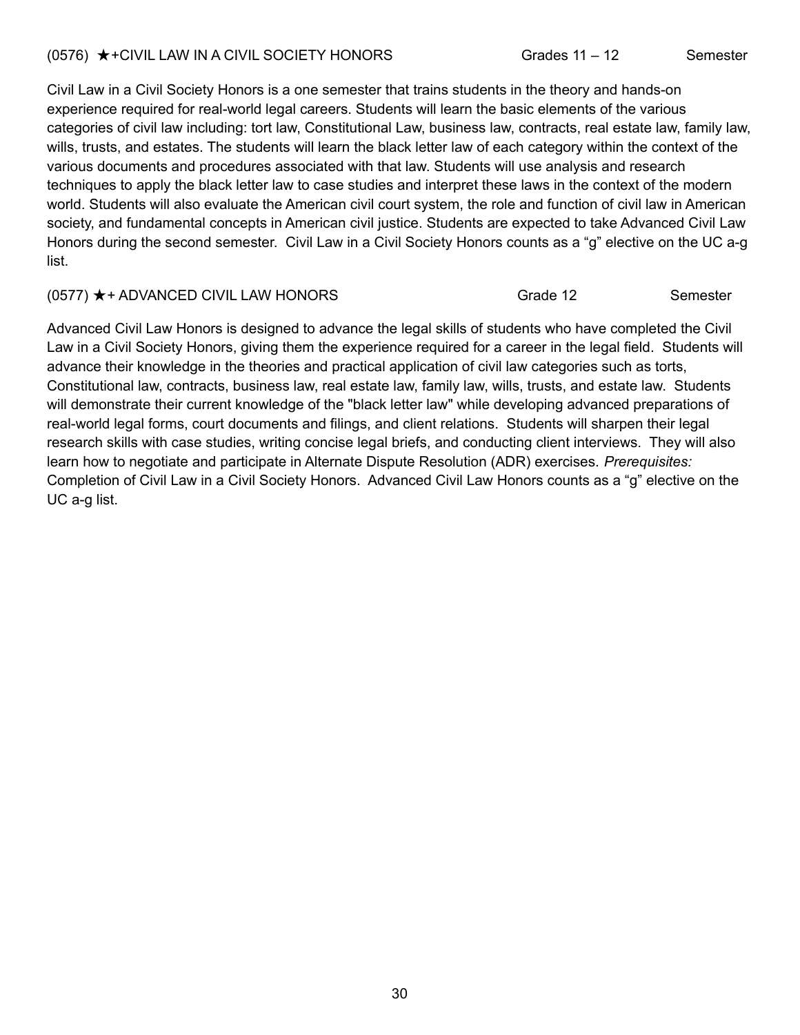### (0576) ★+CIVIL LAW IN A CIVIL SOCIETY HONORS — Grades 11 – 12 — Semester

Civil Law in a Civil Society Honors is a one semester that trains students in the theory and hands-on experience required for real-world legal careers. Students will learn the basic elements of the various categories of civil law including: tort law, Constitutional Law, business law, contracts, real estate law, family law, wills, trusts, and estates. The students will learn the black letter law of each category within the context of the various documents and procedures associated with that law. Students will use analysis and research techniques to apply the black letter law to case studies and interpret these laws in the context of the modern world. Students will also evaluate the American civil court system, the role and function of civil law in American society, and fundamental concepts in American civil justice. Students are expected to take Advanced Civil Law Honors during the second semester. Civil Law in a Civil Society Honors counts as a "g" elective on the UC a-g list.

### (0577) ★+ ADVANCED CIVIL LAW HONORS — Grade 12 — Semester

Advanced Civil Law Honors is designed to advance the legal skills of students who have completed the Civil Law in a Civil Society Honors, giving them the experience required for a career in the legal field. Students will advance their knowledge in the theories and practical application of civil law categories such as torts, Constitutional law, contracts, business law, real estate law, family law, wills, trusts, and estate law. Students will demonstrate their current knowledge of the "black letter law" while developing advanced preparations of real-world legal forms, court documents and filings, and client relations. Students will sharpen their legal research skills with case studies, writing concise legal briefs, and conducting client interviews. They will also learn how to negotiate and participate in Alternate Dispute Resolution (ADR) exercises. *Prerequisites:* Completion of Civil Law in a Civil Society Honors. Advanced Civil Law Honors counts as a "g" elective on the UC a-g list.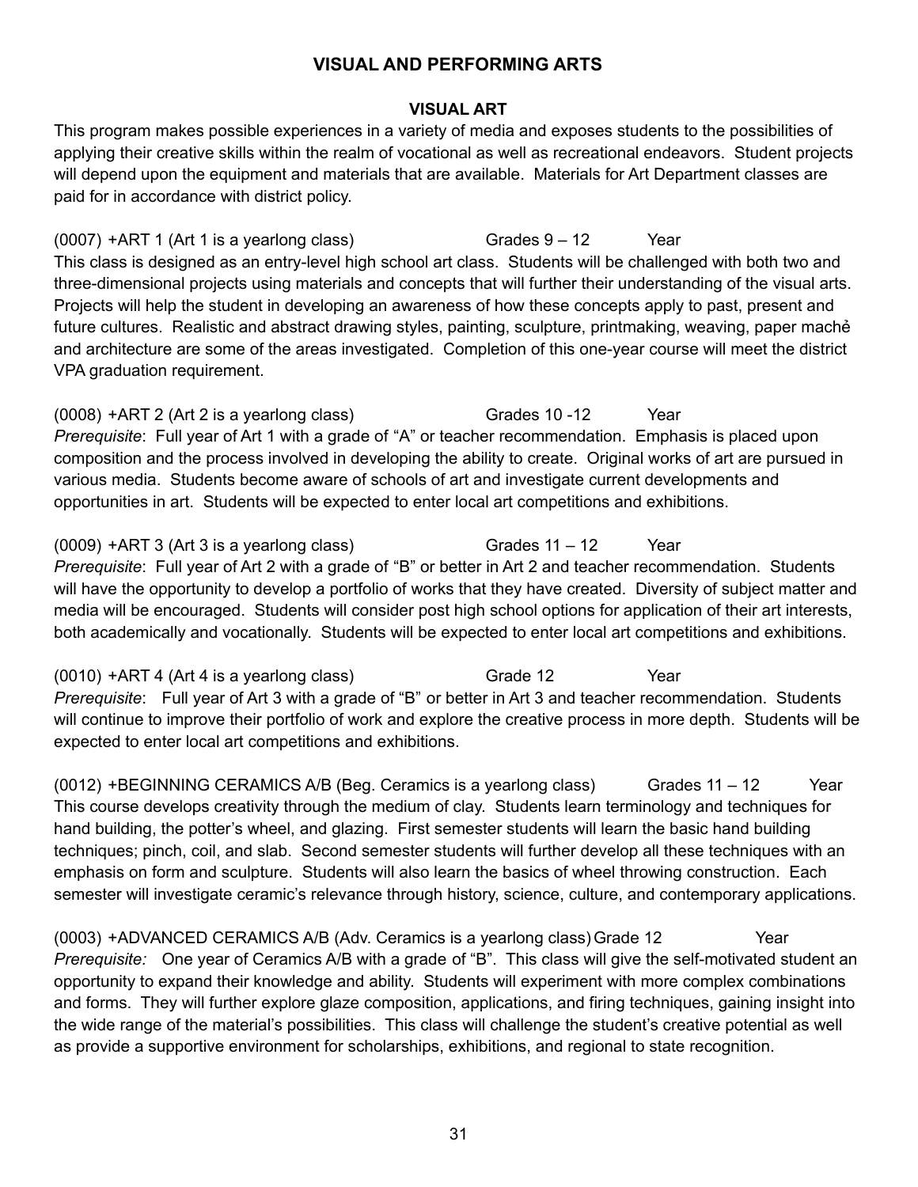# VISUAL AND PERFORMING ARTS

## VISUAL ART

This program makes possible experiences in a variety of media and exposes students to the possibilities of applying their creative skills within the realm of vocational as well as recreational endeavors. Student projects will depend upon the equipment and materials that are available. Materials for Art Department classes are paid for in accordance with district policy.

(0007) +ART 1 (Art 1 is a yearlong class) Grades 9 – 12 Year

This class is designed as an entry-level high school art class. Students will be challenged with both two and three-dimensional projects using materials and concepts that will further their understanding of the visual arts. Projects will help the student in developing an awareness of how these concepts apply to past, present and future cultures. Realistic and abstract drawing styles, painting, sculpture, printmaking, weaving, paper machẻ and architecture are some of the areas investigated. Completion of this one-year course will meet the district VPA graduation requirement.

(0008) +ART 2 (Art 2 is a yearlong class) Grades 10 -12 Year

*Prerequisite*: Full year of Art 1 with a grade of "A" or teacher recommendation. Emphasis is placed upon composition and the process involved in developing the ability to create. Original works of art are pursued in various media. Students become aware of schools of art and investigate current developments and opportunities in art. Students will be expected to enter local art competitions and exhibitions.

(0009) +ART 3 (Art 3 is a yearlong class) Grades 11 – 12 Year

*Prerequisite*: Full year of Art 2 with a grade of "B" or better in Art 2 and teacher recommendation. Students will have the opportunity to develop a portfolio of works that they have created. Diversity of subject matter and media will be encouraged. Students will consider post high school options for application of their art interests, both academically and vocationally. Students will be expected to enter local art competitions and exhibitions.

(0010) +ART 4 (Art 4 is a yearlong class) Grade 12 Year

*Prerequisite*: Full year of Art 3 with a grade of "B" or better in Art 3 and teacher recommendation. Students will continue to improve their portfolio of work and explore the creative process in more depth. Students will be expected to enter local art competitions and exhibitions.

(0012) +BEGINNING CERAMICS A/B (Beg. Ceramics is a yearlong class) Grades 11 – 12 Year

This course develops creativity through the medium of clay. Students learn terminology and techniques for hand building, the potter's wheel, and glazing. First semester students will learn the basic hand building techniques; pinch, coil, and slab. Second semester students will further develop all these techniques with an emphasis on form and sculpture. Students will also learn the basics of wheel throwing construction. Each semester will investigate ceramic's relevance through history, science, culture, and contemporary applications.

(0003) +ADVANCED CERAMICS A/B (Adv. Ceramics is a yearlong class) Grade 12 Year

*Prerequisite:* One year of Ceramics A/B with a grade of "B". This class will give the self-motivated student an opportunity to expand their knowledge and ability. Students will experiment with more complex combinations and forms. They will further explore glaze composition, applications, and firing techniques, gaining insight into the wide range of the material's possibilities. This class will challenge the student's creative potential as well as provide a supportive environment for scholarships, exhibitions, and regional to state recognition.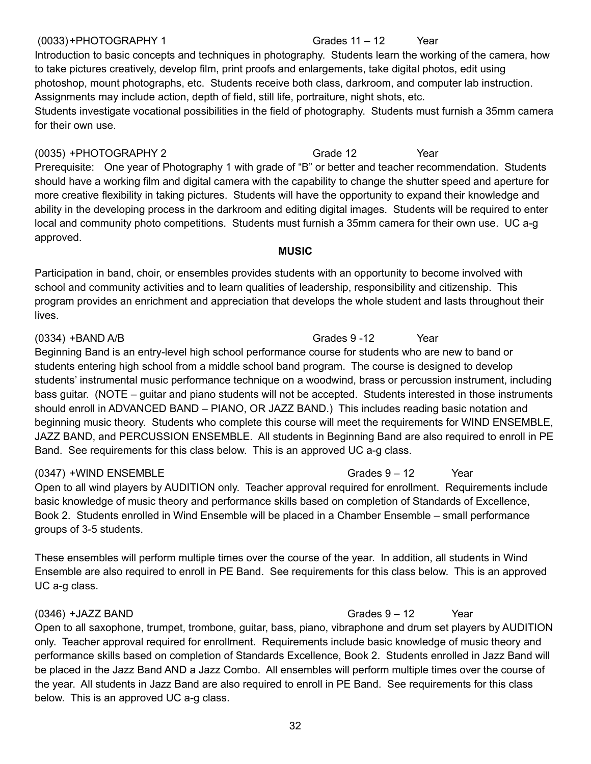(0033) +PHOTOGRAPHY 1 Grades 11 – 12 Year

Introduction to basic concepts and techniques in photography. Students learn the working of the camera, how to take pictures creatively, develop film, print proofs and enlargements, take digital photos, edit using photoshop, mount photographs, etc. Students receive both class, darkroom, and computer lab instruction. Assignments may include action, depth of field, still life, portraiture, night shots, etc.
Students investigate vocational possibilities in the field of photography. Students must furnish a 35mm camera for their own use.

(0035) +PHOTOGRAPHY 2 Grade 12 Year

Prerequisite: One year of Photography 1 with grade of "B" or better and teacher recommendation. Students should have a working film and digital camera with the capability to change the shutter speed and aperture for more creative flexibility in taking pictures. Students will have the opportunity to expand their knowledge and ability in the developing process in the darkroom and editing digital images. Students will be required to enter local and community photo competitions. Students must furnish a 35mm camera for their own use. UC a-g approved.

## MUSIC

Participation in band, choir, or ensembles provides students with an opportunity to become involved with school and community activities and to learn qualities of leadership, responsibility and citizenship. This program provides an enrichment and appreciation that develops the whole student and lasts throughout their lives.

(0334) +BAND A/B Grades 9 -12 Year

Beginning Band is an entry-level high school performance course for students who are new to band or students entering high school from a middle school band program. The course is designed to develop students' instrumental music performance technique on a woodwind, brass or percussion instrument, including bass guitar. (NOTE – guitar and piano students will not be accepted. Students interested in those instruments should enroll in ADVANCED BAND – PIANO, OR JAZZ BAND.) This includes reading basic notation and beginning music theory. Students who complete this course will meet the requirements for WIND ENSEMBLE, JAZZ BAND, and PERCUSSION ENSEMBLE. All students in Beginning Band are also required to enroll in PE Band. See requirements for this class below. This is an approved UC a-g class.

(0347) +WIND ENSEMBLE Grades 9 – 12 Year

Open to all wind players by AUDITION only. Teacher approval required for enrollment. Requirements include basic knowledge of music theory and performance skills based on completion of Standards of Excellence, Book 2. Students enrolled in Wind Ensemble will be placed in a Chamber Ensemble – small performance groups of 3-5 students.

These ensembles will perform multiple times over the course of the year. In addition, all students in Wind Ensemble are also required to enroll in PE Band. See requirements for this class below. This is an approved UC a-g class.

(0346) +JAZZ BAND Grades 9 – 12 Year

Open to all saxophone, trumpet, trombone, guitar, bass, piano, vibraphone and drum set players by AUDITION only. Teacher approval required for enrollment. Requirements include basic knowledge of music theory and performance skills based on completion of Standards Excellence, Book 2. Students enrolled in Jazz Band will be placed in the Jazz Band AND a Jazz Combo. All ensembles will perform multiple times over the course of the year. All students in Jazz Band are also required to enroll in PE Band. See requirements for this class below. This is an approved UC a-g class.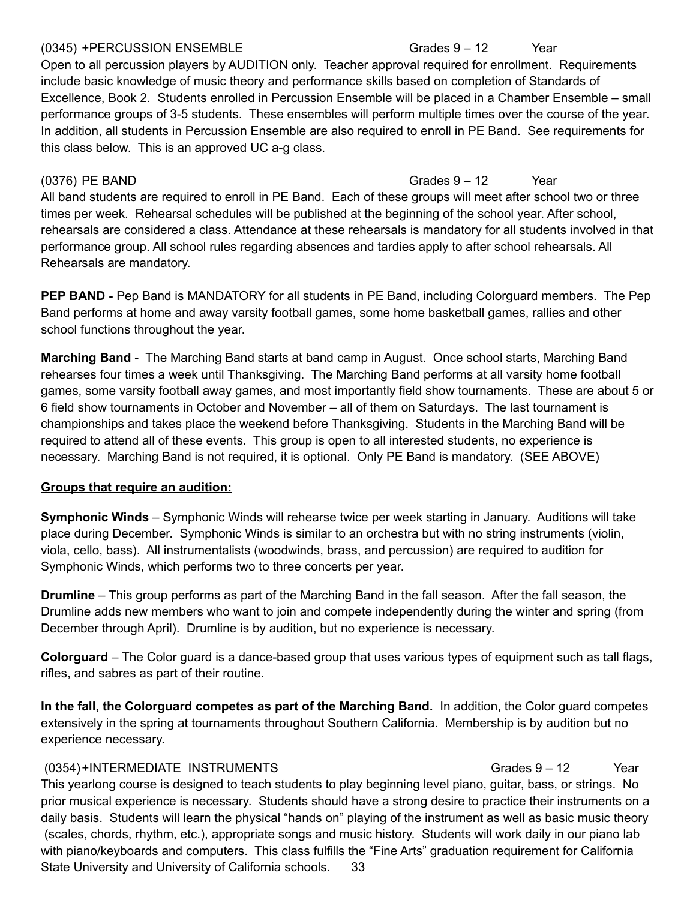(0345) +PERCUSSION ENSEMBLE Grades 9 – 12 Year

Open to all percussion players by AUDITION only. Teacher approval required for enrollment. Requirements include basic knowledge of music theory and performance skills based on completion of Standards of Excellence, Book 2. Students enrolled in Percussion Ensemble will be placed in a Chamber Ensemble – small performance groups of 3-5 students. These ensembles will perform multiple times over the course of the year. In addition, all students in Percussion Ensemble are also required to enroll in PE Band. See requirements for this class below. This is an approved UC a-g class.

(0376) PE BAND Grades 9 – 12 Year

All band students are required to enroll in PE Band. Each of these groups will meet after school two or three times per week. Rehearsal schedules will be published at the beginning of the school year. After school, rehearsals are considered a class. Attendance at these rehearsals is mandatory for all students involved in that performance group. All school rules regarding absences and tardies apply to after school rehearsals. All Rehearsals are mandatory.

**PEP BAND -** Pep Band is MANDATORY for all students in PE Band, including Colorguard members. The Pep Band performs at home and away varsity football games, some home basketball games, rallies and other school functions throughout the year.

**Marching Band** - The Marching Band starts at band camp in August. Once school starts, Marching Band rehearses four times a week until Thanksgiving. The Marching Band performs at all varsity home football games, some varsity football away games, and most importantly field show tournaments. These are about 5 or 6 field show tournaments in October and November – all of them on Saturdays. The last tournament is championships and takes place the weekend before Thanksgiving. Students in the Marching Band will be required to attend all of these events. This group is open to all interested students, no experience is necessary. Marching Band is not required, it is optional. Only PE Band is mandatory. (SEE ABOVE)

**Groups that require an audition:**

**Symphonic Winds** – Symphonic Winds will rehearse twice per week starting in January. Auditions will take place during December. Symphonic Winds is similar to an orchestra but with no string instruments (violin, viola, cello, bass). All instrumentalists (woodwinds, brass, and percussion) are required to audition for Symphonic Winds, which performs two to three concerts per year.

**Drumline** – This group performs as part of the Marching Band in the fall season. After the fall season, the Drumline adds new members who want to join and compete independently during the winter and spring (from December through April). Drumline is by audition, but no experience is necessary.

**Colorguard** – The Color guard is a dance-based group that uses various types of equipment such as tall flags, rifles, and sabres as part of their routine.

**In the fall, the Colorguard competes as part of the Marching Band.** In addition, the Color guard competes extensively in the spring at tournaments throughout Southern California. Membership is by audition but no experience necessary.

(0354) +INTERMEDIATE INSTRUMENTS Grades 9 – 12 Year

This yearlong course is designed to teach students to play beginning level piano, guitar, bass, or strings. No prior musical experience is necessary. Students should have a strong desire to practice their instruments on a daily basis. Students will learn the physical "hands on" playing of the instrument as well as basic music theory (scales, chords, rhythm, etc.), appropriate songs and music history. Students will work daily in our piano lab with piano/keyboards and computers. This class fulfills the "Fine Arts" graduation requirement for California State University and University of California schools.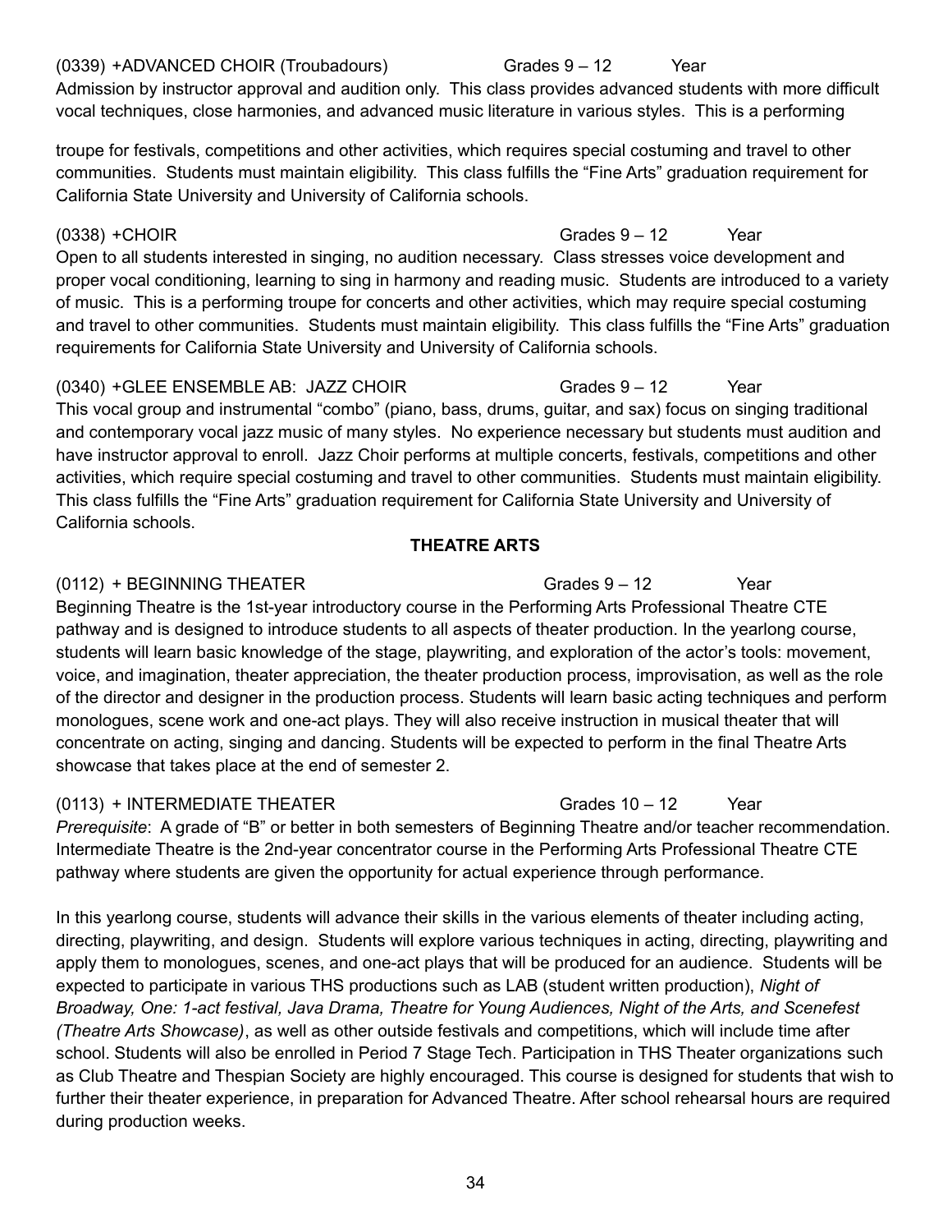(0339) +ADVANCED CHOIR (Troubadours) Grades 9 – 12 Year

Admission by instructor approval and audition only. This class provides advanced students with more difficult vocal techniques, close harmonies, and advanced music literature in various styles. This is a performing troupe for festivals, competitions and other activities, which requires special costuming and travel to other communities. Students must maintain eligibility. This class fulfills the "Fine Arts" graduation requirement for California State University and University of California schools.

(0338) +CHOIR Grades 9 – 12 Year

Open to all students interested in singing, no audition necessary. Class stresses voice development and proper vocal conditioning, learning to sing in harmony and reading music. Students are introduced to a variety of music. This is a performing troupe for concerts and other activities, which may require special costuming and travel to other communities. Students must maintain eligibility. This class fulfills the "Fine Arts" graduation requirements for California State University and University of California schools.

(0340) +GLEE ENSEMBLE AB: JAZZ CHOIR Grades 9 – 12 Year

This vocal group and instrumental "combo" (piano, bass, drums, guitar, and sax) focus on singing traditional and contemporary vocal jazz music of many styles. No experience necessary but students must audition and have instructor approval to enroll. Jazz Choir performs at multiple concerts, festivals, competitions and other activities, which require special costuming and travel to other communities. Students must maintain eligibility. This class fulfills the "Fine Arts" graduation requirement for California State University and University of California schools.

**THEATRE ARTS**

(0112) + BEGINNING THEATER Grades 9 – 12 Year

Beginning Theatre is the 1st-year introductory course in the Performing Arts Professional Theatre CTE pathway and is designed to introduce students to all aspects of theater production. In the yearlong course, students will learn basic knowledge of the stage, playwriting, and exploration of the actor's tools: movement, voice, and imagination, theater appreciation, the theater production process, improvisation, as well as the role of the director and designer in the production process. Students will learn basic acting techniques and perform monologues, scene work and one-act plays. They will also receive instruction in musical theater that will concentrate on acting, singing and dancing. Students will be expected to perform in the final Theatre Arts showcase that takes place at the end of semester 2.

(0113) + INTERMEDIATE THEATER Grades 10 – 12 Year

*Prerequisite*: A grade of "B" or better in both semesters of Beginning Theatre and/or teacher recommendation. Intermediate Theatre is the 2nd-year concentrator course in the Performing Arts Professional Theatre CTE pathway where students are given the opportunity for actual experience through performance.

In this yearlong course, students will advance their skills in the various elements of theater including acting, directing, playwriting, and design. Students will explore various techniques in acting, directing, playwriting and apply them to monologues, scenes, and one-act plays that will be produced for an audience. Students will be expected to participate in various THS productions such as LAB (student written production), *Night of Broadway, One: 1-act festival, Java Drama, Theatre for Young Audiences, Night of the Arts, and Scenefest (Theatre Arts Showcase)*, as well as other outside festivals and competitions, which will include time after school. Students will also be enrolled in Period 7 Stage Tech. Participation in THS Theater organizations such as Club Theatre and Thespian Society are highly encouraged. This course is designed for students that wish to further their theater experience, in preparation for Advanced Theatre. After school rehearsal hours are required during production weeks.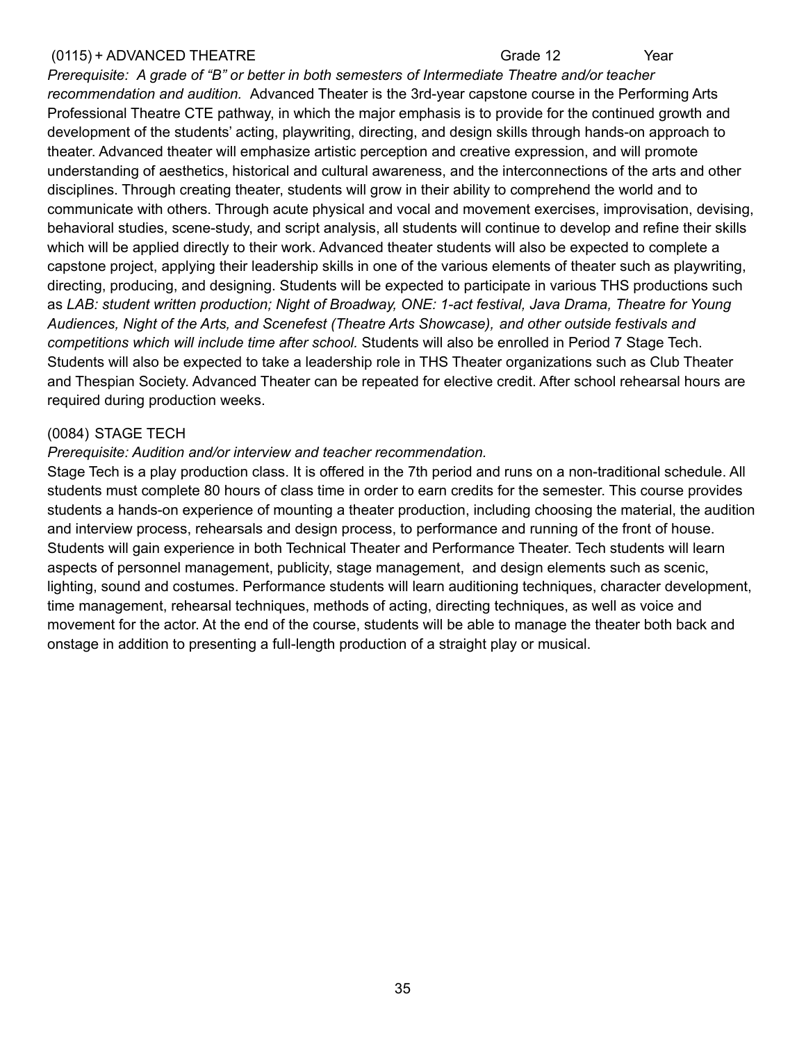(0115) + ADVANCED THEATRE Grade 12 Year

*Prerequisite: A grade of "B" or better in both semesters of Intermediate Theatre and/or teacher recommendation and audition.* Advanced Theater is the 3rd-year capstone course in the Performing Arts Professional Theatre CTE pathway, in which the major emphasis is to provide for the continued growth and development of the students' acting, playwriting, directing, and design skills through hands-on approach to theater. Advanced theater will emphasize artistic perception and creative expression, and will promote understanding of aesthetics, historical and cultural awareness, and the interconnections of the arts and other disciplines. Through creating theater, students will grow in their ability to comprehend the world and to communicate with others. Through acute physical and vocal and movement exercises, improvisation, devising, behavioral studies, scene-study, and script analysis, all students will continue to develop and refine their skills which will be applied directly to their work. Advanced theater students will also be expected to complete a capstone project, applying their leadership skills in one of the various elements of theater such as playwriting, directing, producing, and designing. Students will be expected to participate in various THS productions such as *LAB: student written production; Night of Broadway, ONE: 1-act festival, Java Drama, Theatre for Young Audiences, Night of the Arts, and Scenefest (Theatre Arts Showcase), and other outside festivals and competitions which will include time after school.* Students will also be enrolled in Period 7 Stage Tech. Students will also be expected to take a leadership role in THS Theater organizations such as Club Theater and Thespian Society. Advanced Theater can be repeated for elective credit. After school rehearsal hours are required during production weeks.

(0084) STAGE TECH

*Prerequisite: Audition and/or interview and teacher recommendation.*

Stage Tech is a play production class. It is offered in the 7th period and runs on a non-traditional schedule. All students must complete 80 hours of class time in order to earn credits for the semester. This course provides students a hands-on experience of mounting a theater production, including choosing the material, the audition and interview process, rehearsals and design process, to performance and running of the front of house. Students will gain experience in both Technical Theater and Performance Theater. Tech students will learn aspects of personnel management, publicity, stage management, and design elements such as scenic, lighting, sound and costumes. Performance students will learn auditioning techniques, character development, time management, rehearsal techniques, methods of acting, directing techniques, as well as voice and movement for the actor. At the end of the course, students will be able to manage the theater both back and onstage in addition to presenting a full-length production of a straight play or musical.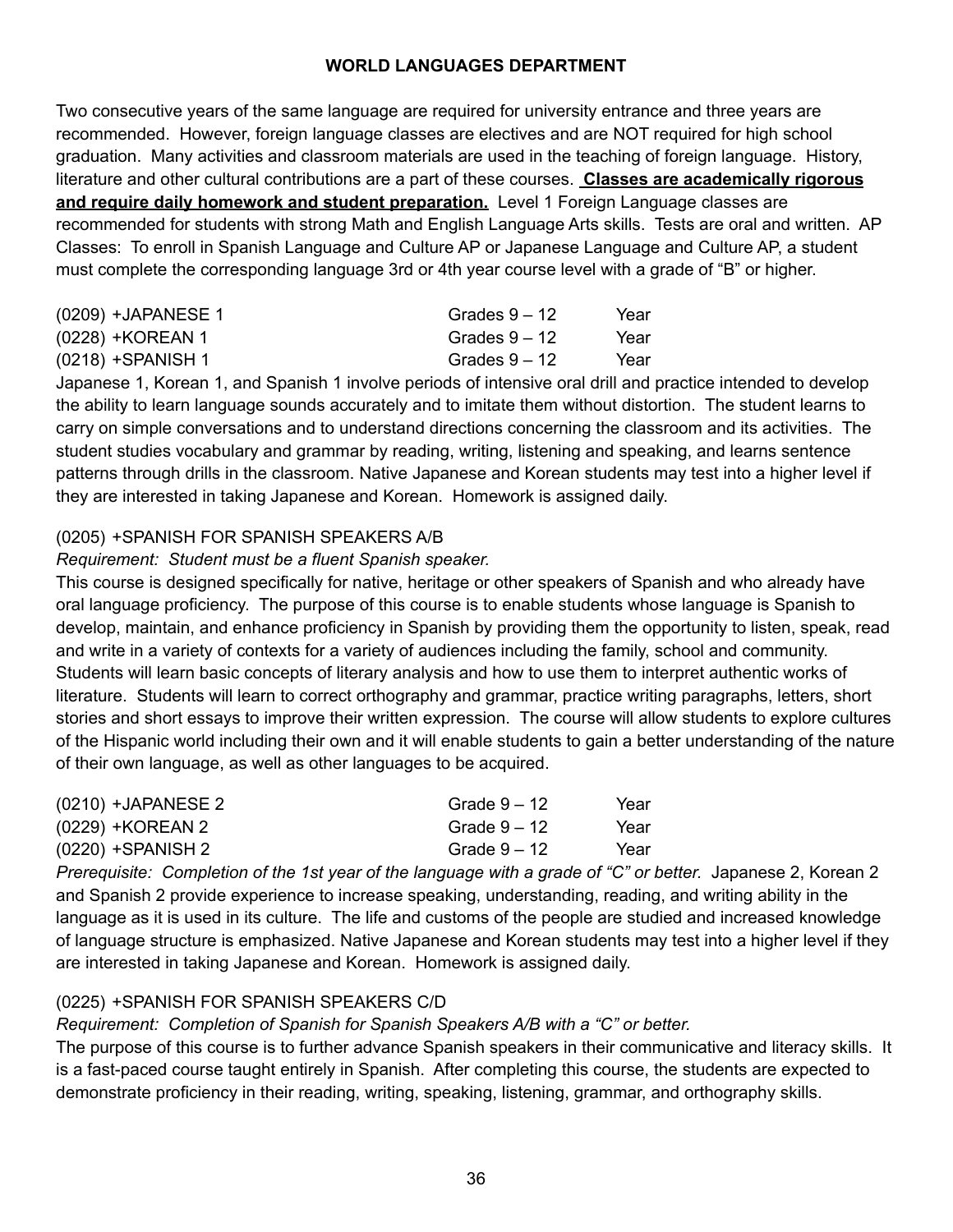## WORLD LANGUAGES DEPARTMENT

Two consecutive years of the same language are required for university entrance and three years are recommended. However, foreign language classes are electives and are NOT required for high school graduation. Many activities and classroom materials are used in the teaching of foreign language. History, literature and other cultural contributions are a part of these courses. **Classes are academically rigorous and require daily homework and student preparation.** Level 1 Foreign Language classes are recommended for students with strong Math and English Language Arts skills. Tests are oral and written. AP Classes: To enroll in Spanish Language and Culture AP or Japanese Language and Culture AP, a student must complete the corresponding language 3rd or 4th year course level with a grade of "B" or higher.

| | | |
|---|---|---|
| (0209) +JAPANESE 1 | Grades 9 – 12 | Year |
| (0228) +KOREAN 1 | Grades 9 – 12 | Year |
| (0218) +SPANISH 1 | Grades 9 – 12 | Year |

Japanese 1, Korean 1, and Spanish 1 involve periods of intensive oral drill and practice intended to develop the ability to learn language sounds accurately and to imitate them without distortion. The student learns to carry on simple conversations and to understand directions concerning the classroom and its activities. The student studies vocabulary and grammar by reading, writing, listening and speaking, and learns sentence patterns through drills in the classroom. Native Japanese and Korean students may test into a higher level if they are interested in taking Japanese and Korean. Homework is assigned daily.

(0205) +SPANISH FOR SPANISH SPEAKERS A/B

*Requirement: Student must be a fluent Spanish speaker.*

This course is designed specifically for native, heritage or other speakers of Spanish and who already have oral language proficiency. The purpose of this course is to enable students whose language is Spanish to develop, maintain, and enhance proficiency in Spanish by providing them the opportunity to listen, speak, read and write in a variety of contexts for a variety of audiences including the family, school and community. Students will learn basic concepts of literary analysis and how to use them to interpret authentic works of literature. Students will learn to correct orthography and grammar, practice writing paragraphs, letters, short stories and short essays to improve their written expression. The course will allow students to explore cultures of the Hispanic world including their own and it will enable students to gain a better understanding of the nature of their own language, as well as other languages to be acquired.

| | | |
|---|---|---|
| (0210) +JAPANESE 2 | Grade 9 – 12 | Year |
| (0229) +KOREAN 2 | Grade 9 – 12 | Year |
| (0220) +SPANISH 2 | Grade 9 – 12 | Year |

*Prerequisite: Completion of the 1st year of the language with a grade of "C" or better.* Japanese 2, Korean 2 and Spanish 2 provide experience to increase speaking, understanding, reading, and writing ability in the language as it is used in its culture. The life and customs of the people are studied and increased knowledge of language structure is emphasized. Native Japanese and Korean students may test into a higher level if they are interested in taking Japanese and Korean. Homework is assigned daily.

(0225) +SPANISH FOR SPANISH SPEAKERS C/D

*Requirement: Completion of Spanish for Spanish Speakers A/B with a "C" or better.*

The purpose of this course is to further advance Spanish speakers in their communicative and literacy skills. It is a fast-paced course taught entirely in Spanish. After completing this course, the students are expected to demonstrate proficiency in their reading, writing, speaking, listening, grammar, and orthography skills.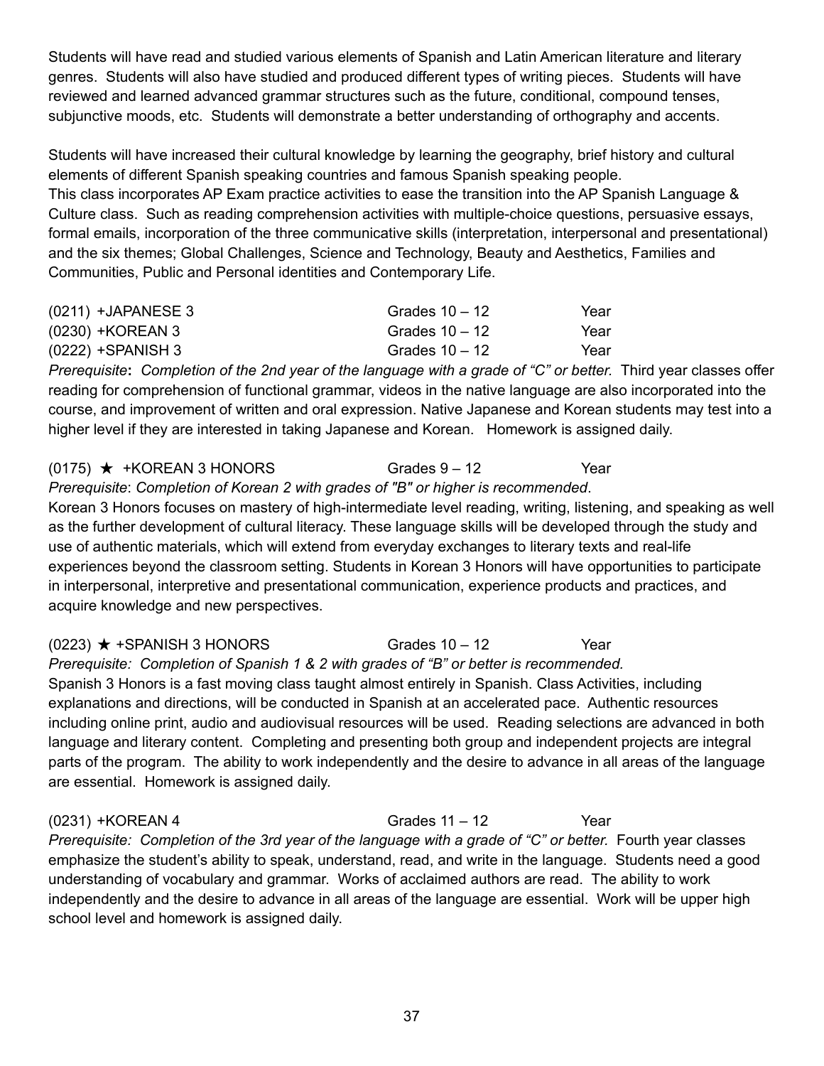Students will have read and studied various elements of Spanish and Latin American literature and literary genres. Students will also have studied and produced different types of writing pieces. Students will have reviewed and learned advanced grammar structures such as the future, conditional, compound tenses, subjunctive moods, etc. Students will demonstrate a better understanding of orthography and accents.

Students will have increased their cultural knowledge by learning the geography, brief history and cultural elements of different Spanish speaking countries and famous Spanish speaking people.
This class incorporates AP Exam practice activities to ease the transition into the AP Spanish Language & Culture class. Such as reading comprehension activities with multiple-choice questions, persuasive essays, formal emails, incorporation of the three communicative skills (interpretation, interpersonal and presentational) and the six themes; Global Challenges, Science and Technology, Beauty and Aesthetics, Families and Communities, Public and Personal identities and Contemporary Life.

(0211) +JAPANESE 3 — Grades 10 – 12 — Year
(0230) +KOREAN 3 — Grades 10 – 12 — Year
(0222) +SPANISH 3 — Grades 10 – 12 — Year

*Prerequisite*: *Completion of the 2nd year of the language with a grade of "C" or better.* Third year classes offer reading for comprehension of functional grammar, videos in the native language are also incorporated into the course, and improvement of written and oral expression. Native Japanese and Korean students may test into a higher level if they are interested in taking Japanese and Korean. Homework is assigned daily.

(0175) ★ +KOREAN 3 HONORS — Grades 9 – 12 — Year

*Prerequisite*: *Completion of Korean 2 with grades of "B" or higher is recommended*.
Korean 3 Honors focuses on mastery of high-intermediate level reading, writing, listening, and speaking as well as the further development of cultural literacy. These language skills will be developed through the study and use of authentic materials, which will extend from everyday exchanges to literary texts and real-life experiences beyond the classroom setting. Students in Korean 3 Honors will have opportunities to participate in interpersonal, interpretive and presentational communication, experience products and practices, and acquire knowledge and new perspectives.

(0223) ★ +SPANISH 3 HONORS — Grades 10 – 12 — Year

*Prerequisite: Completion of Spanish 1 & 2 with grades of "B" or better is recommended.*
Spanish 3 Honors is a fast moving class taught almost entirely in Spanish. Class Activities, including explanations and directions, will be conducted in Spanish at an accelerated pace. Authentic resources including online print, audio and audiovisual resources will be used. Reading selections are advanced in both language and literary content. Completing and presenting both group and independent projects are integral parts of the program. The ability to work independently and the desire to advance in all areas of the language are essential. Homework is assigned daily.

(0231) +KOREAN 4 — Grades 11 – 12 — Year

*Prerequisite: Completion of the 3rd year of the language with a grade of "C" or better.* Fourth year classes emphasize the student's ability to speak, understand, read, and write in the language. Students need a good understanding of vocabulary and grammar. Works of acclaimed authors are read. The ability to work independently and the desire to advance in all areas of the language are essential. Work will be upper high school level and homework is assigned daily.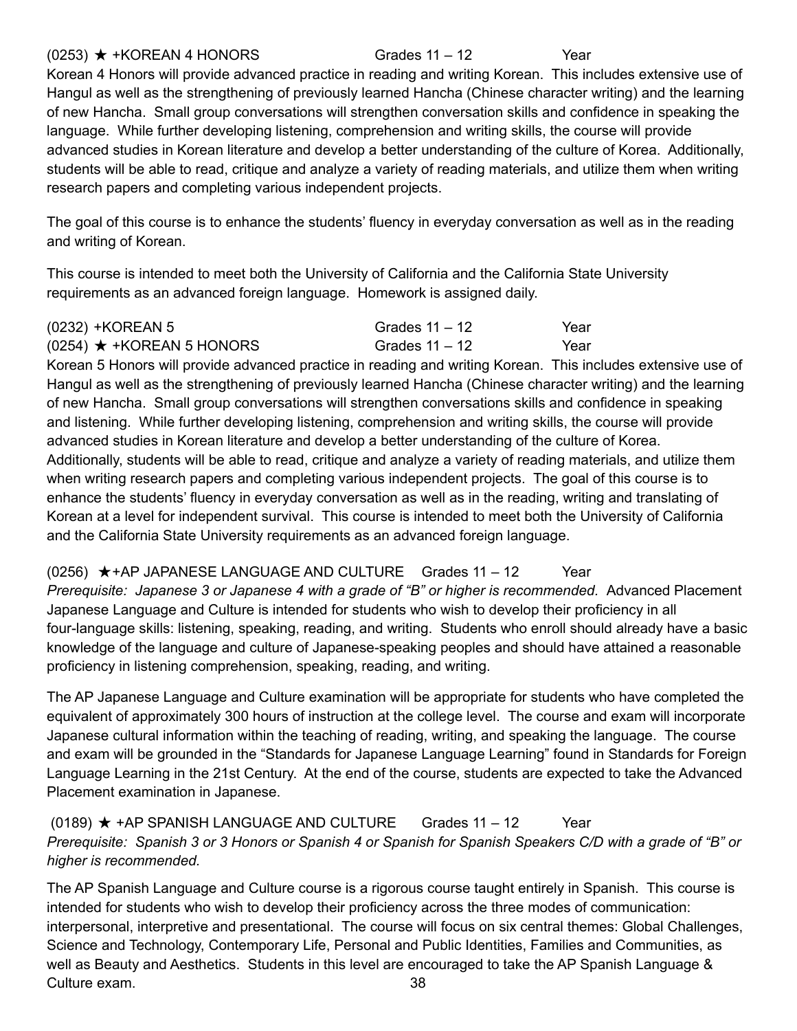(0253) ★ +KOREAN 4 HONORS Grades 11 – 12 Year

Korean 4 Honors will provide advanced practice in reading and writing Korean. This includes extensive use of Hangul as well as the strengthening of previously learned Hancha (Chinese character writing) and the learning of new Hancha. Small group conversations will strengthen conversation skills and confidence in speaking the language. While further developing listening, comprehension and writing skills, the course will provide advanced studies in Korean literature and develop a better understanding of the culture of Korea. Additionally, students will be able to read, critique and analyze a variety of reading materials, and utilize them when writing research papers and completing various independent projects.

The goal of this course is to enhance the students' fluency in everyday conversation as well as in the reading and writing of Korean.

This course is intended to meet both the University of California and the California State University requirements as an advanced foreign language. Homework is assigned daily.

(0232) +KOREAN 5 Grades 11 – 12 Year

(0254) ★ +KOREAN 5 HONORS Grades 11 – 12 Year

Korean 5 Honors will provide advanced practice in reading and writing Korean. This includes extensive use of Hangul as well as the strengthening of previously learned Hancha (Chinese character writing) and the learning of new Hancha. Small group conversations will strengthen conversations skills and confidence in speaking and listening. While further developing listening, comprehension and writing skills, the course will provide advanced studies in Korean literature and develop a better understanding of the culture of Korea. Additionally, students will be able to read, critique and analyze a variety of reading materials, and utilize them when writing research papers and completing various independent projects. The goal of this course is to enhance the students' fluency in everyday conversation as well as in the reading, writing and translating of Korean at a level for independent survival. This course is intended to meet both the University of California and the California State University requirements as an advanced foreign language.

(0256) ★+AP JAPANESE LANGUAGE AND CULTURE Grades 11 – 12 Year

*Prerequisite: Japanese 3 or Japanese 4 with a grade of "B" or higher is recommended.* Advanced Placement Japanese Language and Culture is intended for students who wish to develop their proficiency in all four-language skills: listening, speaking, reading, and writing. Students who enroll should already have a basic knowledge of the language and culture of Japanese-speaking peoples and should have attained a reasonable proficiency in listening comprehension, speaking, reading, and writing.

The AP Japanese Language and Culture examination will be appropriate for students who have completed the equivalent of approximately 300 hours of instruction at the college level. The course and exam will incorporate Japanese cultural information within the teaching of reading, writing, and speaking the language. The course and exam will be grounded in the "Standards for Japanese Language Learning" found in Standards for Foreign Language Learning in the 21st Century. At the end of the course, students are expected to take the Advanced Placement examination in Japanese.

(0189) ★ +AP SPANISH LANGUAGE AND CULTURE Grades 11 – 12 Year

*Prerequisite: Spanish 3 or 3 Honors or Spanish 4 or Spanish for Spanish Speakers C/D with a grade of "B" or higher is recommended.*

The AP Spanish Language and Culture course is a rigorous course taught entirely in Spanish. This course is intended for students who wish to develop their proficiency across the three modes of communication: interpersonal, interpretive and presentational. The course will focus on six central themes: Global Challenges, Science and Technology, Contemporary Life, Personal and Public Identities, Families and Communities, as well as Beauty and Aesthetics. Students in this level are encouraged to take the AP Spanish Language & Culture exam.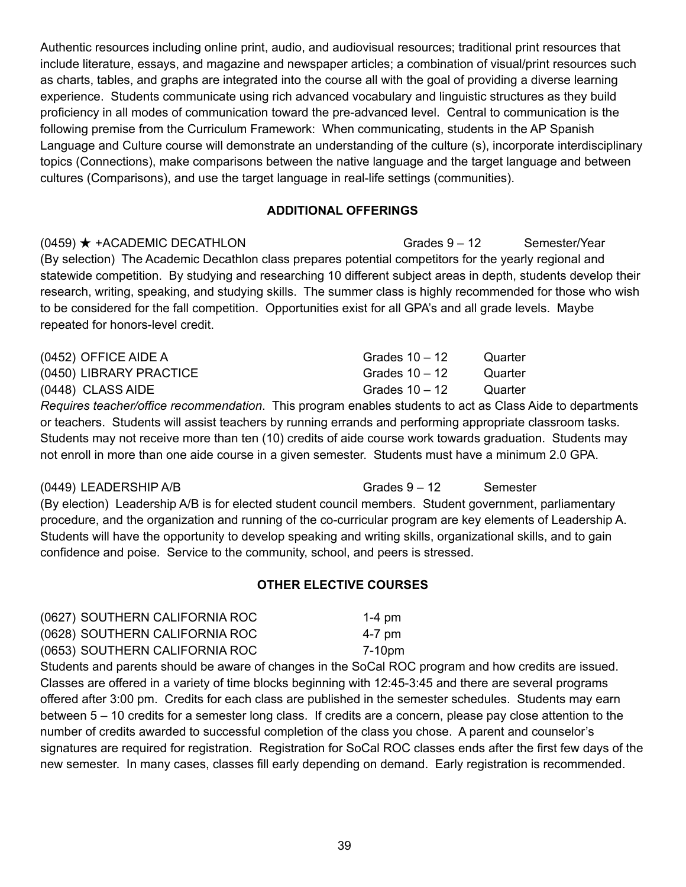Authentic resources including online print, audio, and audiovisual resources; traditional print resources that include literature, essays, and magazine and newspaper articles; a combination of visual/print resources such as charts, tables, and graphs are integrated into the course all with the goal of providing a diverse learning experience. Students communicate using rich advanced vocabulary and linguistic structures as they build proficiency in all modes of communication toward the pre-advanced level. Central to communication is the following premise from the Curriculum Framework: When communicating, students in the AP Spanish Language and Culture course will demonstrate an understanding of the culture (s), incorporate interdisciplinary topics (Connections), make comparisons between the native language and the target language and between cultures (Comparisons), and use the target language in real-life settings (communities).

## ADDITIONAL OFFERINGS

(0459) ★ +ACADEMIC DECATHLON Grades 9 – 12 Semester/Year

(By selection) The Academic Decathlon class prepares potential competitors for the yearly regional and statewide competition. By studying and researching 10 different subject areas in depth, students develop their research, writing, speaking, and studying skills. The summer class is highly recommended for those who wish to be considered for the fall competition. Opportunities exist for all GPA's and all grade levels. Maybe repeated for honors-level credit.

(0452) OFFICE AIDE A Grades 10 – 12 Quarter
(0450) LIBRARY PRACTICE Grades 10 – 12 Quarter
(0448) CLASS AIDE Grades 10 – 12 Quarter

*Requires teacher/office recommendation*. This program enables students to act as Class Aide to departments or teachers. Students will assist teachers by running errands and performing appropriate classroom tasks. Students may not receive more than ten (10) credits of aide course work towards graduation. Students may not enroll in more than one aide course in a given semester. Students must have a minimum 2.0 GPA.

(0449) LEADERSHIP A/B Grades 9 – 12 Semester

(By election) Leadership A/B is for elected student council members. Student government, parliamentary procedure, and the organization and running of the co-curricular program are key elements of Leadership A. Students will have the opportunity to develop speaking and writing skills, organizational skills, and to gain confidence and poise. Service to the community, school, and peers is stressed.

## OTHER ELECTIVE COURSES

(0627) SOUTHERN CALIFORNIA ROC 1-4 pm
(0628) SOUTHERN CALIFORNIA ROC 4-7 pm
(0653) SOUTHERN CALIFORNIA ROC 7-10pm

Students and parents should be aware of changes in the SoCal ROC program and how credits are issued. Classes are offered in a variety of time blocks beginning with 12:45-3:45 and there are several programs offered after 3:00 pm. Credits for each class are published in the semester schedules. Students may earn between 5 – 10 credits for a semester long class. If credits are a concern, please pay close attention to the number of credits awarded to successful completion of the class you chose. A parent and counselor's signatures are required for registration. Registration for SoCal ROC classes ends after the first few days of the new semester. In many cases, classes fill early depending on demand. Early registration is recommended.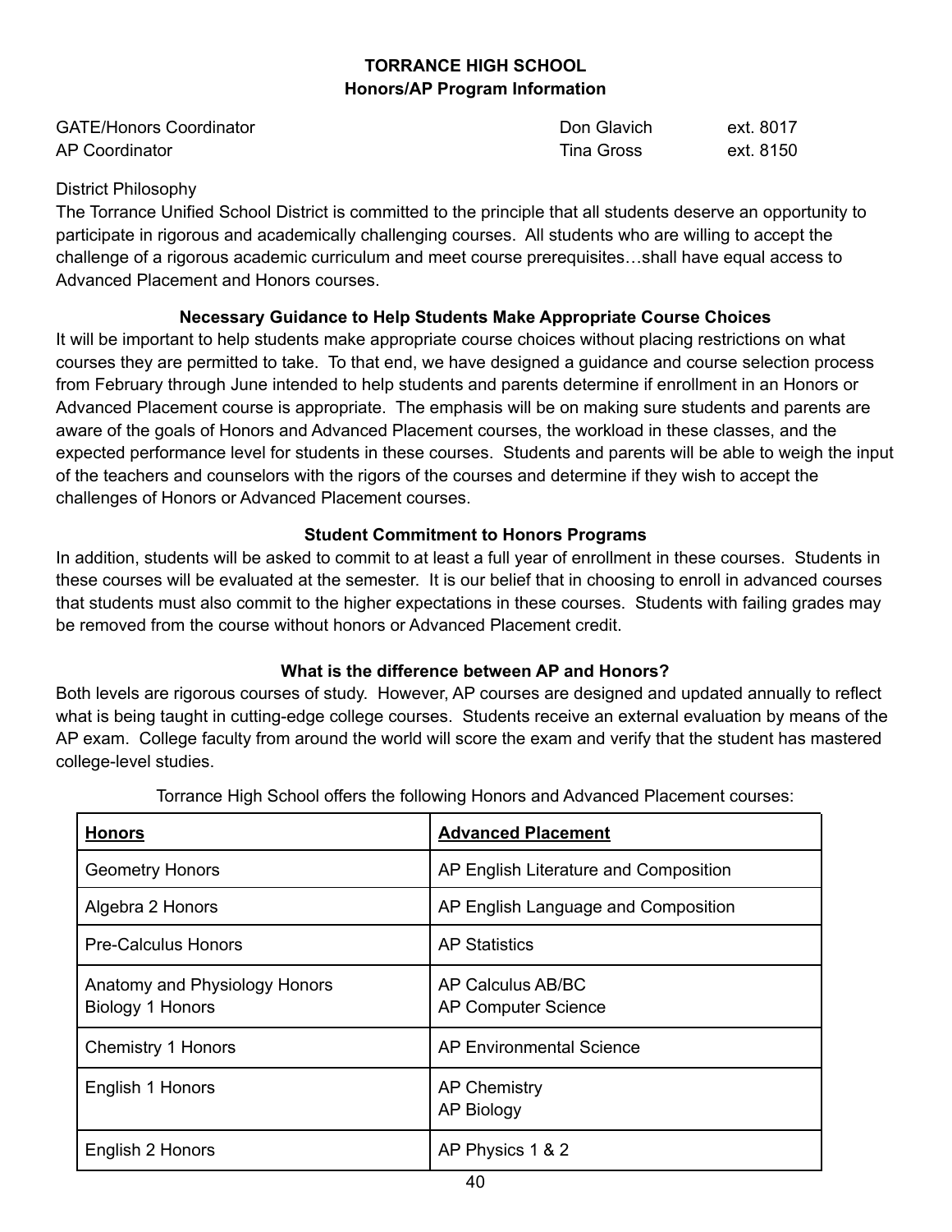# TORRANCE HIGH SCHOOL
## Honors/AP Program Information

| | | |
|---|---|---|
| GATE/Honors Coordinator | Don Glavich | ext. 8017 |
| AP Coordinator | Tina Gross | ext. 8150 |

District Philosophy

The Torrance Unified School District is committed to the principle that all students deserve an opportunity to participate in rigorous and academically challenging courses. All students who are willing to accept the challenge of a rigorous academic curriculum and meet course prerequisites…shall have equal access to Advanced Placement and Honors courses.

### Necessary Guidance to Help Students Make Appropriate Course Choices

It will be important to help students make appropriate course choices without placing restrictions on what courses they are permitted to take. To that end, we have designed a guidance and course selection process from February through June intended to help students and parents determine if enrollment in an Honors or Advanced Placement course is appropriate. The emphasis will be on making sure students and parents are aware of the goals of Honors and Advanced Placement courses, the workload in these classes, and the expected performance level for students in these courses. Students and parents will be able to weigh the input of the teachers and counselors with the rigors of the courses and determine if they wish to accept the challenges of Honors or Advanced Placement courses.

### Student Commitment to Honors Programs

In addition, students will be asked to commit to at least a full year of enrollment in these courses. Students in these courses will be evaluated at the semester. It is our belief that in choosing to enroll in advanced courses that students must also commit to the higher expectations in these courses. Students with failing grades may be removed from the course without honors or Advanced Placement credit.

### What is the difference between AP and Honors?

Both levels are rigorous courses of study. However, AP courses are designed and updated annually to reflect what is being taught in cutting-edge college courses. Students receive an external evaluation by means of the AP exam. College faculty from around the world will score the exam and verify that the student has mastered college-level studies.

Torrance High School offers the following Honors and Advanced Placement courses:

| Honors | Advanced Placement |
|---|---|
| Geometry Honors | AP English Literature and Composition |
| Algebra 2 Honors | AP English Language and Composition |
| Pre-Calculus Honors | AP Statistics |
| Anatomy and Physiology Honors<br>Biology 1 Honors | AP Calculus AB/BC<br>AP Computer Science |
| Chemistry 1 Honors | AP Environmental Science |
| English 1 Honors | AP Chemistry<br>AP Biology |
| English 2 Honors | AP Physics 1 & 2 |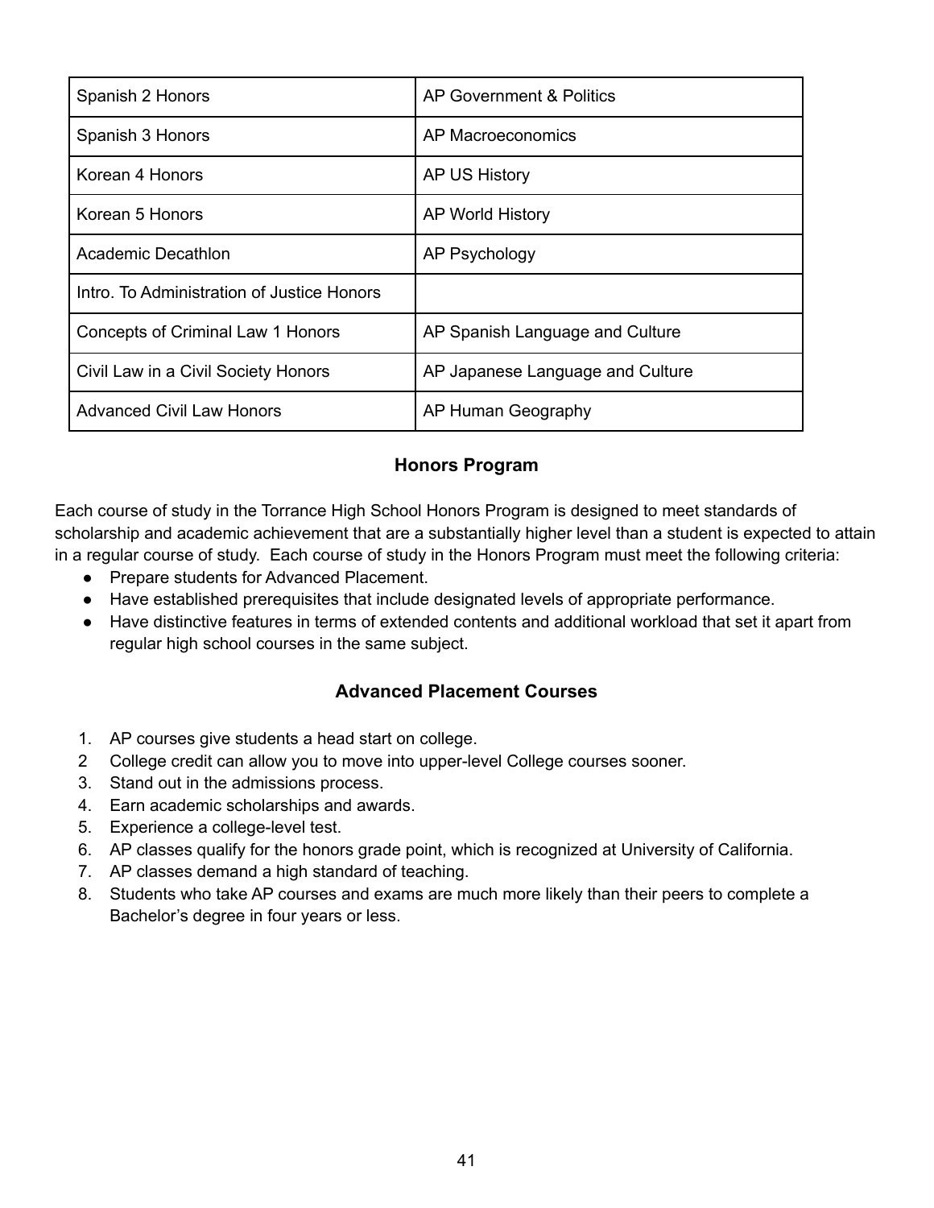| Spanish 2 Honors | AP Government & Politics |
|---|---|
| Spanish 3 Honors | AP Macroeconomics |
| Korean 4 Honors | AP US History |
| Korean 5 Honors | AP World History |
| Academic Decathlon | AP Psychology |
| Intro. To Administration of Justice Honors | |
| Concepts of Criminal Law 1 Honors | AP Spanish Language and Culture |
| Civil Law in a Civil Society Honors | AP Japanese Language and Culture |
| Advanced Civil Law Honors | AP Human Geography |

## Honors Program

Each course of study in the Torrance High School Honors Program is designed to meet standards of scholarship and academic achievement that are a substantially higher level than a student is expected to attain in a regular course of study. Each course of study in the Honors Program must meet the following criteria:

- Prepare students for Advanced Placement.
- Have established prerequisites that include designated levels of appropriate performance.
- Have distinctive features in terms of extended contents and additional workload that set it apart from regular high school courses in the same subject.

## Advanced Placement Courses

1. AP courses give students a head start on college.
2. College credit can allow you to move into upper-level College courses sooner.
3. Stand out in the admissions process.
4. Earn academic scholarships and awards.
5. Experience a college-level test.
6. AP classes qualify for the honors grade point, which is recognized at University of California.
7. AP classes demand a high standard of teaching.
8. Students who take AP courses and exams are much more likely than their peers to complete a Bachelor's degree in four years or less.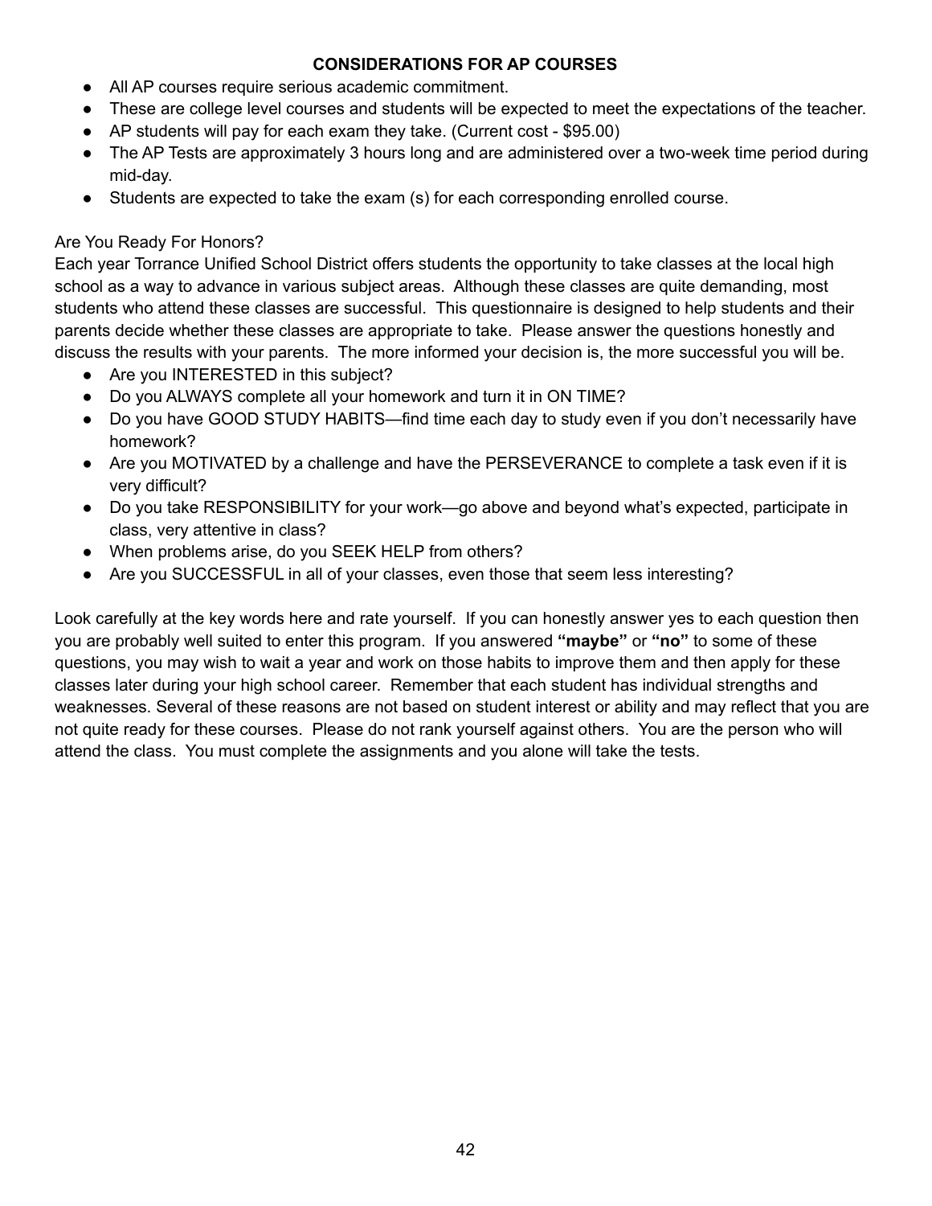## CONSIDERATIONS FOR AP COURSES

- All AP courses require serious academic commitment.
- These are college level courses and students will be expected to meet the expectations of the teacher.
- AP students will pay for each exam they take. (Current cost - $95.00)
- The AP Tests are approximately 3 hours long and are administered over a two-week time period during mid-day.
- Students are expected to take the exam (s) for each corresponding enrolled course.

Are You Ready For Honors?

Each year Torrance Unified School District offers students the opportunity to take classes at the local high school as a way to advance in various subject areas. Although these classes are quite demanding, most students who attend these classes are successful. This questionnaire is designed to help students and their parents decide whether these classes are appropriate to take. Please answer the questions honestly and discuss the results with your parents. The more informed your decision is, the more successful you will be.

- Are you INTERESTED in this subject?
- Do you ALWAYS complete all your homework and turn it in ON TIME?
- Do you have GOOD STUDY HABITS—find time each day to study even if you don't necessarily have homework?
- Are you MOTIVATED by a challenge and have the PERSEVERANCE to complete a task even if it is very difficult?
- Do you take RESPONSIBILITY for your work—go above and beyond what's expected, participate in class, very attentive in class?
- When problems arise, do you SEEK HELP from others?
- Are you SUCCESSFUL in all of your classes, even those that seem less interesting?

Look carefully at the key words here and rate yourself. If you can honestly answer yes to each question then you are probably well suited to enter this program. If you answered **"maybe"** or **"no"** to some of these questions, you may wish to wait a year and work on those habits to improve them and then apply for these classes later during your high school career. Remember that each student has individual strengths and weaknesses. Several of these reasons are not based on student interest or ability and may reflect that you are not quite ready for these courses. Please do not rank yourself against others. You are the person who will attend the class. You must complete the assignments and you alone will take the tests.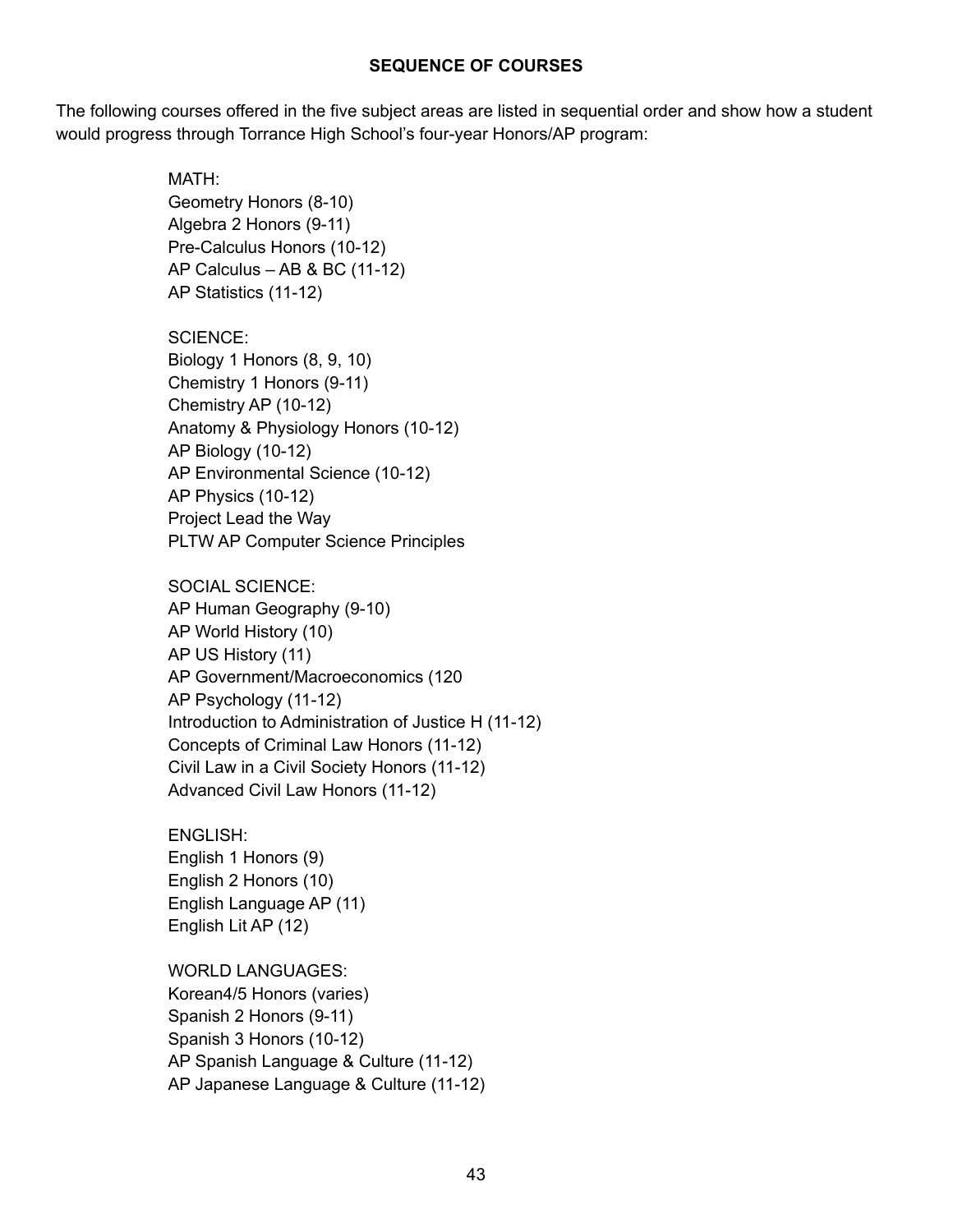## SEQUENCE OF COURSES

The following courses offered in the five subject areas are listed in sequential order and show how a student would progress through Torrance High School's four-year Honors/AP program:

MATH:
Geometry Honors (8-10)
Algebra 2 Honors (9-11)
Pre-Calculus Honors (10-12)
AP Calculus – AB & BC (11-12)
AP Statistics (11-12)

SCIENCE:
Biology 1 Honors (8, 9, 10)
Chemistry 1 Honors (9-11)
Chemistry AP (10-12)
Anatomy & Physiology Honors (10-12)
AP Biology (10-12)
AP Environmental Science (10-12)
AP Physics (10-12)
Project Lead the Way
PLTW AP Computer Science Principles

SOCIAL SCIENCE:
AP Human Geography (9-10)
AP World History (10)
AP US History (11)
AP Government/Macroeconomics (120
AP Psychology (11-12)
Introduction to Administration of Justice H (11-12)
Concepts of Criminal Law Honors (11-12)
Civil Law in a Civil Society Honors (11-12)
Advanced Civil Law Honors (11-12)

ENGLISH:
English 1 Honors (9)
English 2 Honors (10)
English Language AP (11)
English Lit AP (12)

WORLD LANGUAGES:
Korean4/5 Honors (varies)
Spanish 2 Honors (9-11)
Spanish 3 Honors (10-12)
AP Spanish Language & Culture (11-12)
AP Japanese Language & Culture (11-12)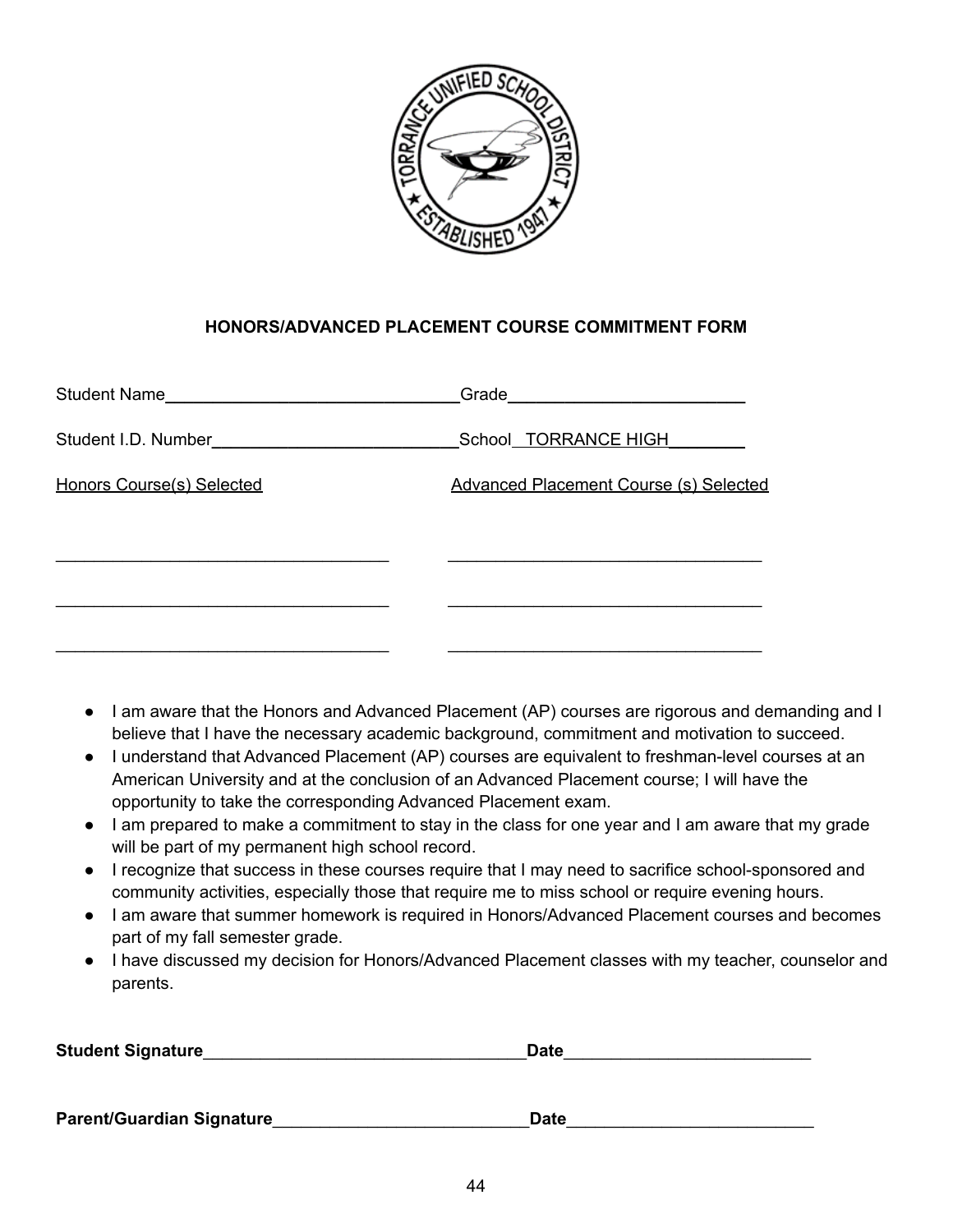## HONORS/ADVANCED PLACEMENT COURSE COMMITMENT FORM

Student Name________________________________Grade__________________________

Student I.D. Number___________________________School__TORRANCE HIGH________

Honors Course(s) Selected | Advanced Placement Course (s) Selected

_____________________________________ __________________________________

_____________________________________ __________________________________

_____________________________________ __________________________________

- I am aware that the Honors and Advanced Placement (AP) courses are rigorous and demanding and I believe that I have the necessary academic background, commitment and motivation to succeed.
- I understand that Advanced Placement (AP) courses are equivalent to freshman-level courses at an American University and at the conclusion of an Advanced Placement course; I will have the opportunity to take the corresponding Advanced Placement exam.
- I am prepared to make a commitment to stay in the class for one year and I am aware that my grade will be part of my permanent high school record.
- I recognize that success in these courses require that I may need to sacrifice school-sponsored and community activities, especially those that require me to miss school or require evening hours.
- I am aware that summer homework is required in Honors/Advanced Placement courses and becomes part of my fall semester grade.
- I have discussed my decision for Honors/Advanced Placement classes with my teacher, counselor and parents.

**Student Signature**___________________________________**Date**__________________________

**Parent/Guardian Signature**___________________________**Date**__________________________